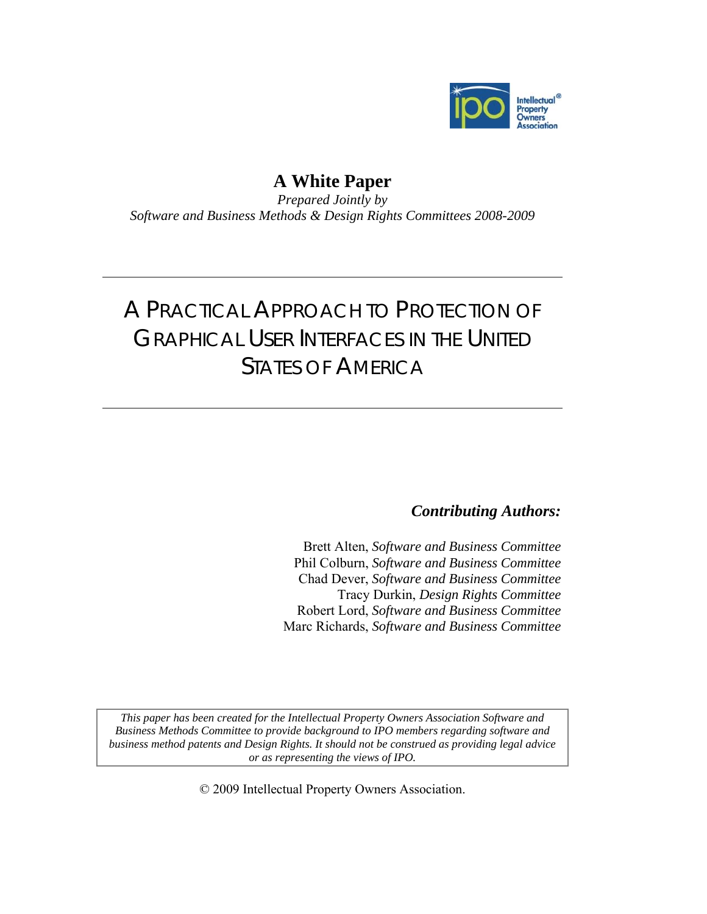Intellectual Property Owners Association

**A White Paper**

*Prepared Jointly by*

*Software and Business Methods & Design Rights Committees 2008-2009*

---

# A PRACTICAL APPROACH TO PROTECTION OF GRAPHICAL USER INTERFACES IN THE UNITED STATES OF AMERICA

---

***Contributing Authors:***

Brett Alten, *Software and Business Committee*
Phil Colburn, *Software and Business Committee*
Chad Dever, *Software and Business Committee*
Tracy Durkin, *Design Rights Committee*
Robert Lord, *Software and Business Committee*
Marc Richards, *Software and Business Committee*

*This paper has been created for the Intellectual Property Owners Association Software and Business Methods Committee to provide background to IPO members regarding software and business method patents and Design Rights. It should not be construed as providing legal advice or as representing the views of IPO.*

© 2009 Intellectual Property Owners Association.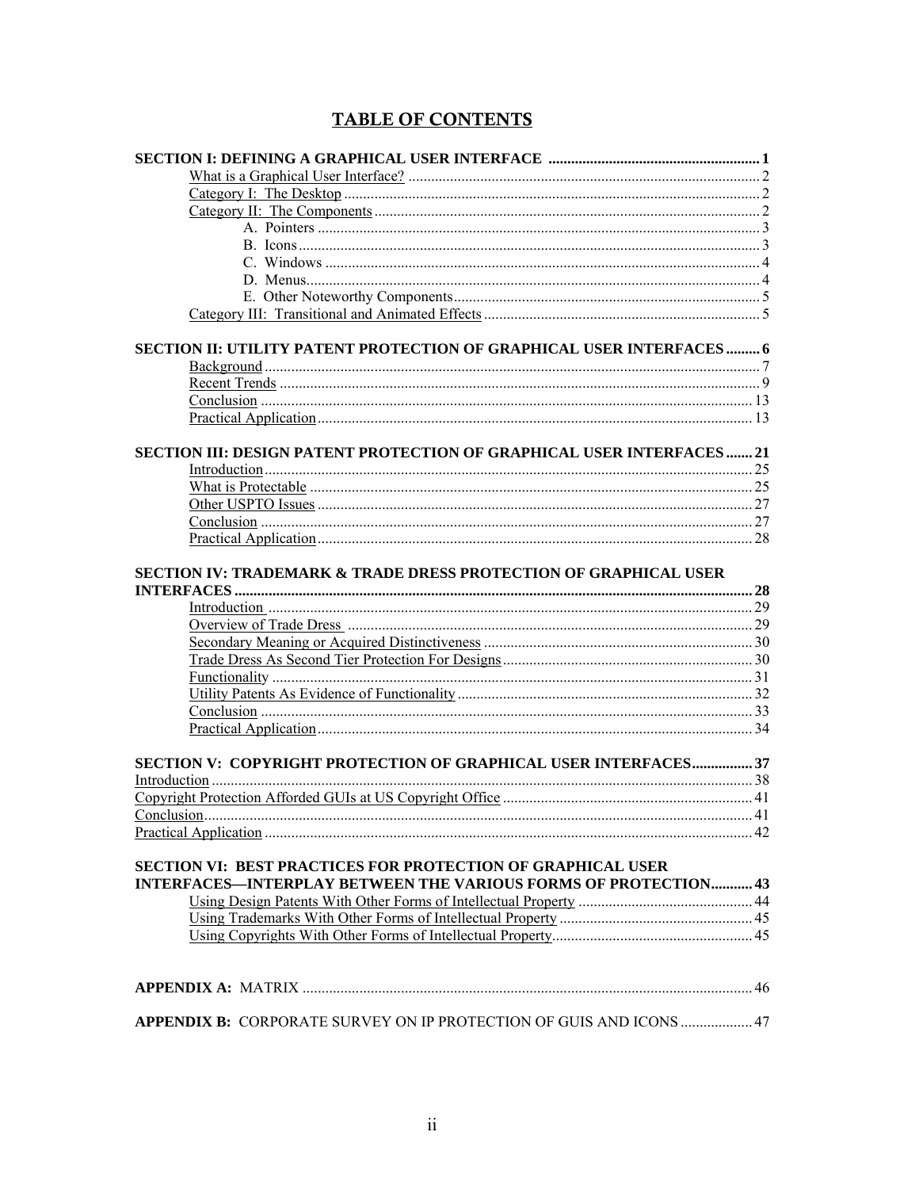# TABLE OF CONTENTS

**SECTION I: DEFINING A GRAPHICAL USER INTERFACE** ........................................................ 1
- What is a Graphical User Interface? ........................................................ 2
- Category I: The Desktop ........................................................ 2
- Category II: The Components ........................................................ 2
  - A. Pointers ........................................................ 3
  - B. Icons ........................................................ 3
  - C. Windows ........................................................ 4
  - D. Menus ........................................................ 4
  - E. Other Noteworthy Components ........................................................ 5
- Category III: Transitional and Animated Effects ........................................................ 5

**SECTION II: UTILITY PATENT PROTECTION OF GRAPHICAL USER INTERFACES** ......... 6
- Background ........................................................ 7
- Recent Trends ........................................................ 9
- Conclusion ........................................................ 13
- Practical Application ........................................................ 13

**SECTION III: DESIGN PATENT PROTECTION OF GRAPHICAL USER INTERFACES** ....... 21
- Introduction ........................................................ 25
- What is Protectable ........................................................ 25
- Other USPTO Issues ........................................................ 27
- Conclusion ........................................................ 27
- Practical Application ........................................................ 28

**SECTION IV: TRADEMARK & TRADE DRESS PROTECTION OF GRAPHICAL USER INTERFACES** ........................................................ 28
- Introduction ........................................................ 29
- Overview of Trade Dress ........................................................ 29
- Secondary Meaning or Acquired Distinctiveness ........................................................ 30
- Trade Dress As Second Tier Protection For Designs ........................................................ 30
- Functionality ........................................................ 31
- Utility Patents As Evidence of Functionality ........................................................ 32
- Conclusion ........................................................ 33
- Practical Application ........................................................ 34

**SECTION V: COPYRIGHT PROTECTION OF GRAPHICAL USER INTERFACES** ................ 37

Introduction ........................................................ 38

Copyright Protection Afforded GUIs at US Copyright Office ........................................................ 41

Conclusion ........................................................ 41

Practical Application ........................................................ 42

**SECTION VI: BEST PRACTICES FOR PROTECTION OF GRAPHICAL USER INTERFACES—INTERPLAY BETWEEN THE VARIOUS FORMS OF PROTECTION** ........... 43
- Using Design Patents With Other Forms of Intellectual Property ........................................................ 44
- Using Trademarks With Other Forms of Intellectual Property ........................................................ 45
- Using Copyrights With Other Forms of Intellectual Property ........................................................ 45

**APPENDIX A:** MATRIX ........................................................ 46

**APPENDIX B:** CORPORATE SURVEY ON IP PROTECTION OF GUIS AND ICONS ................... 47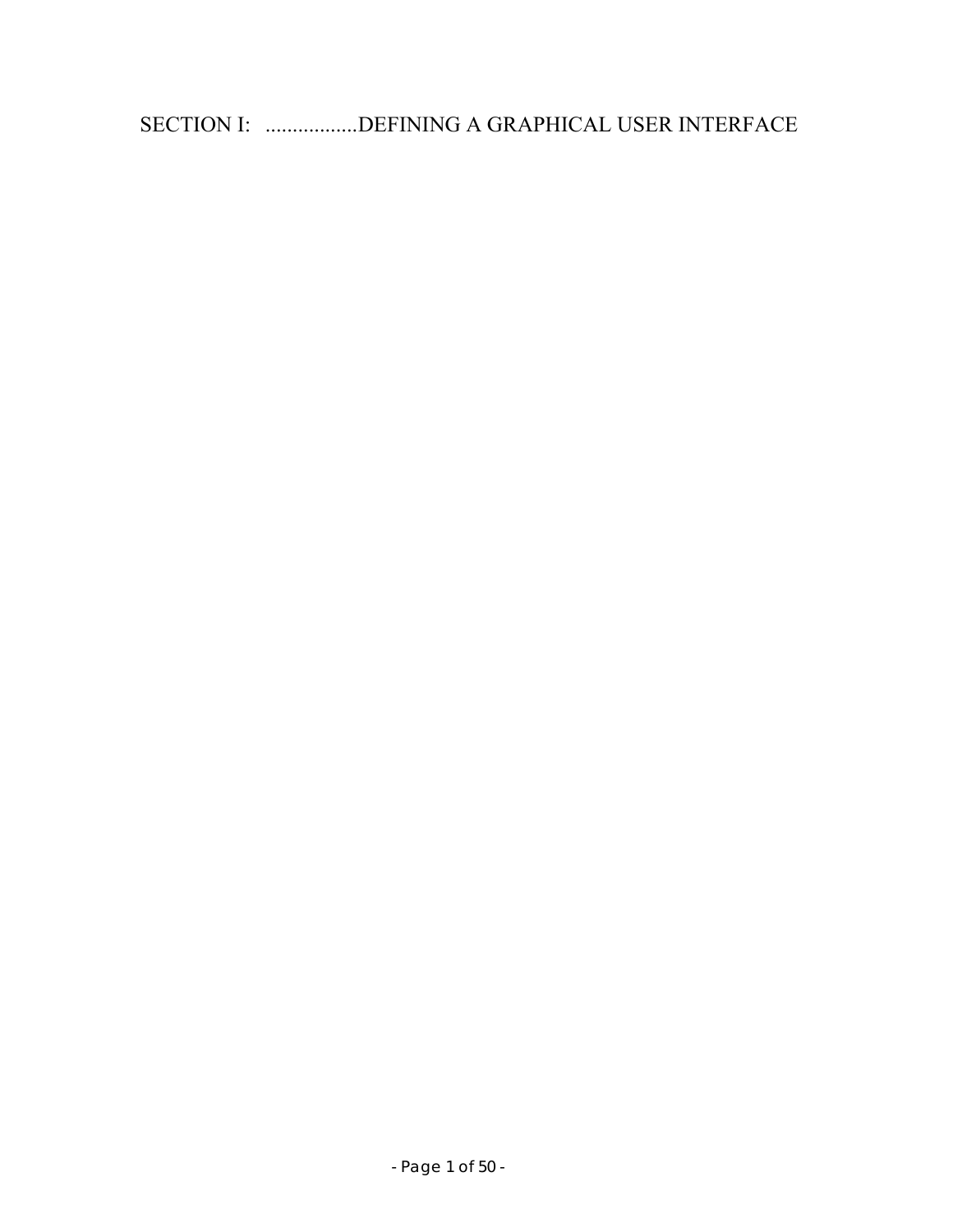# SECTION I: .................DEFINING A GRAPHICAL USER INTERFACE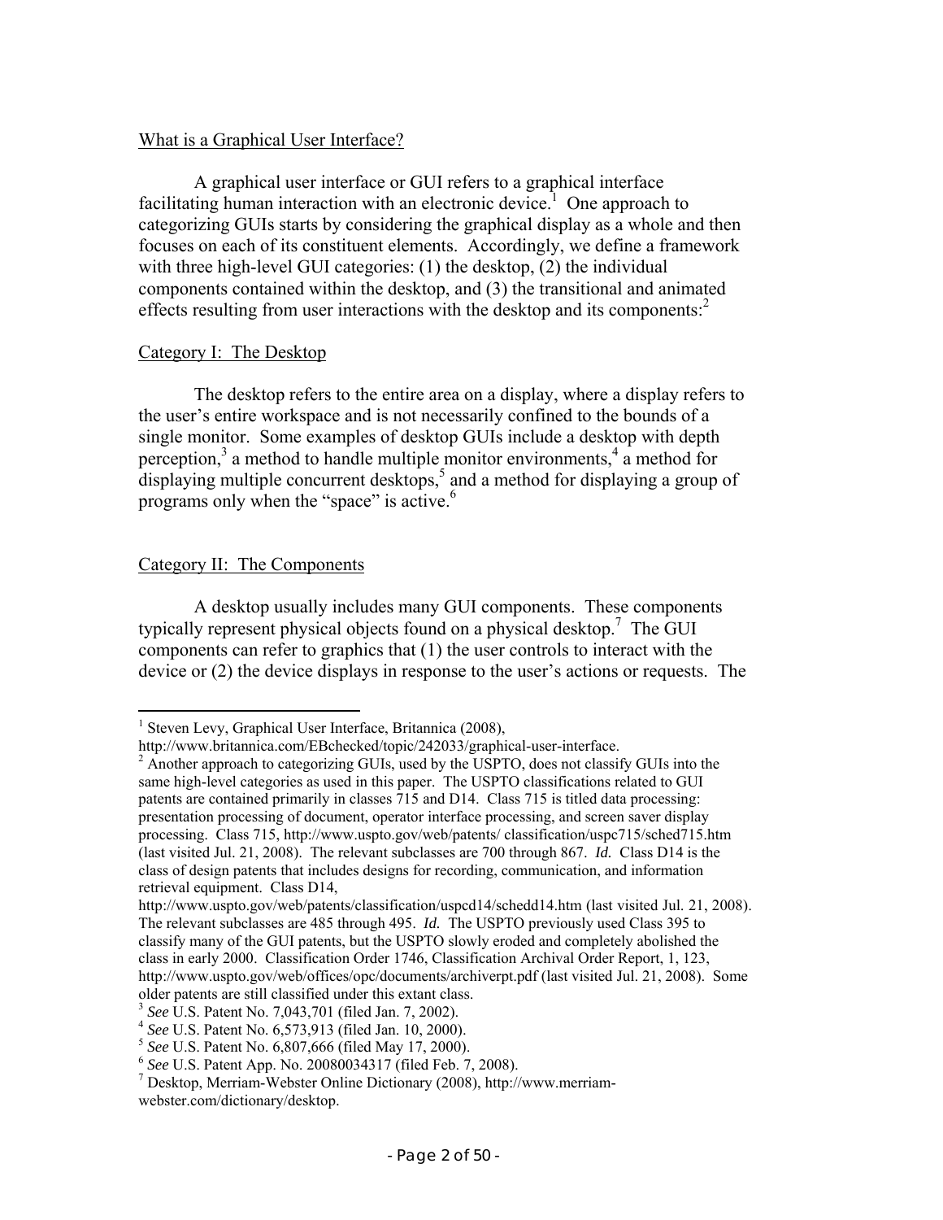## What is a Graphical User Interface?

A graphical user interface or GUI refers to a graphical interface facilitating human interaction with an electronic device.[1] One approach to categorizing GUIs starts by considering the graphical display as a whole and then focuses on each of its constituent elements. Accordingly, we define a framework with three high-level GUI categories: (1) the desktop, (2) the individual components contained within the desktop, and (3) the transitional and animated effects resulting from user interactions with the desktop and its components:[2]

### Category I: The Desktop

The desktop refers to the entire area on a display, where a display refers to the user's entire workspace and is not necessarily confined to the bounds of a single monitor. Some examples of desktop GUIs include a desktop with depth perception,[3] a method to handle multiple monitor environments,[4] a method for displaying multiple concurrent desktops,[5] and a method for displaying a group of programs only when the "space" is active.[6]

### Category II: The Components

A desktop usually includes many GUI components. These components typically represent physical objects found on a physical desktop.[7] The GUI components can refer to graphics that (1) the user controls to interact with the device or (2) the device displays in response to the user's actions or requests. The

---

[1] Steven Levy, Graphical User Interface, Britannica (2008), http://www.britannica.com/EBchecked/topic/242033/graphical-user-interface.

[2] Another approach to categorizing GUIs, used by the USPTO, does not classify GUIs into the same high-level categories as used in this paper. The USPTO classifications related to GUI patents are contained primarily in classes 715 and D14. Class 715 is titled data processing: presentation processing of document, operator interface processing, and screen saver display processing. Class 715, http://www.uspto.gov/web/patents/ classification/uspc715/sched715.htm (last visited Jul. 21, 2008). The relevant subclasses are 700 through 867. *Id.* Class D14 is the class of design patents that includes designs for recording, communication, and information retrieval equipment. Class D14, http://www.uspto.gov/web/patents/classification/uspcd14/schedd14.htm (last visited Jul. 21, 2008). The relevant subclasses are 485 through 495. *Id.* The USPTO previously used Class 395 to classify many of the GUI patents, but the USPTO slowly eroded and completely abolished the class in early 2000. Classification Order 1746, Classification Archival Order Report, 1, 123, http://www.uspto.gov/web/offices/opc/documents/archiverpt.pdf (last visited Jul. 21, 2008). Some older patents are still classified under this extant class.

[3] *See* U.S. Patent No. 7,043,701 (filed Jan. 7, 2002).

[4] *See* U.S. Patent No. 6,573,913 (filed Jan. 10, 2000).

[5] *See* U.S. Patent No. 6,807,666 (filed May 17, 2000).

[6] *See* U.S. Patent App. No. 20080034317 (filed Feb. 7, 2008).

[7] Desktop, Merriam-Webster Online Dictionary (2008), http://www.merriam-webster.com/dictionary/desktop.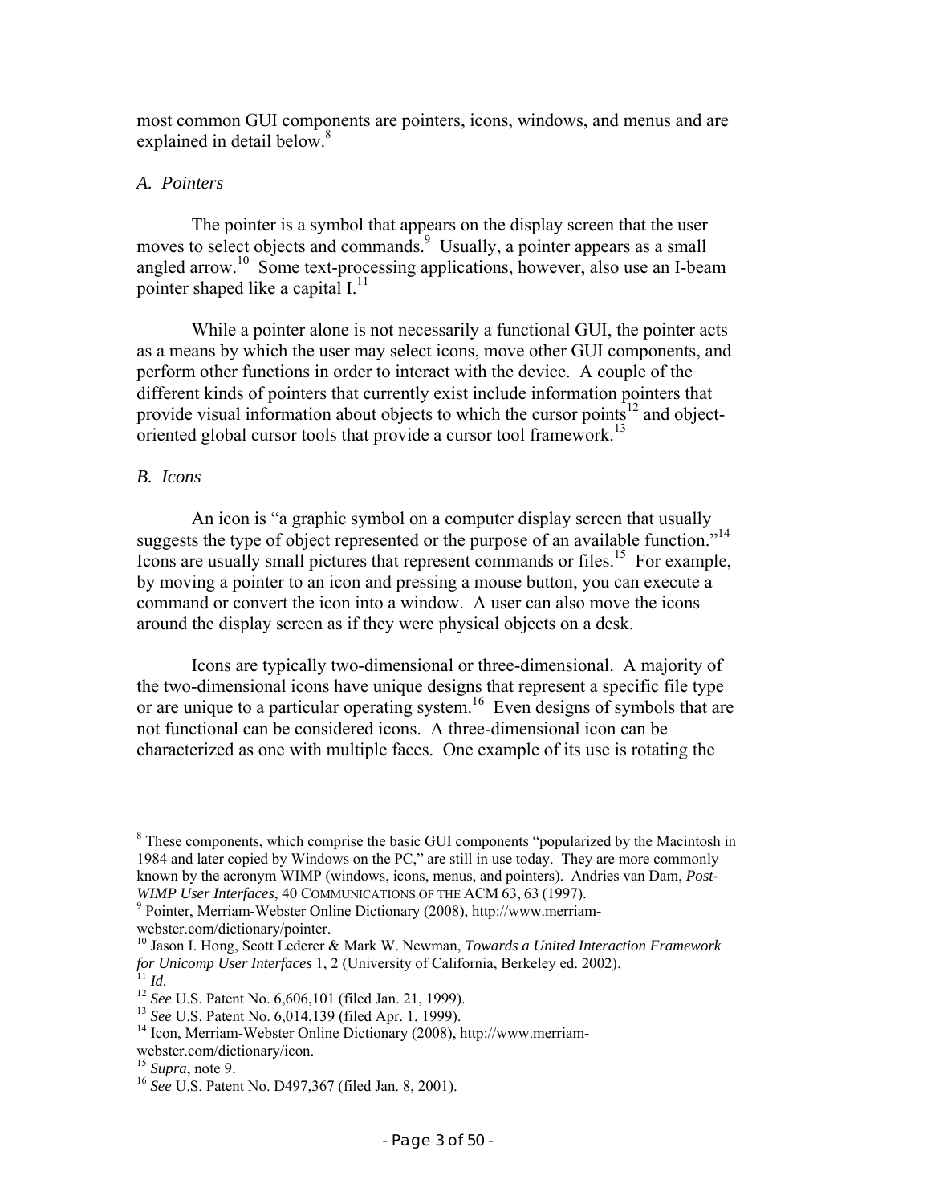most common GUI components are pointers, icons, windows, and menus and are explained in detail below.[8]

### *A. Pointers*

The pointer is a symbol that appears on the display screen that the user moves to select objects and commands.[9] Usually, a pointer appears as a small angled arrow.[10] Some text-processing applications, however, also use an I-beam pointer shaped like a capital I.[11]

While a pointer alone is not necessarily a functional GUI, the pointer acts as a means by which the user may select icons, move other GUI components, and perform other functions in order to interact with the device. A couple of the different kinds of pointers that currently exist include information pointers that provide visual information about objects to which the cursor points[12] and object-oriented global cursor tools that provide a cursor tool framework.[13]

### *B. Icons*

An icon is "a graphic symbol on a computer display screen that usually suggests the type of object represented or the purpose of an available function."[14] Icons are usually small pictures that represent commands or files.[15] For example, by moving a pointer to an icon and pressing a mouse button, you can execute a command or convert the icon into a window. A user can also move the icons around the display screen as if they were physical objects on a desk.

Icons are typically two-dimensional or three-dimensional. A majority of the two-dimensional icons have unique designs that represent a specific file type or are unique to a particular operating system.[16] Even designs of symbols that are not functional can be considered icons. A three-dimensional icon can be characterized as one with multiple faces. One example of its use is rotating the

---

[8] These components, which comprise the basic GUI components "popularized by the Macintosh in 1984 and later copied by Windows on the PC," are still in use today. They are more commonly known by the acronym WIMP (windows, icons, menus, and pointers). Andries van Dam, *Post-WIMP User Interfaces*, 40 COMMUNICATIONS OF THE ACM 63, 63 (1997).

[9] Pointer, Merriam-Webster Online Dictionary (2008), http://www.merriam-webster.com/dictionary/pointer.

[10] Jason I. Hong, Scott Lederer & Mark W. Newman, *Towards a United Interaction Framework for Unicomp User Interfaces* 1, 2 (University of California, Berkeley ed. 2002).

[11] *Id.*

[12] *See* U.S. Patent No. 6,606,101 (filed Jan. 21, 1999).

[13] *See* U.S. Patent No. 6,014,139 (filed Apr. 1, 1999).

[14] Icon, Merriam-Webster Online Dictionary (2008), http://www.merriam-webster.com/dictionary/icon.

[15] *Supra*, note 9.

[16] *See* U.S. Patent No. D497,367 (filed Jan. 8, 2001).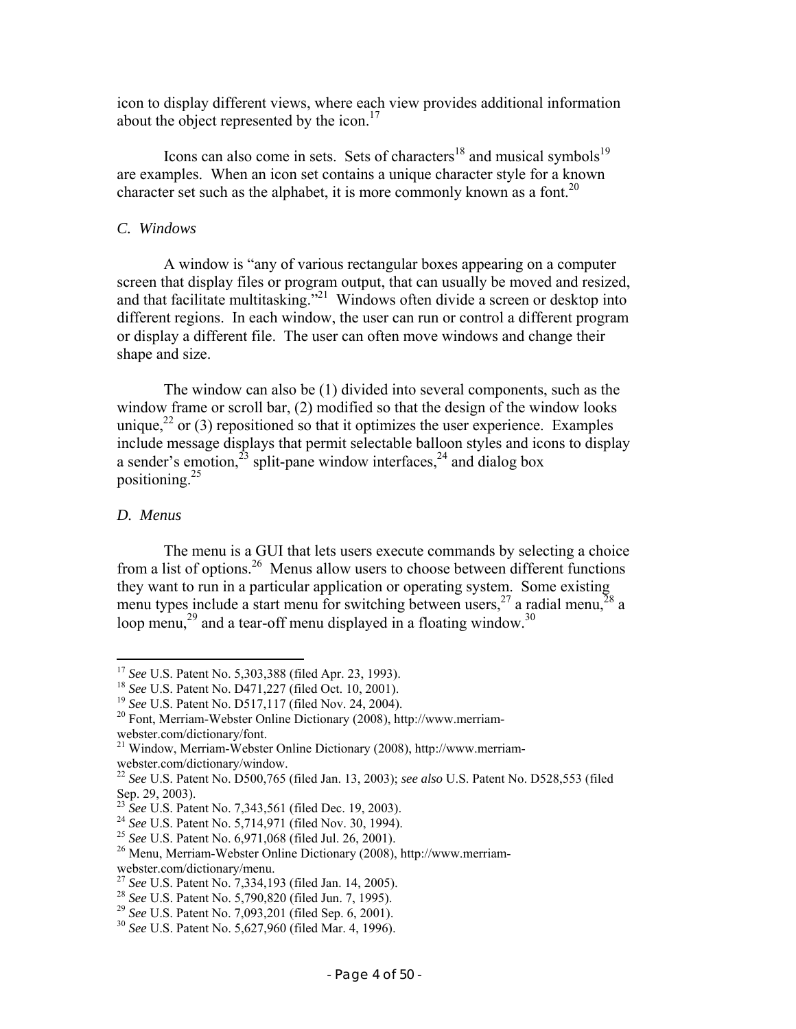icon to display different views, where each view provides additional information about the object represented by the icon.[17]

Icons can also come in sets. Sets of characters[18] and musical symbols[19] are examples. When an icon set contains a unique character style for a known character set such as the alphabet, it is more commonly known as a font.[20]

### *C. Windows*

A window is "any of various rectangular boxes appearing on a computer screen that display files or program output, that can usually be moved and resized, and that facilitate multitasking."[21] Windows often divide a screen or desktop into different regions. In each window, the user can run or control a different program or display a different file. The user can often move windows and change their shape and size.

The window can also be (1) divided into several components, such as the window frame or scroll bar, (2) modified so that the design of the window looks unique,[22] or (3) repositioned so that it optimizes the user experience. Examples include message displays that permit selectable balloon styles and icons to display a sender's emotion,[23] split-pane window interfaces,[24] and dialog box positioning.[25]

### *D. Menus*

The menu is a GUI that lets users execute commands by selecting a choice from a list of options.[26] Menus allow users to choose between different functions they want to run in a particular application or operating system. Some existing menu types include a start menu for switching between users,[27] a radial menu,[28] a loop menu,[29] and a tear-off menu displayed in a floating window.[30]

---

[17] *See* U.S. Patent No. 5,303,388 (filed Apr. 23, 1993).
[18] *See* U.S. Patent No. D471,227 (filed Oct. 10, 2001).
[19] *See* U.S. Patent No. D517,117 (filed Nov. 24, 2004).
[20] Font, Merriam-Webster Online Dictionary (2008), http://www.merriam-webster.com/dictionary/font.
[21] Window, Merriam-Webster Online Dictionary (2008), http://www.merriam-webster.com/dictionary/window.
[22] *See* U.S. Patent No. D500,765 (filed Jan. 13, 2003); *see also* U.S. Patent No. D528,553 (filed Sep. 29, 2003).
[23] *See* U.S. Patent No. 7,343,561 (filed Dec. 19, 2003).
[24] *See* U.S. Patent No. 5,714,971 (filed Nov. 30, 1994).
[25] *See* U.S. Patent No. 6,971,068 (filed Jul. 26, 2001).
[26] Menu, Merriam-Webster Online Dictionary (2008), http://www.merriam-webster.com/dictionary/menu.
[27] *See* U.S. Patent No. 7,334,193 (filed Jan. 14, 2005).
[28] *See* U.S. Patent No. 5,790,820 (filed Jun. 7, 1995).
[29] *See* U.S. Patent No. 7,093,201 (filed Sep. 6, 2001).
[30] *See* U.S. Patent No. 5,627,960 (filed Mar. 4, 1996).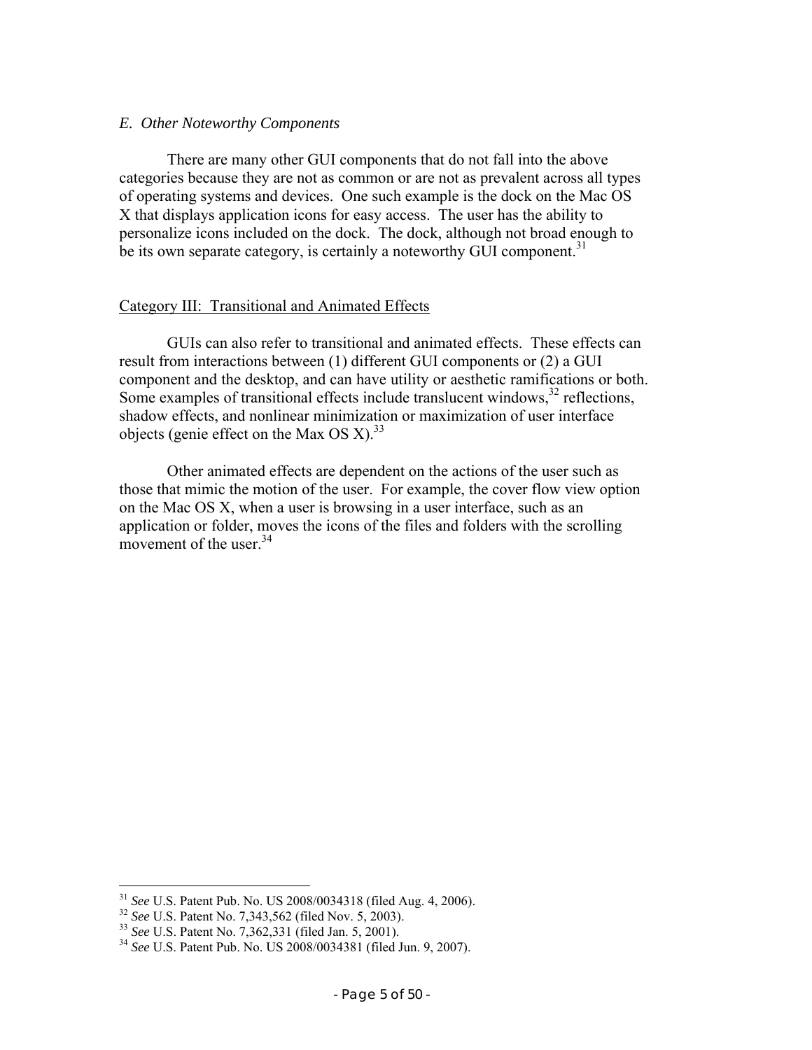### *E. Other Noteworthy Components*

There are many other GUI components that do not fall into the above categories because they are not as common or are not as prevalent across all types of operating systems and devices. One such example is the dock on the Mac OS X that displays application icons for easy access. The user has the ability to personalize icons included on the dock. The dock, although not broad enough to be its own separate category, is certainly a noteworthy GUI component.[31]

## Category III: Transitional and Animated Effects

GUIs can also refer to transitional and animated effects. These effects can result from interactions between (1) different GUI components or (2) a GUI component and the desktop, and can have utility or aesthetic ramifications or both. Some examples of transitional effects include translucent windows,[32] reflections, shadow effects, and nonlinear minimization or maximization of user interface objects (genie effect on the Max OS X).[33]

Other animated effects are dependent on the actions of the user such as those that mimic the motion of the user. For example, the cover flow view option on the Mac OS X, when a user is browsing in a user interface, such as an application or folder, moves the icons of the files and folders with the scrolling movement of the user.[34]

---

[31] *See* U.S. Patent Pub. No. US 2008/0034318 (filed Aug. 4, 2006).
[32] *See* U.S. Patent No. 7,343,562 (filed Nov. 5, 2003).
[33] *See* U.S. Patent No. 7,362,331 (filed Jan. 5, 2001).
[34] *See* U.S. Patent Pub. No. US 2008/0034381 (filed Jun. 9, 2007).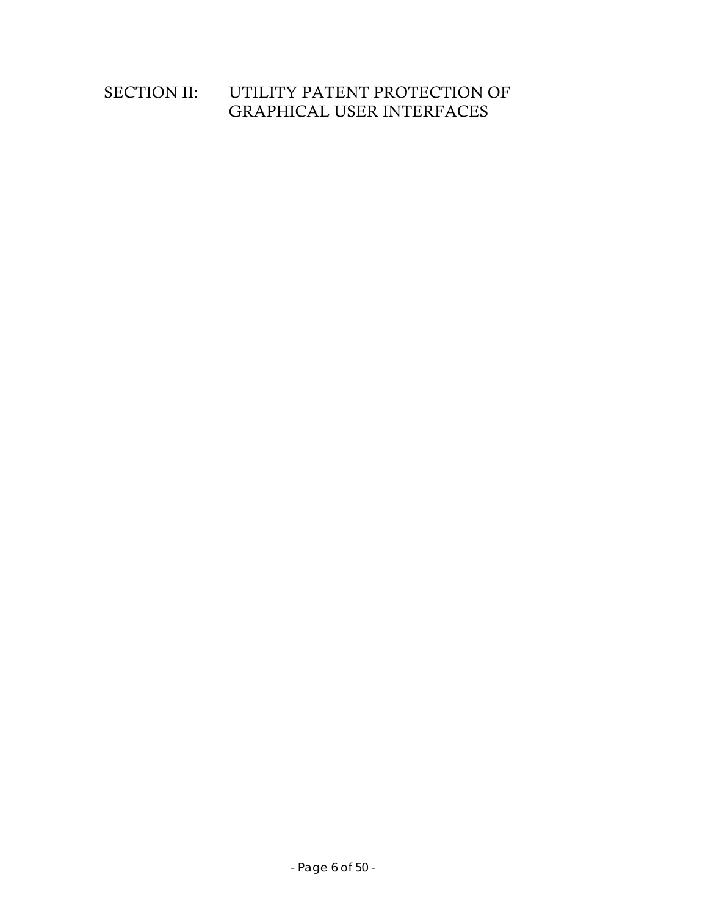# SECTION II: UTILITY PATENT PROTECTION OF GRAPHICAL USER INTERFACES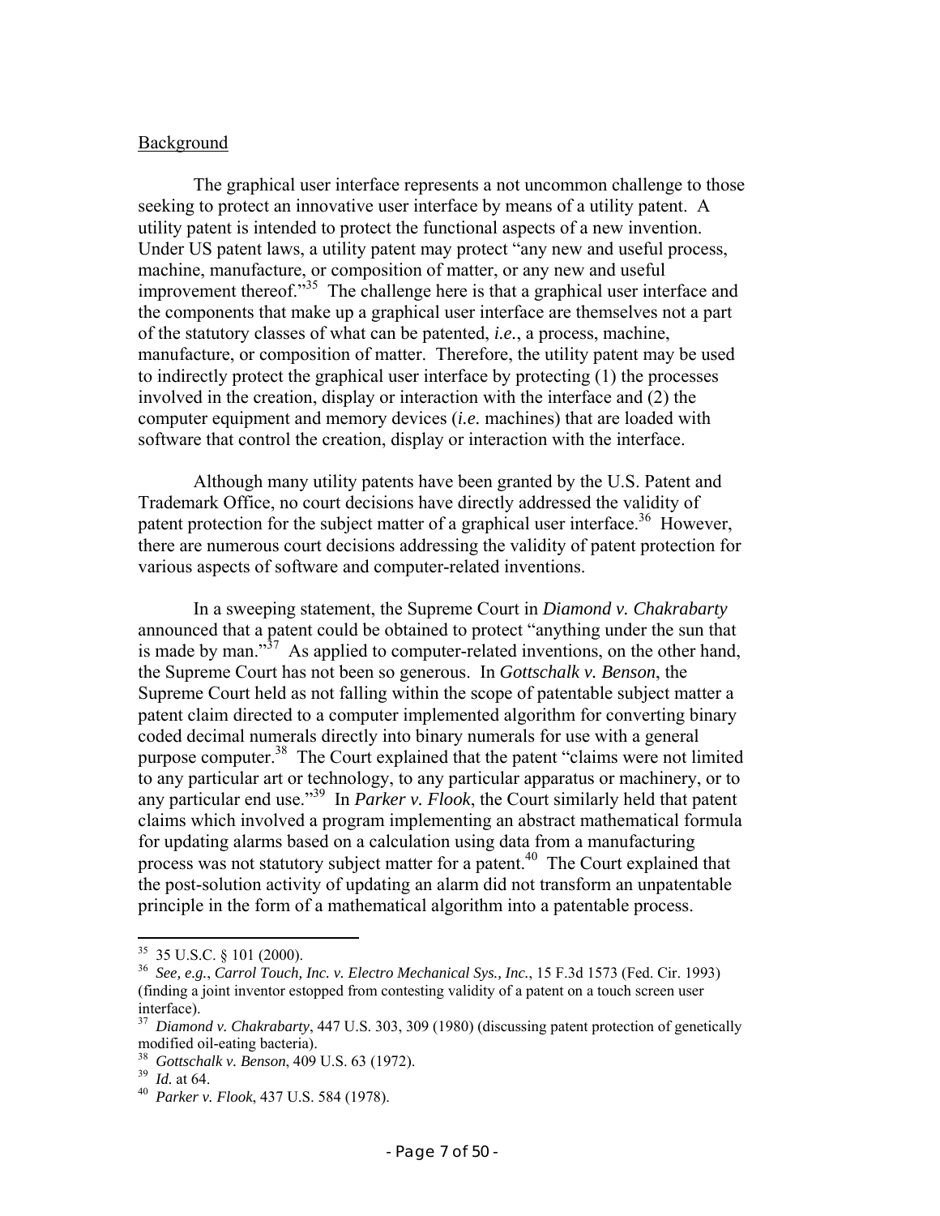Background

The graphical user interface represents a not uncommon challenge to those seeking to protect an innovative user interface by means of a utility patent. A utility patent is intended to protect the functional aspects of a new invention. Under US patent laws, a utility patent may protect "any new and useful process, machine, manufacture, or composition of matter, or any new and useful improvement thereof."[35] The challenge here is that a graphical user interface and the components that make up a graphical user interface are themselves not a part of the statutory classes of what can be patented, *i.e.*, a process, machine, manufacture, or composition of matter. Therefore, the utility patent may be used to indirectly protect the graphical user interface by protecting (1) the processes involved in the creation, display or interaction with the interface and (2) the computer equipment and memory devices (*i.e.* machines) that are loaded with software that control the creation, display or interaction with the interface.

Although many utility patents have been granted by the U.S. Patent and Trademark Office, no court decisions have directly addressed the validity of patent protection for the subject matter of a graphical user interface.[36] However, there are numerous court decisions addressing the validity of patent protection for various aspects of software and computer-related inventions.

In a sweeping statement, the Supreme Court in *Diamond v. Chakrabarty* announced that a patent could be obtained to protect "anything under the sun that is made by man."[37] As applied to computer-related inventions, on the other hand, the Supreme Court has not been so generous. In *Gottschalk v. Benson*, the Supreme Court held as not falling within the scope of patentable subject matter a patent claim directed to a computer implemented algorithm for converting binary coded decimal numerals directly into binary numerals for use with a general purpose computer.[38] The Court explained that the patent "claims were not limited to any particular art or technology, to any particular apparatus or machinery, or to any particular end use."[39] In *Parker v. Flook*, the Court similarly held that patent claims which involved a program implementing an abstract mathematical formula for updating alarms based on a calculation using data from a manufacturing process was not statutory subject matter for a patent.[40] The Court explained that the post-solution activity of updating an alarm did not transform an unpatentable principle in the form of a mathematical algorithm into a patentable process.

---

[35] 35 U.S.C. § 101 (2000).

[36] *See, e.g.*, *Carrol Touch, Inc. v. Electro Mechanical Sys., Inc.*, 15 F.3d 1573 (Fed. Cir. 1993) (finding a joint inventor estopped from contesting validity of a patent on a touch screen user interface).

[37] *Diamond v. Chakrabarty*, 447 U.S. 303, 309 (1980) (discussing patent protection of genetically modified oil-eating bacteria).

[38] *Gottschalk v. Benson*, 409 U.S. 63 (1972).

[39] *Id.* at 64.

[40] *Parker v. Flook*, 437 U.S. 584 (1978).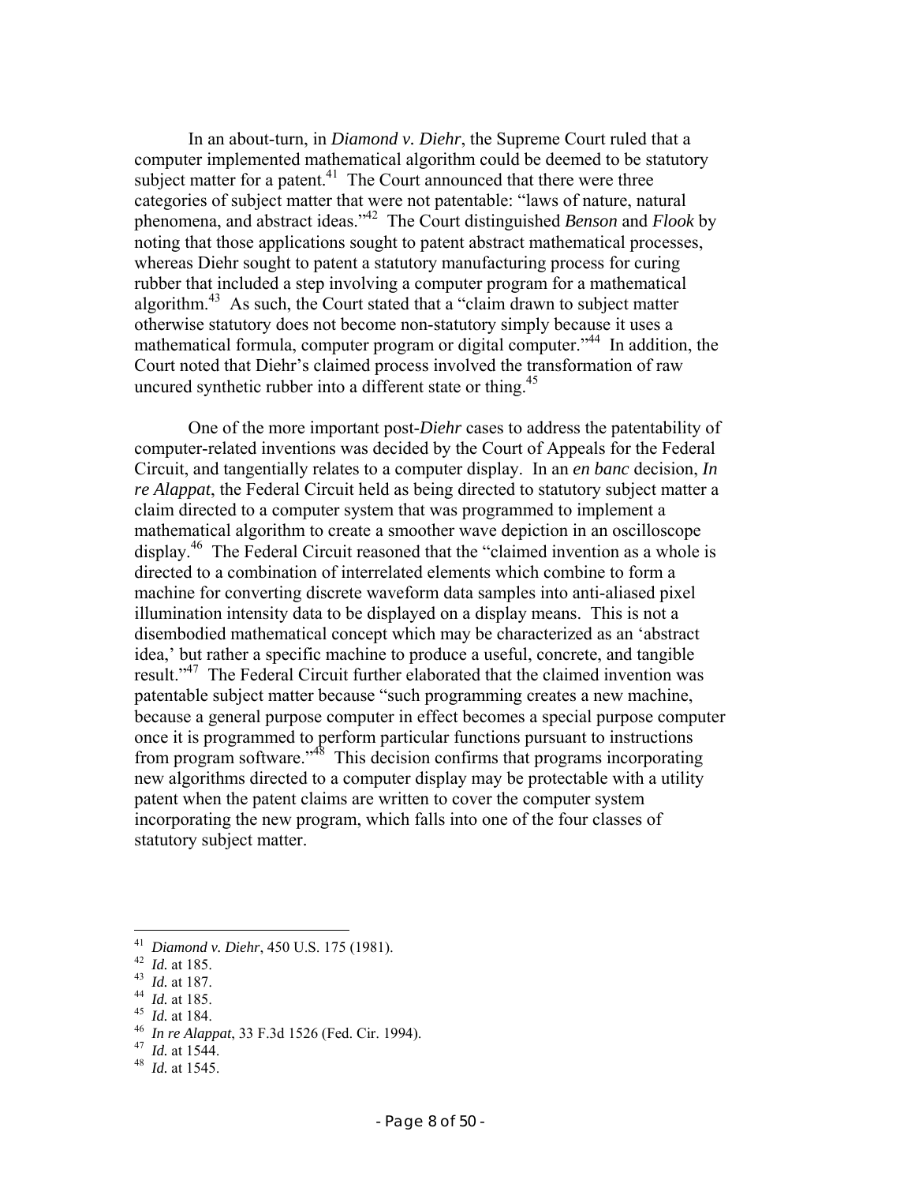In an about-turn, in *Diamond v. Diehr*, the Supreme Court ruled that a computer implemented mathematical algorithm could be deemed to be statutory subject matter for a patent.[41] The Court announced that there were three categories of subject matter that were not patentable: "laws of nature, natural phenomena, and abstract ideas."[42] The Court distinguished *Benson* and *Flook* by noting that those applications sought to patent abstract mathematical processes, whereas Diehr sought to patent a statutory manufacturing process for curing rubber that included a step involving a computer program for a mathematical algorithm.[43] As such, the Court stated that a "claim drawn to subject matter otherwise statutory does not become non-statutory simply because it uses a mathematical formula, computer program or digital computer."[44] In addition, the Court noted that Diehr's claimed process involved the transformation of raw uncured synthetic rubber into a different state or thing.[45]

One of the more important post-*Diehr* cases to address the patentability of computer-related inventions was decided by the Court of Appeals for the Federal Circuit, and tangentially relates to a computer display. In an *en banc* decision, *In re Alappat*, the Federal Circuit held as being directed to statutory subject matter a claim directed to a computer system that was programmed to implement a mathematical algorithm to create a smoother wave depiction in an oscilloscope display.[46] The Federal Circuit reasoned that the "claimed invention as a whole is directed to a combination of interrelated elements which combine to form a machine for converting discrete waveform data samples into anti-aliased pixel illumination intensity data to be displayed on a display means. This is not a disembodied mathematical concept which may be characterized as an 'abstract idea,' but rather a specific machine to produce a useful, concrete, and tangible result."[47] The Federal Circuit further elaborated that the claimed invention was patentable subject matter because "such programming creates a new machine, because a general purpose computer in effect becomes a special purpose computer once it is programmed to perform particular functions pursuant to instructions from program software."[48] This decision confirms that programs incorporating new algorithms directed to a computer display may be protectable with a utility patent when the patent claims are written to cover the computer system incorporating the new program, which falls into one of the four classes of statutory subject matter.

---

[41] *Diamond v. Diehr*, 450 U.S. 175 (1981).
[42] *Id.* at 185.
[43] *Id.* at 187.
[44] *Id.* at 185.
[45] *Id.* at 184.
[46] *In re Alappat*, 33 F.3d 1526 (Fed. Cir. 1994).
[47] *Id.* at 1544.
[48] *Id.* at 1545.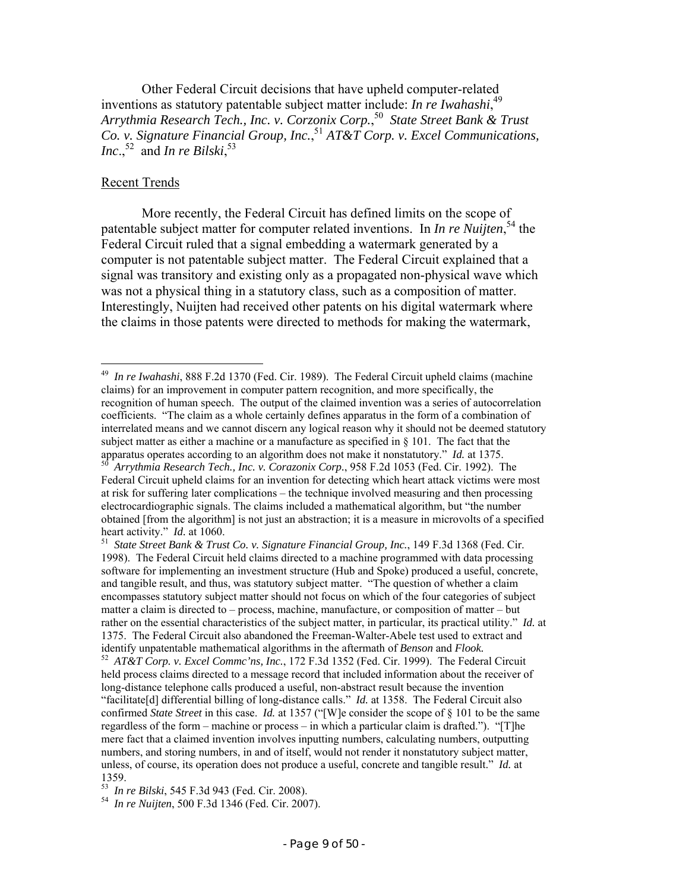Other Federal Circuit decisions that have upheld computer-related inventions as statutory patentable subject matter include: *In re Iwahashi*,[49] *Arrythmia Research Tech., Inc. v. Corzonix Corp.*,[50] *State Street Bank & Trust Co. v. Signature Financial Group, Inc.*,[51] *AT&T Corp. v. Excel Communications, Inc*.,[52] and *In re Bilski*,[53]

## Recent Trends

More recently, the Federal Circuit has defined limits on the scope of patentable subject matter for computer related inventions. In *In re Nuijten*,[54] the Federal Circuit ruled that a signal embedding a watermark generated by a computer is not patentable subject matter. The Federal Circuit explained that a signal was transitory and existing only as a propagated non-physical wave which was not a physical thing in a statutory class, such as a composition of matter. Interestingly, Nuijten had received other patents on his digital watermark where the claims in those patents were directed to methods for making the watermark,

---

[49] *In re Iwahashi*, 888 F.2d 1370 (Fed. Cir. 1989). The Federal Circuit upheld claims (machine claims) for an improvement in computer pattern recognition, and more specifically, the recognition of human speech. The output of the claimed invention was a series of autocorrelation coefficients. "The claim as a whole certainly defines apparatus in the form of a combination of interrelated means and we cannot discern any logical reason why it should not be deemed statutory subject matter as either a machine or a manufacture as specified in § 101. The fact that the apparatus operates according to an algorithm does not make it nonstatutory." *Id.* at 1375.

[50] *Arrythmia Research Tech., Inc. v. Corazonix Corp.*, 958 F.2d 1053 (Fed. Cir. 1992). The Federal Circuit upheld claims for an invention for detecting which heart attack victims were most at risk for suffering later complications – the technique involved measuring and then processing electrocardiographic signals. The claims included a mathematical algorithm, but "the number obtained [from the algorithm] is not just an abstraction; it is a measure in microvolts of a specified heart activity." *Id.* at 1060.

[51] *State Street Bank & Trust Co. v. Signature Financial Group, Inc.*, 149 F.3d 1368 (Fed. Cir. 1998). The Federal Circuit held claims directed to a machine programmed with data processing software for implementing an investment structure (Hub and Spoke) produced a useful, concrete, and tangible result, and thus, was statutory subject matter. "The question of whether a claim encompasses statutory subject matter should not focus on which of the four categories of subject matter a claim is directed to – process, machine, manufacture, or composition of matter – but rather on the essential characteristics of the subject matter, in particular, its practical utility." *Id.* at 1375. The Federal Circuit also abandoned the Freeman-Walter-Abele test used to extract and identify unpatentable mathematical algorithms in the aftermath of *Benson* and *Flook.*

[52] *AT&T Corp. v. Excel Commc'ns, Inc.*, 172 F.3d 1352 (Fed. Cir. 1999). The Federal Circuit held process claims directed to a message record that included information about the receiver of long-distance telephone calls produced a useful, non-abstract result because the invention "facilitate[d] differential billing of long-distance calls." *Id.* at 1358. The Federal Circuit also confirmed *State Street* in this case. *Id.* at 1357 ("[W]e consider the scope of § 101 to be the same regardless of the form – machine or process – in which a particular claim is drafted."). "[T]he mere fact that a claimed invention involves inputting numbers, calculating numbers, outputting numbers, and storing numbers, in and of itself, would not render it nonstatutory subject matter, unless, of course, its operation does not produce a useful, concrete and tangible result." *Id.* at 1359.

[53] *In re Bilski*, 545 F.3d 943 (Fed. Cir. 2008).

[54] *In re Nuijten*, 500 F.3d 1346 (Fed. Cir. 2007).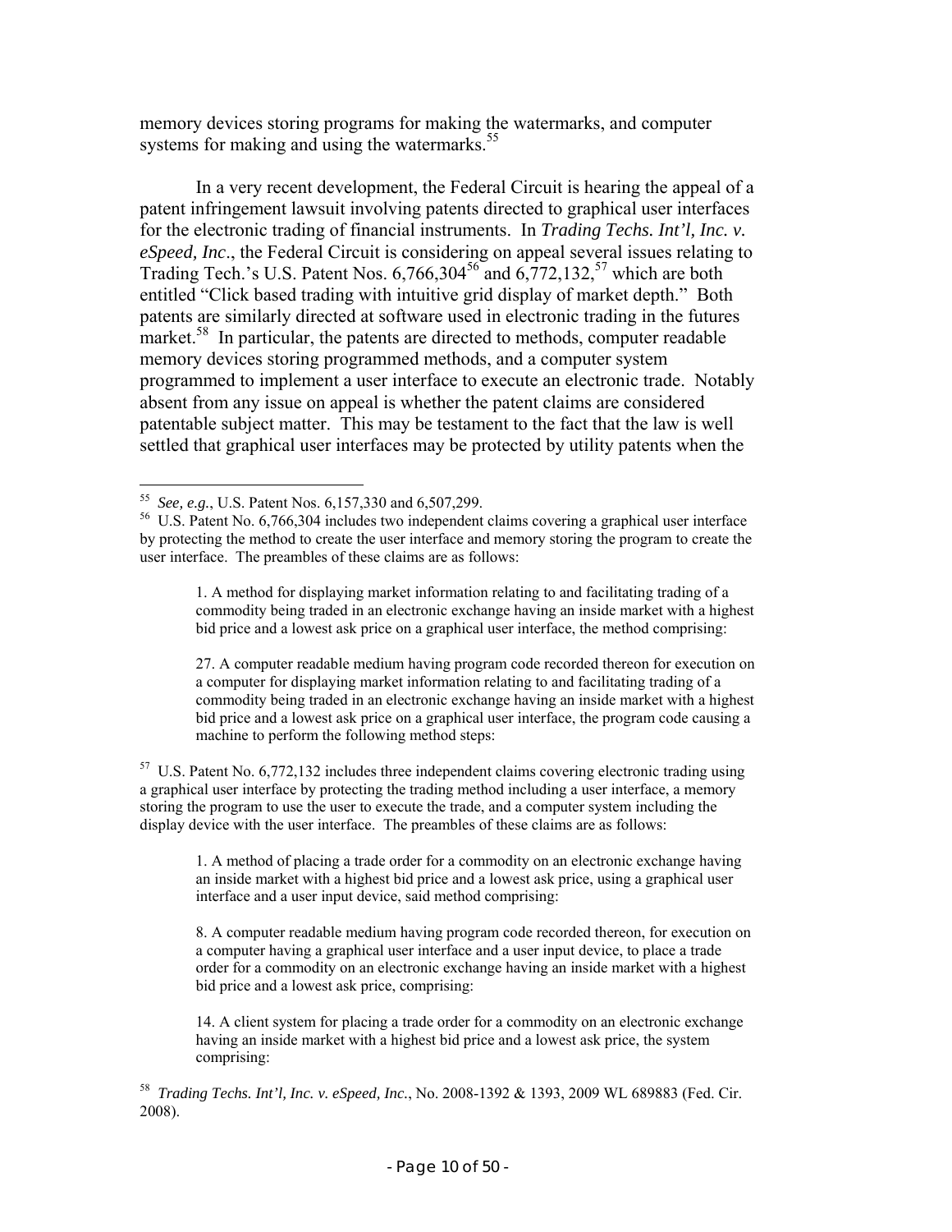memory devices storing programs for making the watermarks, and computer systems for making and using the watermarks.[55]

In a very recent development, the Federal Circuit is hearing the appeal of a patent infringement lawsuit involving patents directed to graphical user interfaces for the electronic trading of financial instruments. In *Trading Techs. Int'l, Inc. v. eSpeed, Inc*., the Federal Circuit is considering on appeal several issues relating to Trading Tech.'s U.S. Patent Nos. 6,766,304[56] and 6,772,132,[57] which are both entitled "Click based trading with intuitive grid display of market depth." Both patents are similarly directed at software used in electronic trading in the futures market.[58] In particular, the patents are directed to methods, computer readable memory devices storing programmed methods, and a computer system programmed to implement a user interface to execute an electronic trade. Notably absent from any issue on appeal is whether the patent claims are considered patentable subject matter. This may be testament to the fact that the law is well settled that graphical user interfaces may be protected by utility patents when the

---

[55] *See, e.g.*, U.S. Patent Nos. 6,157,330 and 6,507,299.

[56] U.S. Patent No. 6,766,304 includes two independent claims covering a graphical user interface by protecting the method to create the user interface and memory storing the program to create the user interface. The preambles of these claims are as follows:

> 1. A method for displaying market information relating to and facilitating trading of a commodity being traded in an electronic exchange having an inside market with a highest bid price and a lowest ask price on a graphical user interface, the method comprising:
>
> 27. A computer readable medium having program code recorded thereon for execution on a computer for displaying market information relating to and facilitating trading of a commodity being traded in an electronic exchange having an inside market with a highest bid price and a lowest ask price on a graphical user interface, the program code causing a machine to perform the following method steps:

[57] U.S. Patent No. 6,772,132 includes three independent claims covering electronic trading using a graphical user interface by protecting the trading method including a user interface, a memory storing the program to use the user to execute the trade, and a computer system including the display device with the user interface. The preambles of these claims are as follows:

> 1. A method of placing a trade order for a commodity on an electronic exchange having an inside market with a highest bid price and a lowest ask price, using a graphical user interface and a user input device, said method comprising:
>
> 8. A computer readable medium having program code recorded thereon, for execution on a computer having a graphical user interface and a user input device, to place a trade order for a commodity on an electronic exchange having an inside market with a highest bid price and a lowest ask price, comprising:
>
> 14. A client system for placing a trade order for a commodity on an electronic exchange having an inside market with a highest bid price and a lowest ask price, the system comprising:

[58] *Trading Techs. Int'l, Inc. v. eSpeed, Inc.*, No. 2008-1392 & 1393, 2009 WL 689883 (Fed. Cir. 2008).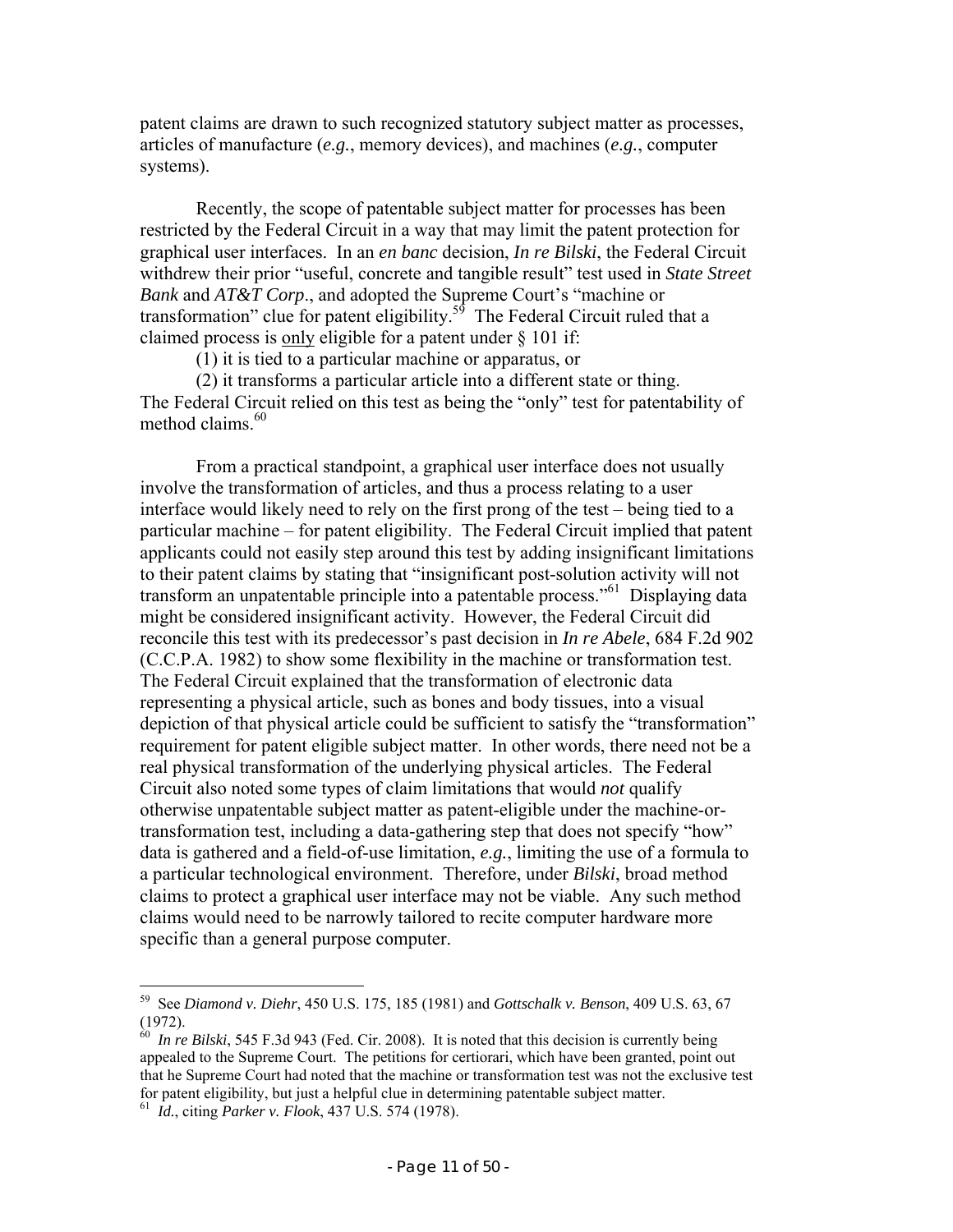patent claims are drawn to such recognized statutory subject matter as processes, articles of manufacture (*e.g.*, memory devices), and machines (*e.g.*, computer systems).

Recently, the scope of patentable subject matter for processes has been restricted by the Federal Circuit in a way that may limit the patent protection for graphical user interfaces. In an *en banc* decision, *In re Bilski*, the Federal Circuit withdrew their prior "useful, concrete and tangible result" test used in *State Street Bank* and *AT&T Corp*., and adopted the Supreme Court's "machine or transformation" clue for patent eligibility.[59] The Federal Circuit ruled that a claimed process is <u>only</u> eligible for a patent under § 101 if:

(1) it is tied to a particular machine or apparatus, or

(2) it transforms a particular article into a different state or thing.

The Federal Circuit relied on this test as being the "only" test for patentability of method claims.[60]

From a practical standpoint, a graphical user interface does not usually involve the transformation of articles, and thus a process relating to a user interface would likely need to rely on the first prong of the test – being tied to a particular machine – for patent eligibility. The Federal Circuit implied that patent applicants could not easily step around this test by adding insignificant limitations to their patent claims by stating that "insignificant post-solution activity will not transform an unpatentable principle into a patentable process."[61] Displaying data might be considered insignificant activity. However, the Federal Circuit did reconcile this test with its predecessor's past decision in *In re Abele*, 684 F.2d 902 (C.C.P.A. 1982) to show some flexibility in the machine or transformation test. The Federal Circuit explained that the transformation of electronic data representing a physical article, such as bones and body tissues, into a visual depiction of that physical article could be sufficient to satisfy the "transformation" requirement for patent eligible subject matter. In other words, there need not be a real physical transformation of the underlying physical articles. The Federal Circuit also noted some types of claim limitations that would *not* qualify otherwise unpatentable subject matter as patent-eligible under the machine-or-transformation test, including a data-gathering step that does not specify "how" data is gathered and a field-of-use limitation, *e.g.*, limiting the use of a formula to a particular technological environment. Therefore, under *Bilski*, broad method claims to protect a graphical user interface may not be viable. Any such method claims would need to be narrowly tailored to recite computer hardware more specific than a general purpose computer.

---

[59] See *Diamond v. Diehr*, 450 U.S. 175, 185 (1981) and *Gottschalk v. Benson*, 409 U.S. 63, 67 (1972).

[60] *In re Bilski*, 545 F.3d 943 (Fed. Cir. 2008). It is noted that this decision is currently being appealed to the Supreme Court. The petitions for certiorari, which have been granted, point out that he Supreme Court had noted that the machine or transformation test was not the exclusive test for patent eligibility, but just a helpful clue in determining patentable subject matter.

[61] *Id.*, citing *Parker v. Flook*, 437 U.S. 574 (1978).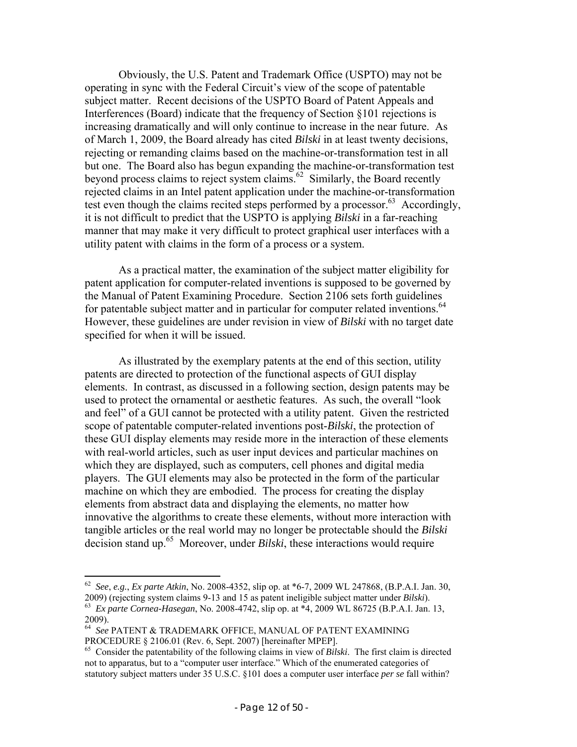Obviously, the U.S. Patent and Trademark Office (USPTO) may not be operating in sync with the Federal Circuit's view of the scope of patentable subject matter. Recent decisions of the USPTO Board of Patent Appeals and Interferences (Board) indicate that the frequency of Section §101 rejections is increasing dramatically and will only continue to increase in the near future. As of March 1, 2009, the Board already has cited *Bilski* in at least twenty decisions, rejecting or remanding claims based on the machine-or-transformation test in all but one. The Board also has begun expanding the machine-or-transformation test beyond process claims to reject system claims.[62] Similarly, the Board recently rejected claims in an Intel patent application under the machine-or-transformation test even though the claims recited steps performed by a processor.[63] Accordingly, it is not difficult to predict that the USPTO is applying *Bilski* in a far-reaching manner that may make it very difficult to protect graphical user interfaces with a utility patent with claims in the form of a process or a system.

As a practical matter, the examination of the subject matter eligibility for patent application for computer-related inventions is supposed to be governed by the Manual of Patent Examining Procedure. Section 2106 sets forth guidelines for patentable subject matter and in particular for computer related inventions.[64] However, these guidelines are under revision in view of *Bilski* with no target date specified for when it will be issued.

As illustrated by the exemplary patents at the end of this section, utility patents are directed to protection of the functional aspects of GUI display elements. In contrast, as discussed in a following section, design patents may be used to protect the ornamental or aesthetic features. As such, the overall "look and feel" of a GUI cannot be protected with a utility patent. Given the restricted scope of patentable computer-related inventions post-*Bilski*, the protection of these GUI display elements may reside more in the interaction of these elements with real-world articles, such as user input devices and particular machines on which they are displayed, such as computers, cell phones and digital media players. The GUI elements may also be protected in the form of the particular machine on which they are embodied. The process for creating the display elements from abstract data and displaying the elements, no matter how innovative the algorithms to create these elements, without more interaction with tangible articles or the real world may no longer be protectable should the *Bilski* decision stand up.[65] Moreover, under *Bilski*, these interactions would require

---

[62] *See*, *e.g.*, *Ex parte Atkin*, No. 2008-4352, slip op. at *6-7, 2009 WL 247868, (B.P.A.I. Jan. 30, 2009) (rejecting system claims 9-13 and 15 as patent ineligible subject matter under *Bilski*).

[63] *Ex parte Cornea-Hasegan*, No. 2008-4742, slip op. at *4, 2009 WL 86725 (B.P.A.I. Jan. 13, 2009).

[64] *See* PATENT & TRADEMARK OFFICE, MANUAL OF PATENT EXAMINING PROCEDURE § 2106.01 (Rev. 6, Sept. 2007) [hereinafter MPEP].

[65] Consider the patentability of the following claims in view of *Bilski*. The first claim is directed not to apparatus, but to a "computer user interface." Which of the enumerated categories of statutory subject matters under 35 U.S.C. §101 does a computer user interface *per se* fall within?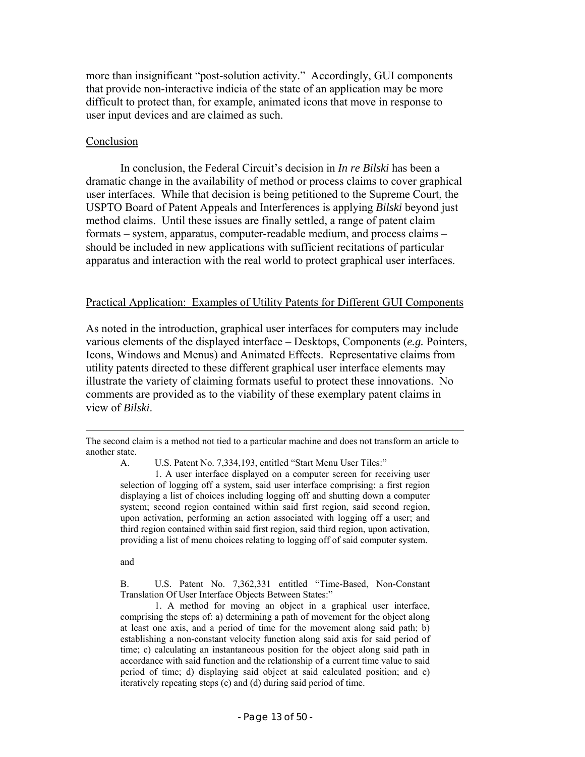more than insignificant "post-solution activity." Accordingly, GUI components that provide non-interactive indicia of the state of an application may be more difficult to protect than, for example, animated icons that move in response to user input devices and are claimed as such.

## Conclusion

In conclusion, the Federal Circuit's decision in *In re Bilski* has been a dramatic change in the availability of method or process claims to cover graphical user interfaces. While that decision is being petitioned to the Supreme Court, the USPTO Board of Patent Appeals and Interferences is applying *Bilski* beyond just method claims. Until these issues are finally settled, a range of patent claim formats – system, apparatus, computer-readable medium, and process claims – should be included in new applications with sufficient recitations of particular apparatus and interaction with the real world to protect graphical user interfaces.

## Practical Application: Examples of Utility Patents for Different GUI Components

As noted in the introduction, graphical user interfaces for computers may include various elements of the displayed interface – Desktops, Components (*e.g.* Pointers, Icons, Windows and Menus) and Animated Effects. Representative claims from utility patents directed to these different graphical user interface elements may illustrate the variety of claiming formats useful to protect these innovations. No comments are provided as to the viability of these exemplary patent claims in view of *Bilski*.

---

The second claim is a method not tied to a particular machine and does not transform an article to another state.

> A. U.S. Patent No. 7,334,193, entitled "Start Menu User Tiles:"
>
> 1. A user interface displayed on a computer screen for receiving user selection of logging off a system, said user interface comprising: a first region displaying a list of choices including logging off and shutting down a computer system; second region contained within said first region, said second region, upon activation, performing an action associated with logging off a user; and third region contained within said first region, said third region, upon activation, providing a list of menu choices relating to logging off of said computer system.
>
> and
>
> B. U.S. Patent No. 7,362,331 entitled "Time-Based, Non-Constant Translation Of User Interface Objects Between States:"
>
> 1. A method for moving an object in a graphical user interface, comprising the steps of: a) determining a path of movement for the object along at least one axis, and a period of time for the movement along said path; b) establishing a non-constant velocity function along said axis for said period of time; c) calculating an instantaneous position for the object along said path in accordance with said function and the relationship of a current time value to said period of time; d) displaying said object at said calculated position; and e) iteratively repeating steps (c) and (d) during said period of time.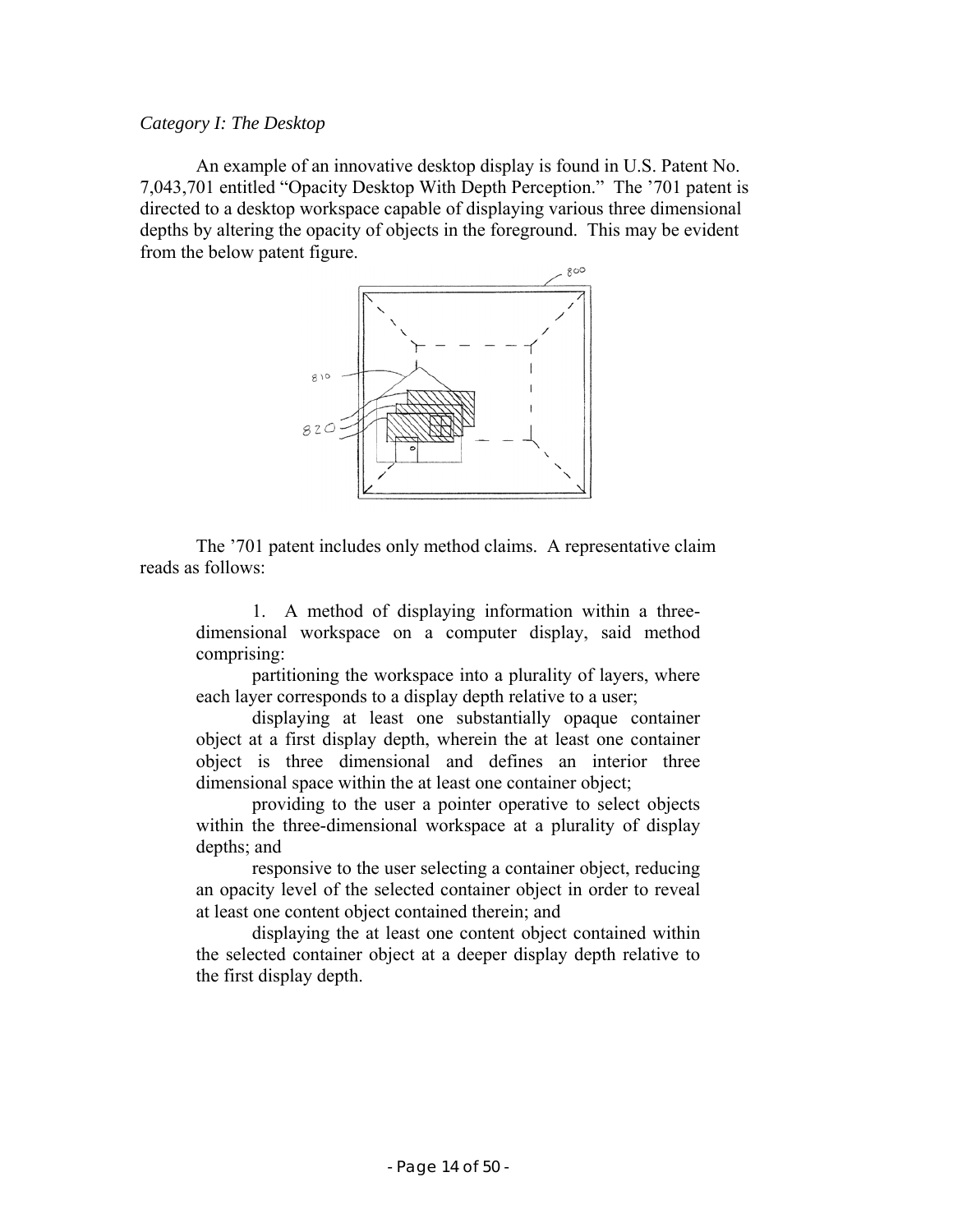*Category I: The Desktop*

An example of an innovative desktop display is found in U.S. Patent No. 7,043,701 entitled "Opacity Desktop With Depth Perception." The '701 patent is directed to a desktop workspace capable of displaying various three dimensional depths by altering the opacity of objects in the foreground. This may be evident from the below patent figure.

The '701 patent includes only method claims. A representative claim reads as follows:

> 1. A method of displaying information within a three-dimensional workspace on a computer display, said method comprising:
>
> partitioning the workspace into a plurality of layers, where each layer corresponds to a display depth relative to a user;
>
> displaying at least one substantially opaque container object at a first display depth, wherein the at least one container object is three dimensional and defines an interior three dimensional space within the at least one container object;
>
> providing to the user a pointer operative to select objects within the three-dimensional workspace at a plurality of display depths; and
>
> responsive to the user selecting a container object, reducing an opacity level of the selected container object in order to reveal at least one content object contained therein; and
>
> displaying the at least one content object contained within the selected container object at a deeper display depth relative to the first display depth.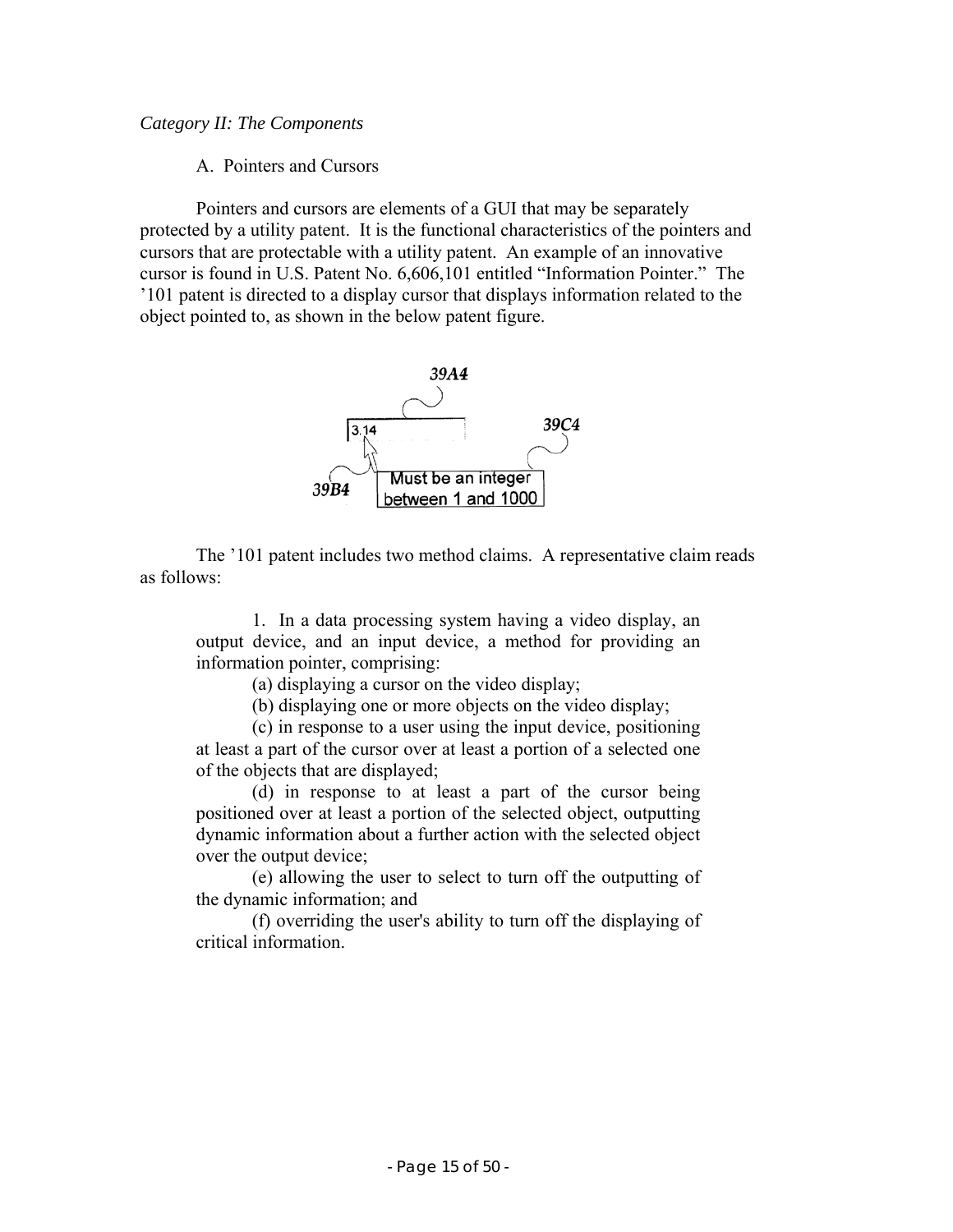*Category II: The Components*

A. Pointers and Cursors

Pointers and cursors are elements of a GUI that may be separately protected by a utility patent. It is the functional characteristics of the pointers and cursors that are protectable with a utility patent. An example of an innovative cursor is found in U.S. Patent No. 6,606,101 entitled "Information Pointer." The '101 patent is directed to a display cursor that displays information related to the object pointed to, as shown in the below patent figure.

The '101 patent includes two method claims. A representative claim reads as follows:

> 1. In a data processing system having a video display, an output device, and an input device, a method for providing an information pointer, comprising:
>
> (a) displaying a cursor on the video display;
>
> (b) displaying one or more objects on the video display;
>
> (c) in response to a user using the input device, positioning at least a part of the cursor over at least a portion of a selected one of the objects that are displayed;
>
> (d) in response to at least a part of the cursor being positioned over at least a portion of the selected object, outputting dynamic information about a further action with the selected object over the output device;
>
> (e) allowing the user to select to turn off the outputting of the dynamic information; and
>
> (f) overriding the user's ability to turn off the displaying of critical information.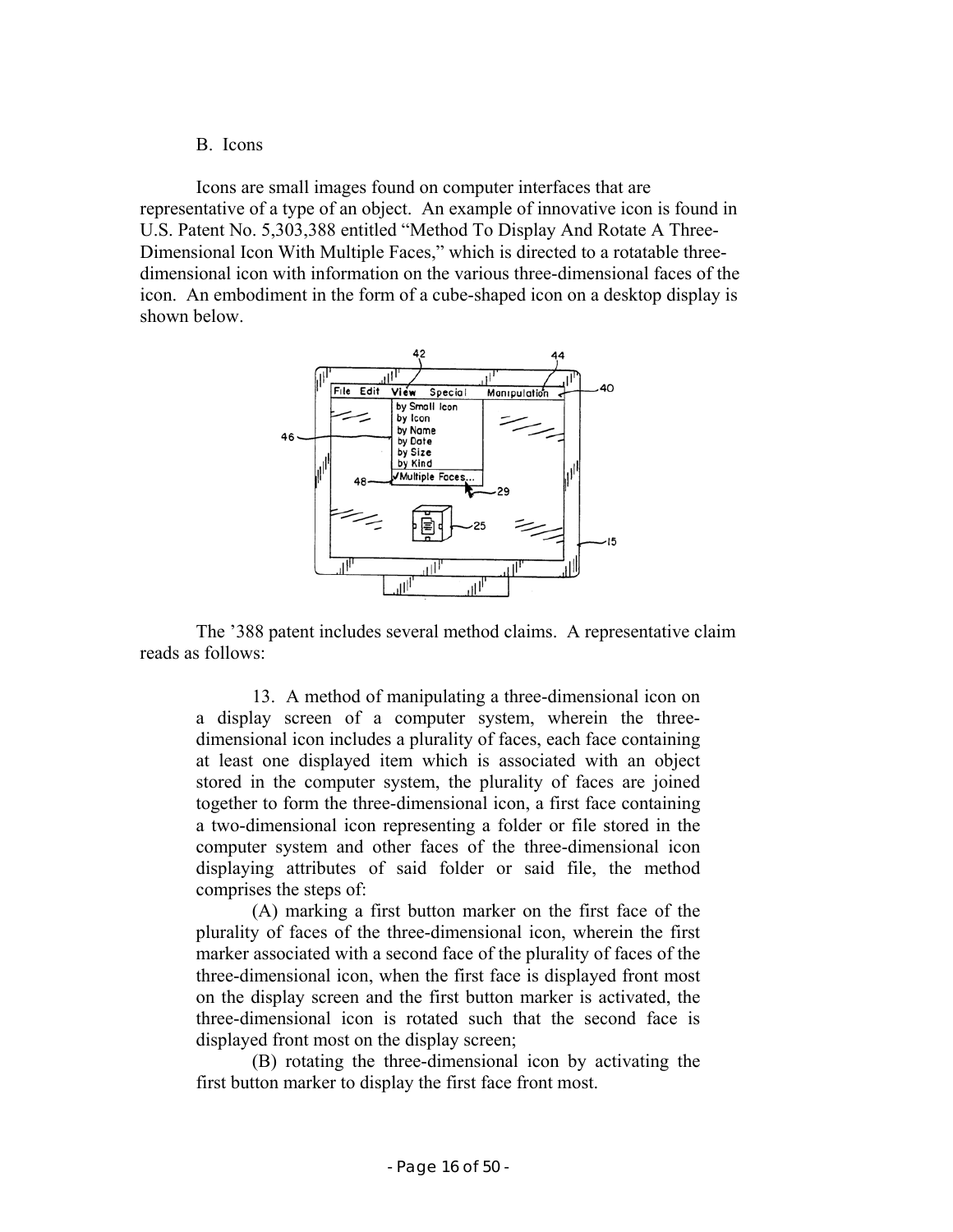B. Icons

Icons are small images found on computer interfaces that are representative of a type of an object. An example of innovative icon is found in U.S. Patent No. 5,303,388 entitled "Method To Display And Rotate A Three-Dimensional Icon With Multiple Faces," which is directed to a rotatable three-dimensional icon with information on the various three-dimensional faces of the icon. An embodiment in the form of a cube-shaped icon on a desktop display is shown below.

The '388 patent includes several method claims. A representative claim reads as follows:

> 13. A method of manipulating a three-dimensional icon on a display screen of a computer system, wherein the three-dimensional icon includes a plurality of faces, each face containing at least one displayed item which is associated with an object stored in the computer system, the plurality of faces are joined together to form the three-dimensional icon, a first face containing a two-dimensional icon representing a folder or file stored in the computer system and other faces of the three-dimensional icon displaying attributes of said folder or said file, the method comprises the steps of:
>
> (A) marking a first button marker on the first face of the plurality of faces of the three-dimensional icon, wherein the first marker associated with a second face of the plurality of faces of the three-dimensional icon, when the first face is displayed front most on the display screen and the first button marker is activated, the three-dimensional icon is rotated such that the second face is displayed front most on the display screen;
>
> (B) rotating the three-dimensional icon by activating the first button marker to display the first face front most.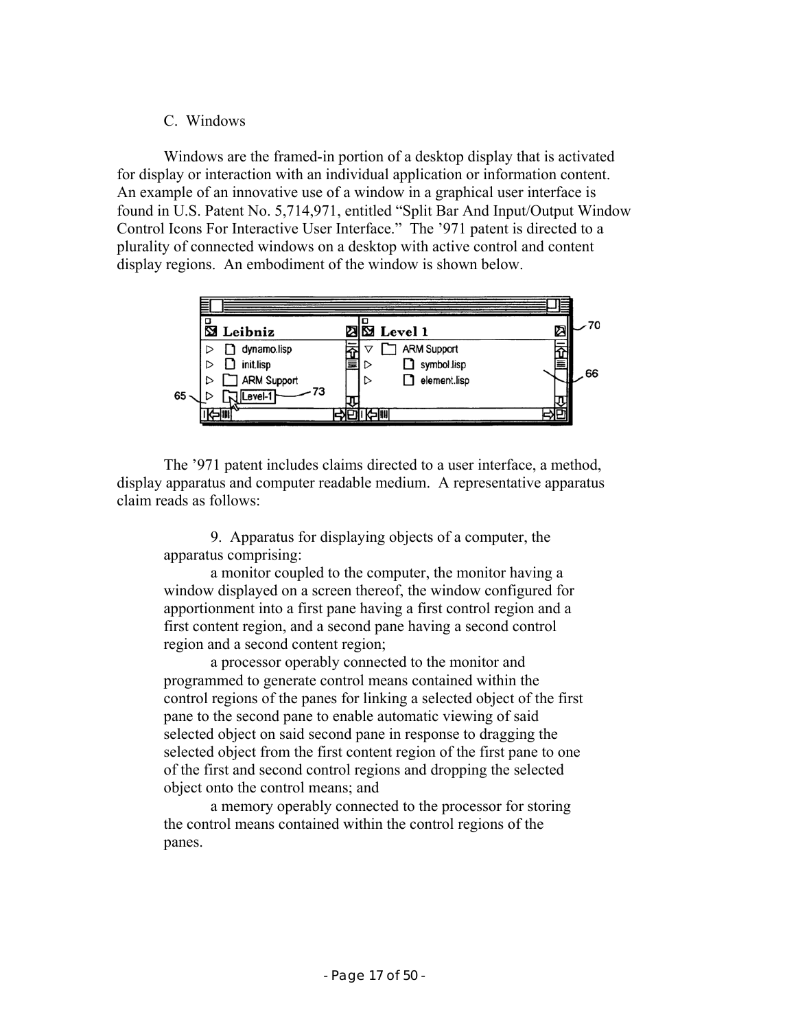### C. Windows

Windows are the framed-in portion of a desktop display that is activated for display or interaction with an individual application or information content. An example of an innovative use of a window in a graphical user interface is found in U.S. Patent No. 5,714,971, entitled "Split Bar And Input/Output Window Control Icons For Interactive User Interface." The '971 patent is directed to a plurality of connected windows on a desktop with active control and content display regions. An embodiment of the window is shown below.

The '971 patent includes claims directed to a user interface, a method, display apparatus and computer readable medium. A representative apparatus claim reads as follows:

> 9. Apparatus for displaying objects of a computer, the apparatus comprising:
>
> a monitor coupled to the computer, the monitor having a window displayed on a screen thereof, the window configured for apportionment into a first pane having a first control region and a first content region, and a second pane having a second control region and a second content region;
>
> a processor operably connected to the monitor and programmed to generate control means contained within the control regions of the panes for linking a selected object of the first pane to the second pane to enable automatic viewing of said selected object on said second pane in response to dragging the selected object from the first content region of the first pane to one of the first and second control regions and dropping the selected object onto the control means; and
>
> a memory operably connected to the processor for storing the control means contained within the control regions of the panes.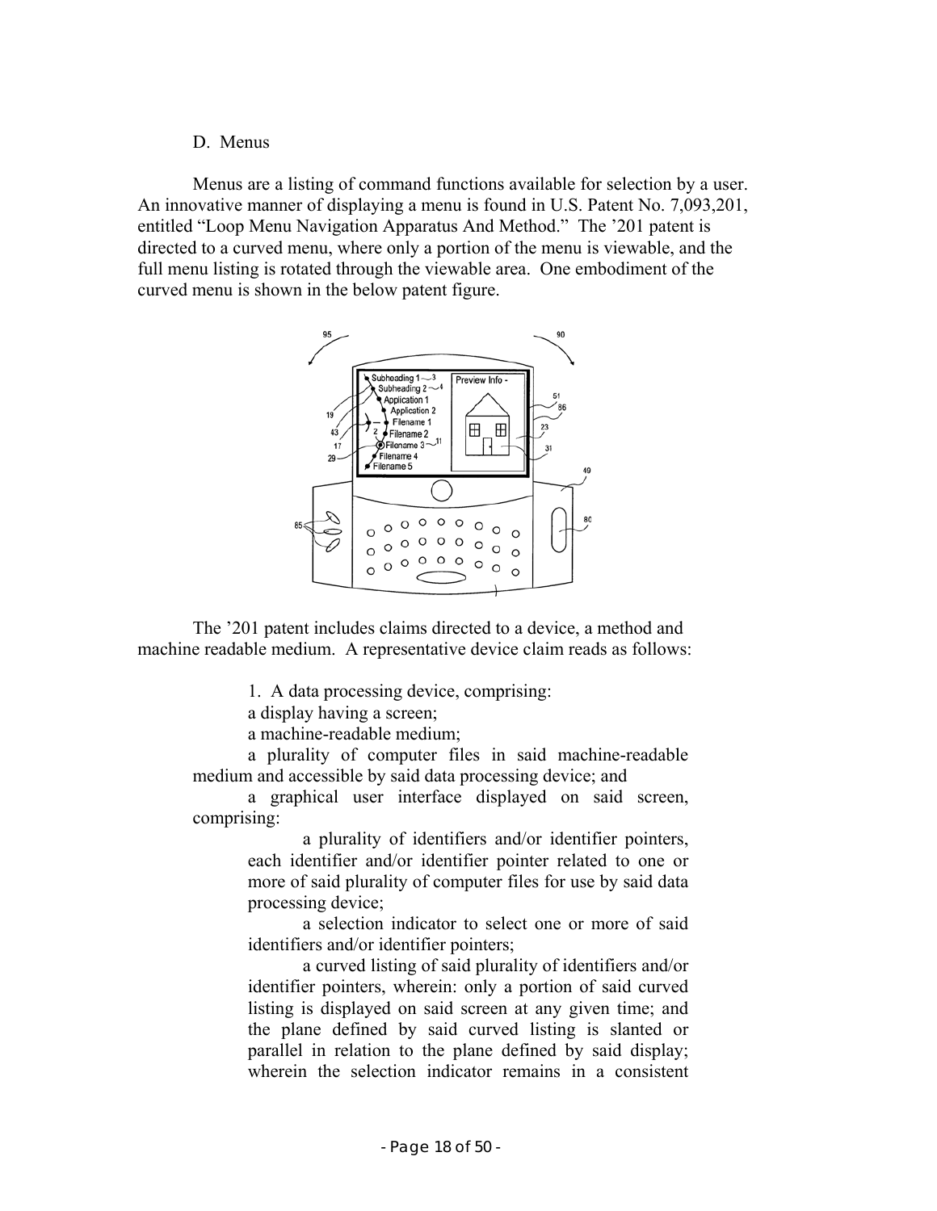D. Menus

Menus are a listing of command functions available for selection by a user. An innovative manner of displaying a menu is found in U.S. Patent No. 7,093,201, entitled "Loop Menu Navigation Apparatus And Method." The '201 patent is directed to a curved menu, where only a portion of the menu is viewable, and the full menu listing is rotated through the viewable area. One embodiment of the curved menu is shown in the below patent figure.

The '201 patent includes claims directed to a device, a method and machine readable medium. A representative device claim reads as follows:

> 1. A data processing device, comprising:
>
> a display having a screen;
>
> a machine-readable medium;
>
> a plurality of computer files in said machine-readable medium and accessible by said data processing device; and
>
> a graphical user interface displayed on said screen, comprising:
>
> > a plurality of identifiers and/or identifier pointers, each identifier and/or identifier pointer related to one or more of said plurality of computer files for use by said data processing device;
> >
> > a selection indicator to select one or more of said identifiers and/or identifier pointers;
> >
> > a curved listing of said plurality of identifiers and/or identifier pointers, wherein: only a portion of said curved listing is displayed on said screen at any given time; and the plane defined by said curved listing is slanted or parallel in relation to the plane defined by said display; wherein the selection indicator remains in a consistent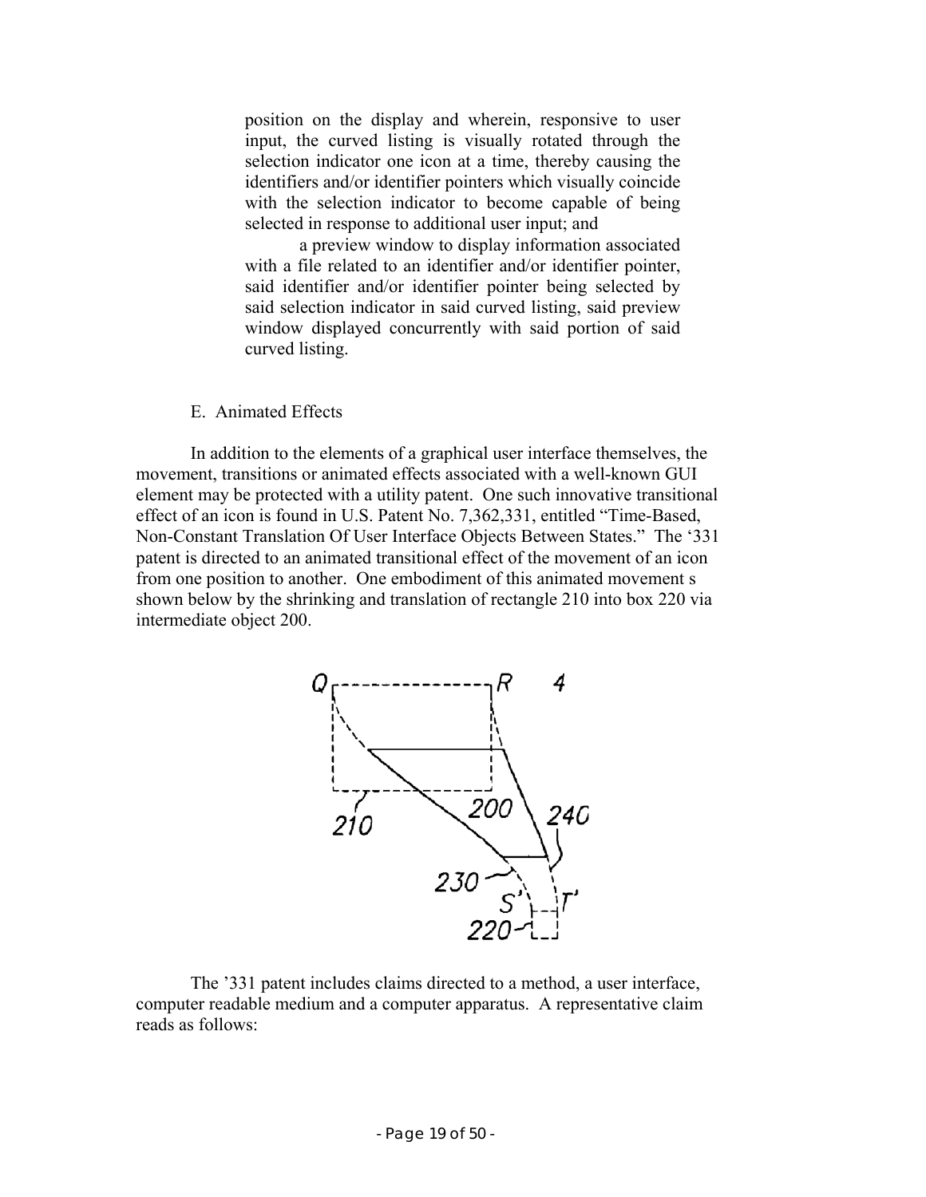position on the display and wherein, responsive to user input, the curved listing is visually rotated through the selection indicator one icon at a time, thereby causing the identifiers and/or identifier pointers which visually coincide with the selection indicator to become capable of being selected in response to additional user input; and

a preview window to display information associated with a file related to an identifier and/or identifier pointer, said identifier and/or identifier pointer being selected by said selection indicator in said curved listing, said preview window displayed concurrently with said portion of said curved listing.

### E. Animated Effects

In addition to the elements of a graphical user interface themselves, the movement, transitions or animated effects associated with a well-known GUI element may be protected with a utility patent. One such innovative transitional effect of an icon is found in U.S. Patent No. 7,362,331, entitled "Time-Based, Non-Constant Translation Of User Interface Objects Between States." The '331 patent is directed to an animated transitional effect of the movement of an icon from one position to another. One embodiment of this animated movement s shown below by the shrinking and translation of rectangle 210 into box 220 via intermediate object 200.

The '331 patent includes claims directed to a method, a user interface, computer readable medium and a computer apparatus. A representative claim reads as follows: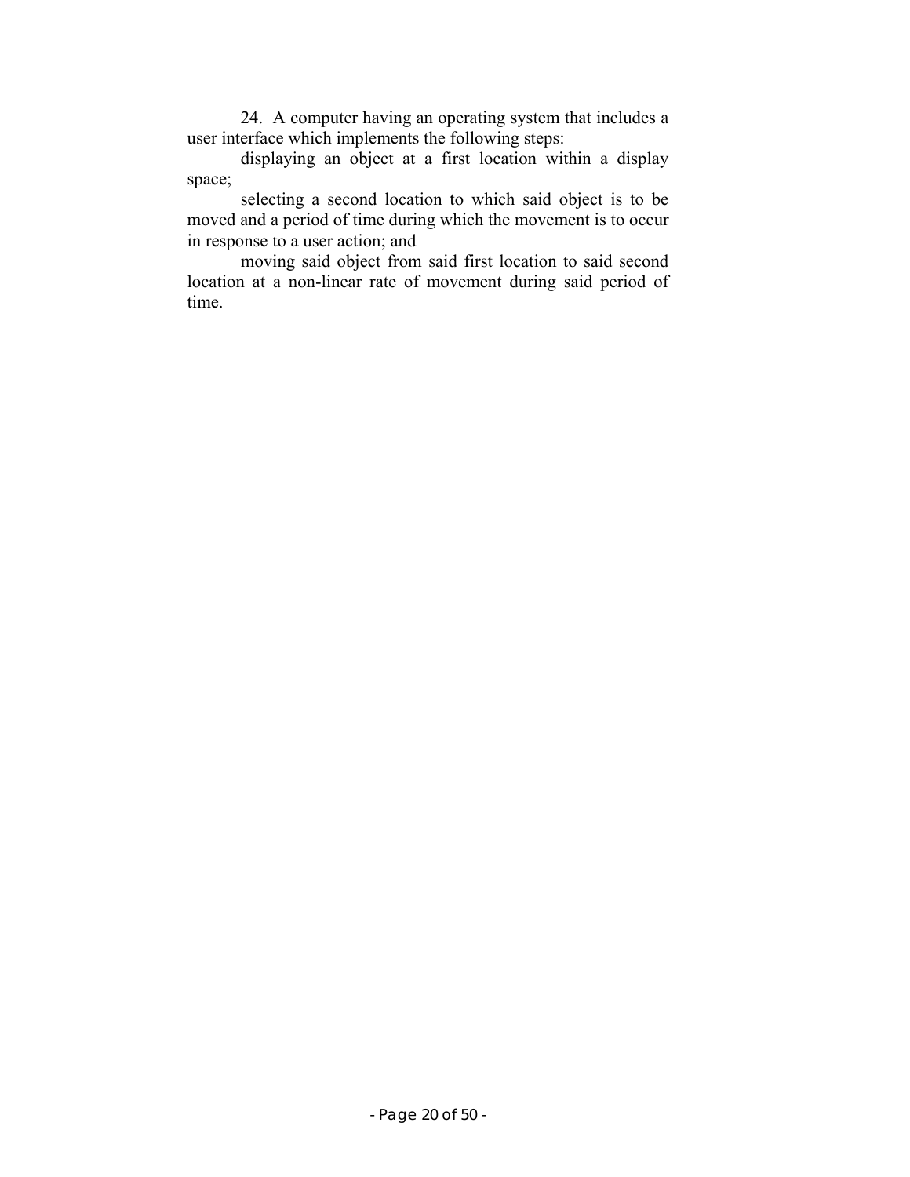24. A computer having an operating system that includes a user interface which implements the following steps:

displaying an object at a first location within a display space;

selecting a second location to which said object is to be moved and a period of time during which the movement is to occur in response to a user action; and

moving said object from said first location to said second location at a non-linear rate of movement during said period of time.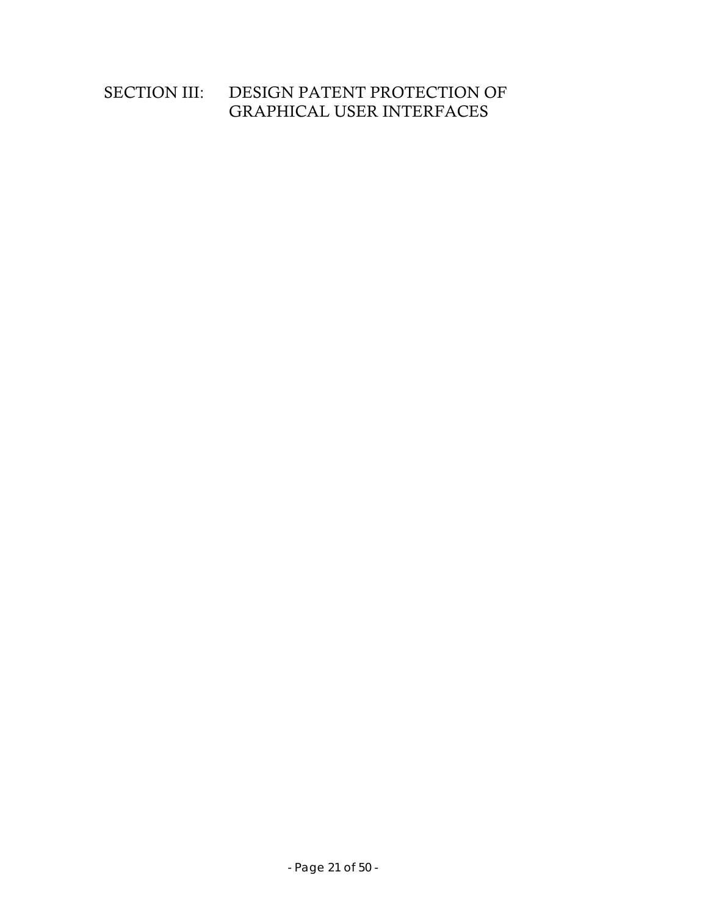# SECTION III: DESIGN PATENT PROTECTION OF GRAPHICAL USER INTERFACES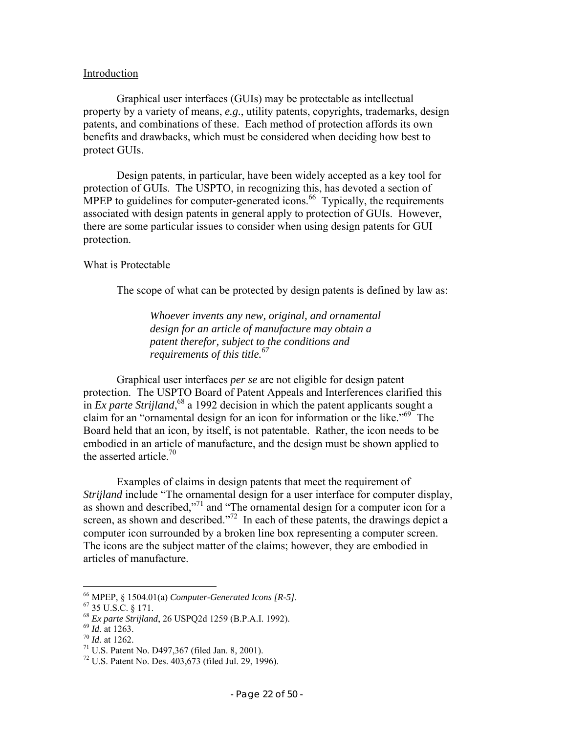Introduction

Graphical user interfaces (GUIs) may be protectable as intellectual property by a variety of means, *e.g.*, utility patents, copyrights, trademarks, design patents, and combinations of these. Each method of protection affords its own benefits and drawbacks, which must be considered when deciding how best to protect GUIs.

Design patents, in particular, have been widely accepted as a key tool for protection of GUIs. The USPTO, in recognizing this, has devoted a section of MPEP to guidelines for computer-generated icons.[66] Typically, the requirements associated with design patents in general apply to protection of GUIs. However, there are some particular issues to consider when using design patents for GUI protection.

What is Protectable

The scope of what can be protected by design patents is defined by law as:

> *Whoever invents any new, original, and ornamental design for an article of manufacture may obtain a patent therefor, subject to the conditions and requirements of this title.*[67]

Graphical user interfaces *per se* are not eligible for design patent protection. The USPTO Board of Patent Appeals and Interferences clarified this in *Ex parte Strijland*,[68] a 1992 decision in which the patent applicants sought a claim for an "ornamental design for an icon for information or the like."[69] The Board held that an icon, by itself, is not patentable. Rather, the icon needs to be embodied in an article of manufacture, and the design must be shown applied to the asserted article.[70]

Examples of claims in design patents that meet the requirement of *Strijland* include "The ornamental design for a user interface for computer display, as shown and described,"[71] and "The ornamental design for a computer icon for a screen, as shown and described."[72] In each of these patents, the drawings depict a computer icon surrounded by a broken line box representing a computer screen. The icons are the subject matter of the claims; however, they are embodied in articles of manufacture.

---

[66] MPEP, § 1504.01(a) *Computer-Generated Icons [R-5]*.
[67] 35 U.S.C. § 171.
[68] *Ex parte Strijland*, 26 USPQ2d 1259 (B.P.A.I. 1992).
[69] *Id.* at 1263.
[70] *Id.* at 1262.
[71] U.S. Patent No. D497,367 (filed Jan. 8, 2001).
[72] U.S. Patent No. Des. 403,673 (filed Jul. 29, 1996).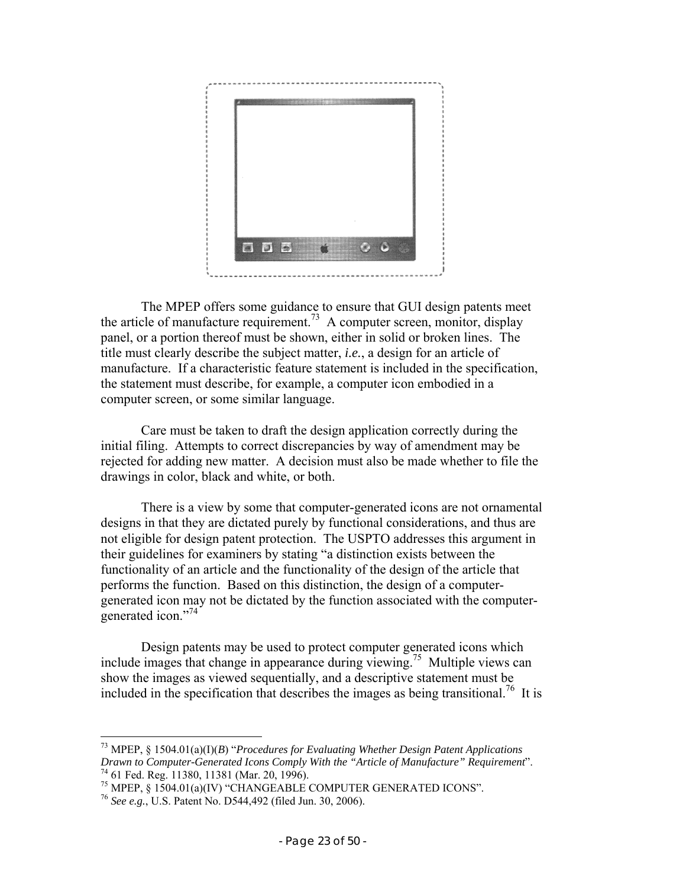The MPEP offers some guidance to ensure that GUI design patents meet the article of manufacture requirement.[73] A computer screen, monitor, display panel, or a portion thereof must be shown, either in solid or broken lines. The title must clearly describe the subject matter, *i.e.*, a design for an article of manufacture. If a characteristic feature statement is included in the specification, the statement must describe, for example, a computer icon embodied in a computer screen, or some similar language.

Care must be taken to draft the design application correctly during the initial filing. Attempts to correct discrepancies by way of amendment may be rejected for adding new matter. A decision must also be made whether to file the drawings in color, black and white, or both.

There is a view by some that computer-generated icons are not ornamental designs in that they are dictated purely by functional considerations, and thus are not eligible for design patent protection. The USPTO addresses this argument in their guidelines for examiners by stating "a distinction exists between the functionality of an article and the functionality of the design of the article that performs the function. Based on this distinction, the design of a computer-generated icon may not be dictated by the function associated with the computer-generated icon."[74]

Design patents may be used to protect computer generated icons which include images that change in appearance during viewing.[75] Multiple views can show the images as viewed sequentially, and a descriptive statement must be included in the specification that describes the images as being transitional.[76] It is

---

[73] MPEP, § 1504.01(a)(I)(*B*) "*Procedures for Evaluating Whether Design Patent Applications Drawn to Computer-Generated Icons Comply With the "Article of Manufacture" Requirement*".

[74] 61 Fed. Reg. 11380, 11381 (Mar. 20, 1996).

[75] MPEP, § 1504.01(a)(IV) "CHANGEABLE COMPUTER GENERATED ICONS".

[76] *See e.g.*, U.S. Patent No. D544,492 (filed Jun. 30, 2006).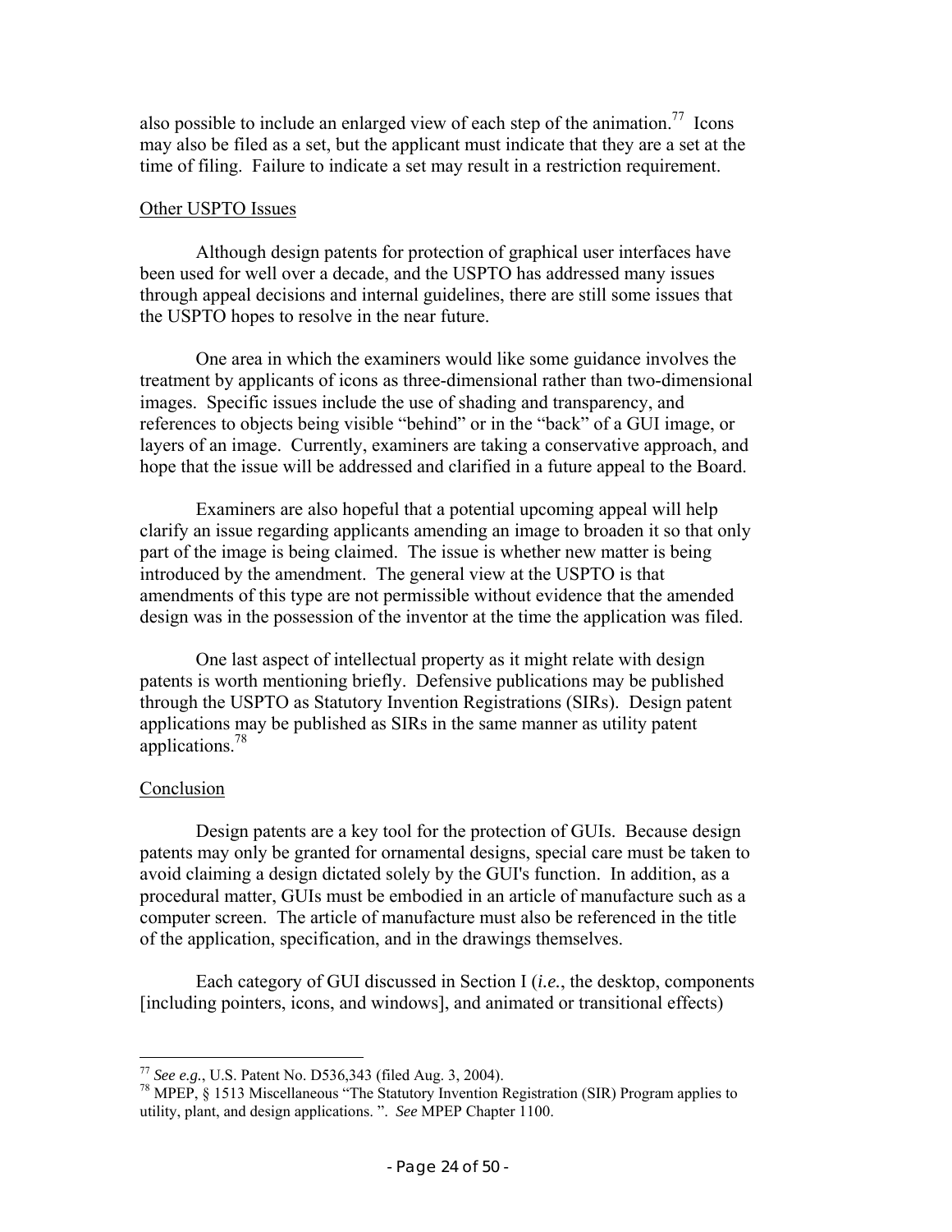also possible to include an enlarged view of each step of the animation.[77] Icons may also be filed as a set, but the applicant must indicate that they are a set at the time of filing. Failure to indicate a set may result in a restriction requirement.

Other USPTO Issues

Although design patents for protection of graphical user interfaces have been used for well over a decade, and the USPTO has addressed many issues through appeal decisions and internal guidelines, there are still some issues that the USPTO hopes to resolve in the near future.

One area in which the examiners would like some guidance involves the treatment by applicants of icons as three-dimensional rather than two-dimensional images. Specific issues include the use of shading and transparency, and references to objects being visible "behind" or in the "back" of a GUI image, or layers of an image. Currently, examiners are taking a conservative approach, and hope that the issue will be addressed and clarified in a future appeal to the Board.

Examiners are also hopeful that a potential upcoming appeal will help clarify an issue regarding applicants amending an image to broaden it so that only part of the image is being claimed. The issue is whether new matter is being introduced by the amendment. The general view at the USPTO is that amendments of this type are not permissible without evidence that the amended design was in the possession of the inventor at the time the application was filed.

One last aspect of intellectual property as it might relate with design patents is worth mentioning briefly. Defensive publications may be published through the USPTO as Statutory Invention Registrations (SIRs). Design patent applications may be published as SIRs in the same manner as utility patent applications.[78]

Conclusion

Design patents are a key tool for the protection of GUIs. Because design patents may only be granted for ornamental designs, special care must be taken to avoid claiming a design dictated solely by the GUI's function. In addition, as a procedural matter, GUIs must be embodied in an article of manufacture such as a computer screen. The article of manufacture must also be referenced in the title of the application, specification, and in the drawings themselves.

Each category of GUI discussed in Section I (*i.e.*, the desktop, components [including pointers, icons, and windows], and animated or transitional effects)

---

[77] *See e.g.*, U.S. Patent No. D536,343 (filed Aug. 3, 2004).

[78] MPEP, § 1513 Miscellaneous "The Statutory Invention Registration (SIR) Program applies to utility, plant, and design applications. ". *See* MPEP Chapter 1100.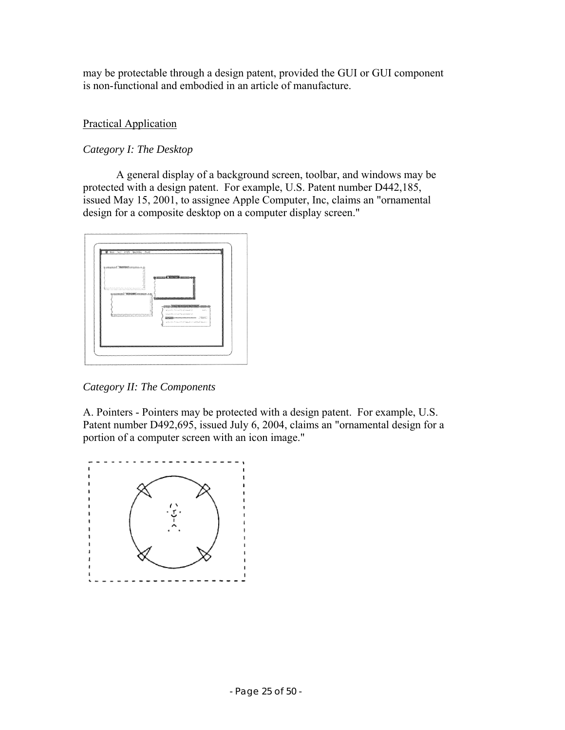may be protectable through a design patent, provided the GUI or GUI component is non-functional and embodied in an article of manufacture.

Practical Application

*Category I: The Desktop*

A general display of a background screen, toolbar, and windows may be protected with a design patent. For example, U.S. Patent number D442,185, issued May 15, 2001, to assignee Apple Computer, Inc, claims an "ornamental design for a composite desktop on a computer display screen."

*Category II: The Components*

A. Pointers - Pointers may be protected with a design patent. For example, U.S. Patent number D492,695, issued July 6, 2004, claims an "ornamental design for a portion of a computer screen with an icon image."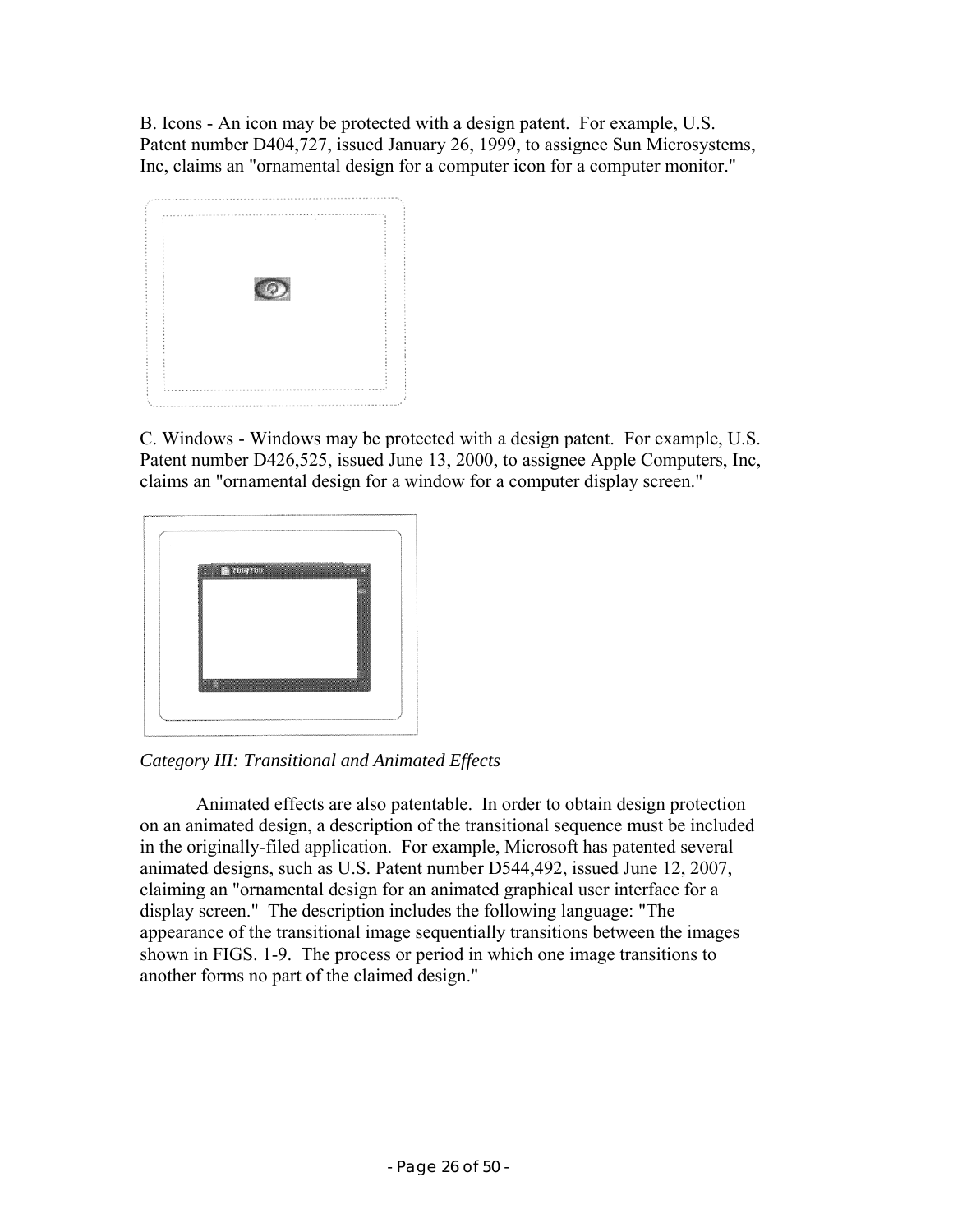B. Icons - An icon may be protected with a design patent. For example, U.S. Patent number D404,727, issued January 26, 1999, to assignee Sun Microsystems, Inc, claims an "ornamental design for a computer icon for a computer monitor."

C. Windows - Windows may be protected with a design patent. For example, U.S. Patent number D426,525, issued June 13, 2000, to assignee Apple Computers, Inc, claims an "ornamental design for a window for a computer display screen."

*Category III: Transitional and Animated Effects*

Animated effects are also patentable. In order to obtain design protection on an animated design, a description of the transitional sequence must be included in the originally-filed application. For example, Microsoft has patented several animated designs, such as U.S. Patent number D544,492, issued June 12, 2007, claiming an "ornamental design for an animated graphical user interface for a display screen." The description includes the following language: "The appearance of the transitional image sequentially transitions between the images shown in FIGS. 1-9. The process or period in which one image transitions to another forms no part of the claimed design."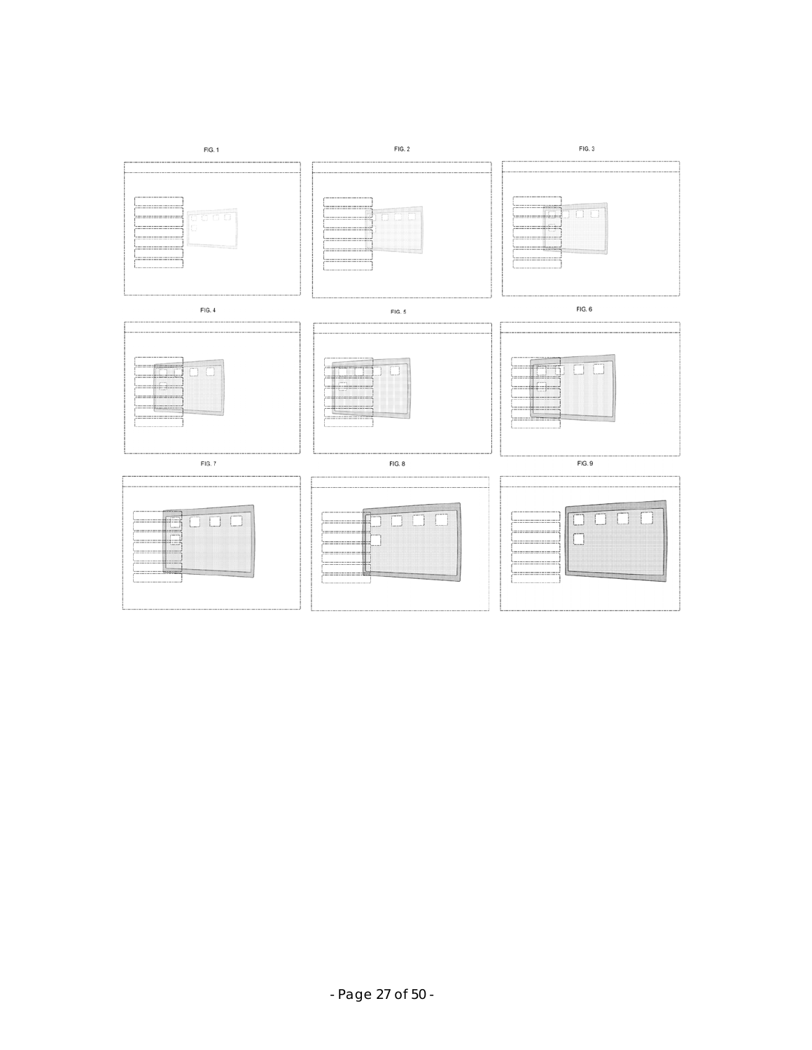FIG. 1

FIG. 2

FIG. 3

FIG. 4

FIG. 5

FIG. 6

FIG. 7

FIG. 8

FIG. 9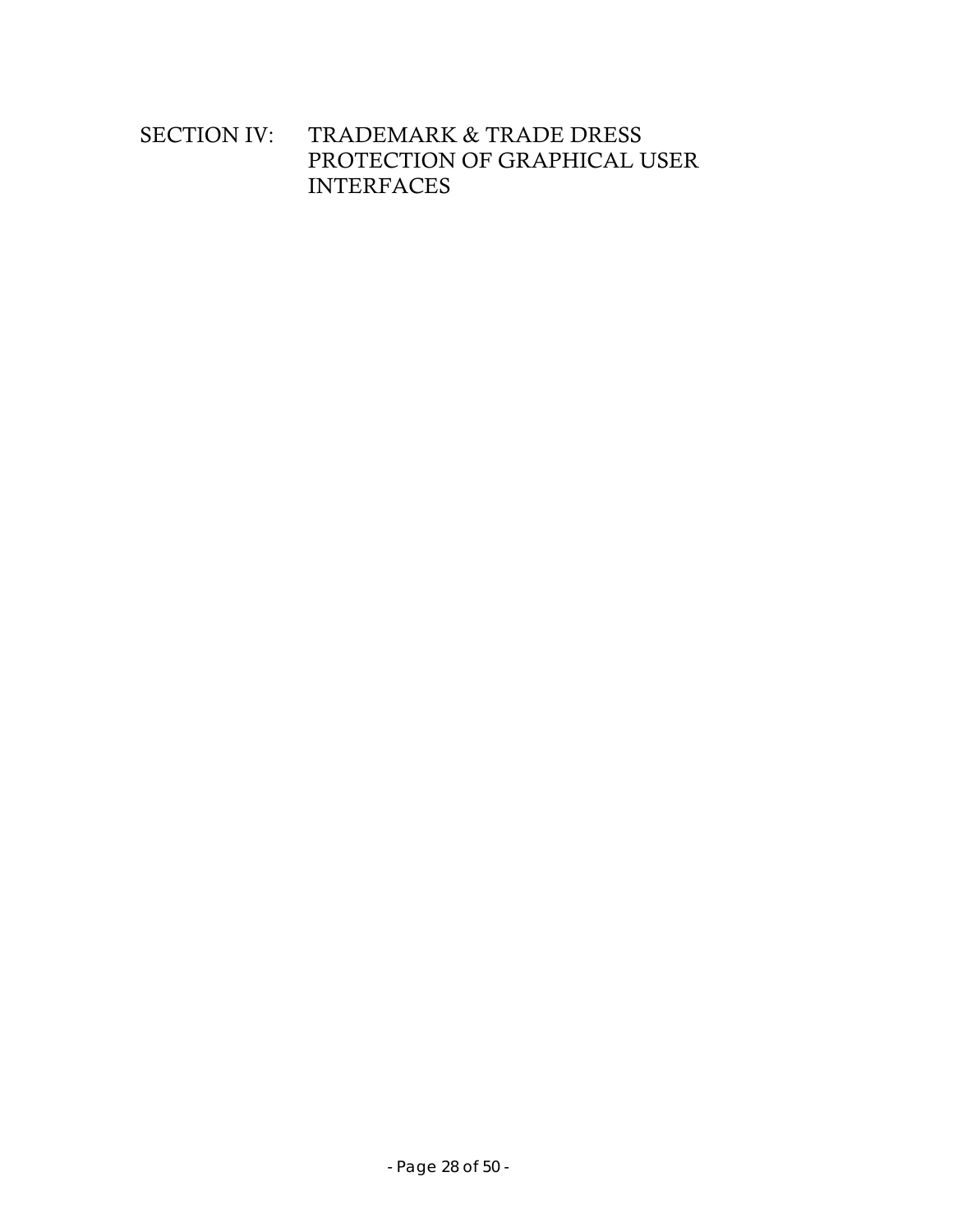# SECTION IV: TRADEMARK & TRADE DRESS PROTECTION OF GRAPHICAL USER INTERFACES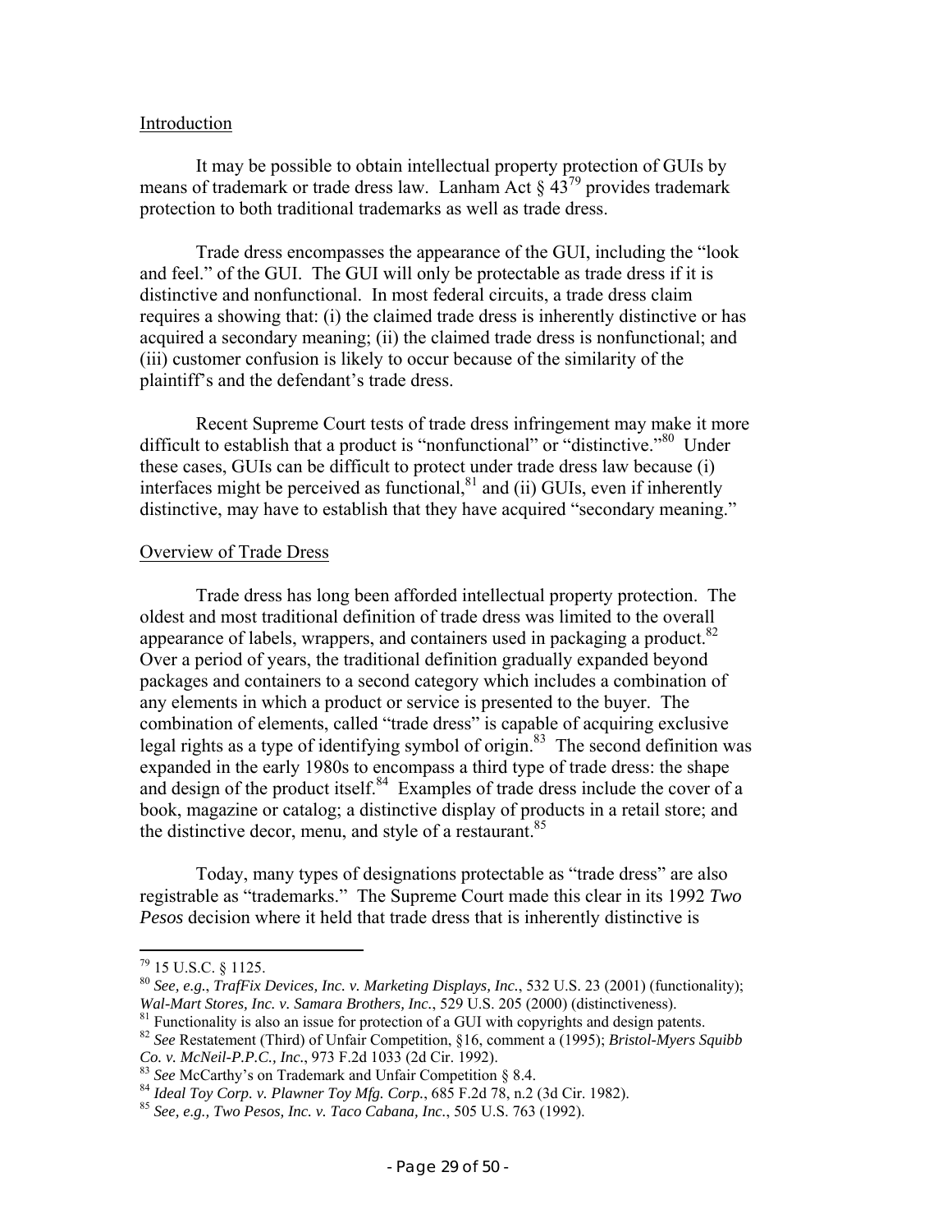Introduction

It may be possible to obtain intellectual property protection of GUIs by means of trademark or trade dress law. Lanham Act § 43[79] provides trademark protection to both traditional trademarks as well as trade dress.

Trade dress encompasses the appearance of the GUI, including the "look and feel." of the GUI. The GUI will only be protectable as trade dress if it is distinctive and nonfunctional. In most federal circuits, a trade dress claim requires a showing that: (i) the claimed trade dress is inherently distinctive or has acquired a secondary meaning; (ii) the claimed trade dress is nonfunctional; and (iii) customer confusion is likely to occur because of the similarity of the plaintiff's and the defendant's trade dress.

Recent Supreme Court tests of trade dress infringement may make it more difficult to establish that a product is "nonfunctional" or "distinctive."[80] Under these cases, GUIs can be difficult to protect under trade dress law because (i) interfaces might be perceived as functional,[81] and (ii) GUIs, even if inherently distinctive, may have to establish that they have acquired "secondary meaning."

Overview of Trade Dress

Trade dress has long been afforded intellectual property protection. The oldest and most traditional definition of trade dress was limited to the overall appearance of labels, wrappers, and containers used in packaging a product.[82] Over a period of years, the traditional definition gradually expanded beyond packages and containers to a second category which includes a combination of any elements in which a product or service is presented to the buyer. The combination of elements, called "trade dress" is capable of acquiring exclusive legal rights as a type of identifying symbol of origin.[83] The second definition was expanded in the early 1980s to encompass a third type of trade dress: the shape and design of the product itself.[84] Examples of trade dress include the cover of a book, magazine or catalog; a distinctive display of products in a retail store; and the distinctive decor, menu, and style of a restaurant.[85]

Today, many types of designations protectable as "trade dress" are also registrable as "trademarks." The Supreme Court made this clear in its 1992 *Two Pesos* decision where it held that trade dress that is inherently distinctive is

---

[79] 15 U.S.C. § 1125.

[80] *See, e.g.*, *TrafFix Devices, Inc. v. Marketing Displays, Inc.*, 532 U.S. 23 (2001) (functionality); *Wal-Mart Stores, Inc. v. Samara Brothers, Inc.*, 529 U.S. 205 (2000) (distinctiveness).

[81] Functionality is also an issue for protection of a GUI with copyrights and design patents.

[82] *See* Restatement (Third) of Unfair Competition, §16, comment a (1995); *Bristol-Myers Squibb Co. v. McNeil-P.P.C., Inc.*, 973 F.2d 1033 (2d Cir. 1992).

[83] *See* McCarthy's on Trademark and Unfair Competition § 8.4.

[84] *Ideal Toy Corp. v. Plawner Toy Mfg. Corp.*, 685 F.2d 78, n.2 (3d Cir. 1982).

[85] *See, e.g., Two Pesos, Inc. v. Taco Cabana, Inc.*, 505 U.S. 763 (1992).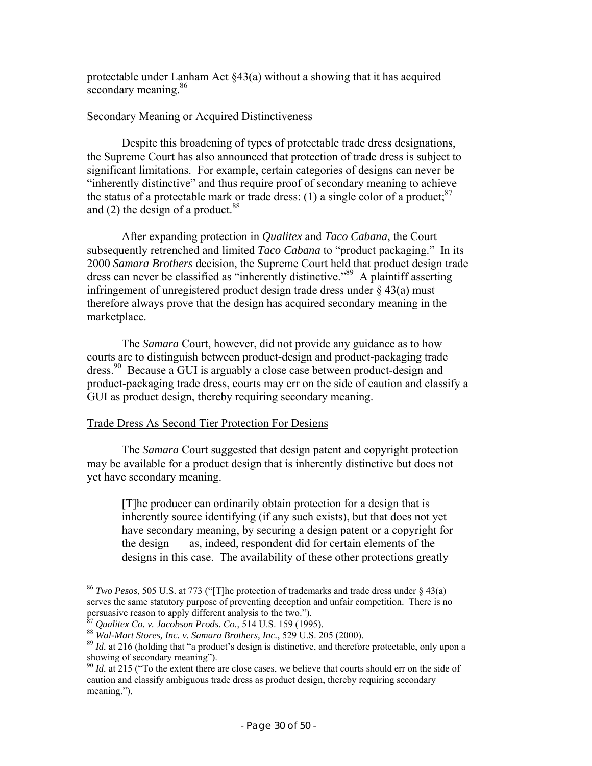protectable under Lanham Act §43(a) without a showing that it has acquired secondary meaning.[86]

Secondary Meaning or Acquired Distinctiveness

Despite this broadening of types of protectable trade dress designations, the Supreme Court has also announced that protection of trade dress is subject to significant limitations. For example, certain categories of designs can never be "inherently distinctive" and thus require proof of secondary meaning to achieve the status of a protectable mark or trade dress: (1) a single color of a product;[87] and (2) the design of a product.[88]

After expanding protection in *Qualitex* and *Taco Cabana*, the Court subsequently retrenched and limited *Taco Cabana* to "product packaging." In its 2000 *Samara Brothers* decision, the Supreme Court held that product design trade dress can never be classified as "inherently distinctive."[89] A plaintiff asserting infringement of unregistered product design trade dress under § 43(a) must therefore always prove that the design has acquired secondary meaning in the marketplace.

The *Samara* Court, however, did not provide any guidance as to how courts are to distinguish between product-design and product-packaging trade dress.[90] Because a GUI is arguably a close case between product-design and product-packaging trade dress, courts may err on the side of caution and classify a GUI as product design, thereby requiring secondary meaning.

Trade Dress As Second Tier Protection For Designs

The *Samara* Court suggested that design patent and copyright protection may be available for a product design that is inherently distinctive but does not yet have secondary meaning.

> [T]he producer can ordinarily obtain protection for a design that is inherently source identifying (if any such exists), but that does not yet have secondary meaning, by securing a design patent or a copyright for the design — as, indeed, respondent did for certain elements of the designs in this case. The availability of these other protections greatly

---

[86] *Two Pesos*, 505 U.S. at 773 ("[T]he protection of trademarks and trade dress under § 43(a) serves the same statutory purpose of preventing deception and unfair competition. There is no persuasive reason to apply different analysis to the two.").

[87] *Qualitex Co. v. Jacobson Prods. Co.*, 514 U.S. 159 (1995).

[88] *Wal-Mart Stores, Inc. v. Samara Brothers, Inc.*, 529 U.S. 205 (2000).

[89] *Id.* at 216 (holding that "a product's design is distinctive, and therefore protectable, only upon a showing of secondary meaning").

[90] *Id.* at 215 ("To the extent there are close cases, we believe that courts should err on the side of caution and classify ambiguous trade dress as product design, thereby requiring secondary meaning.").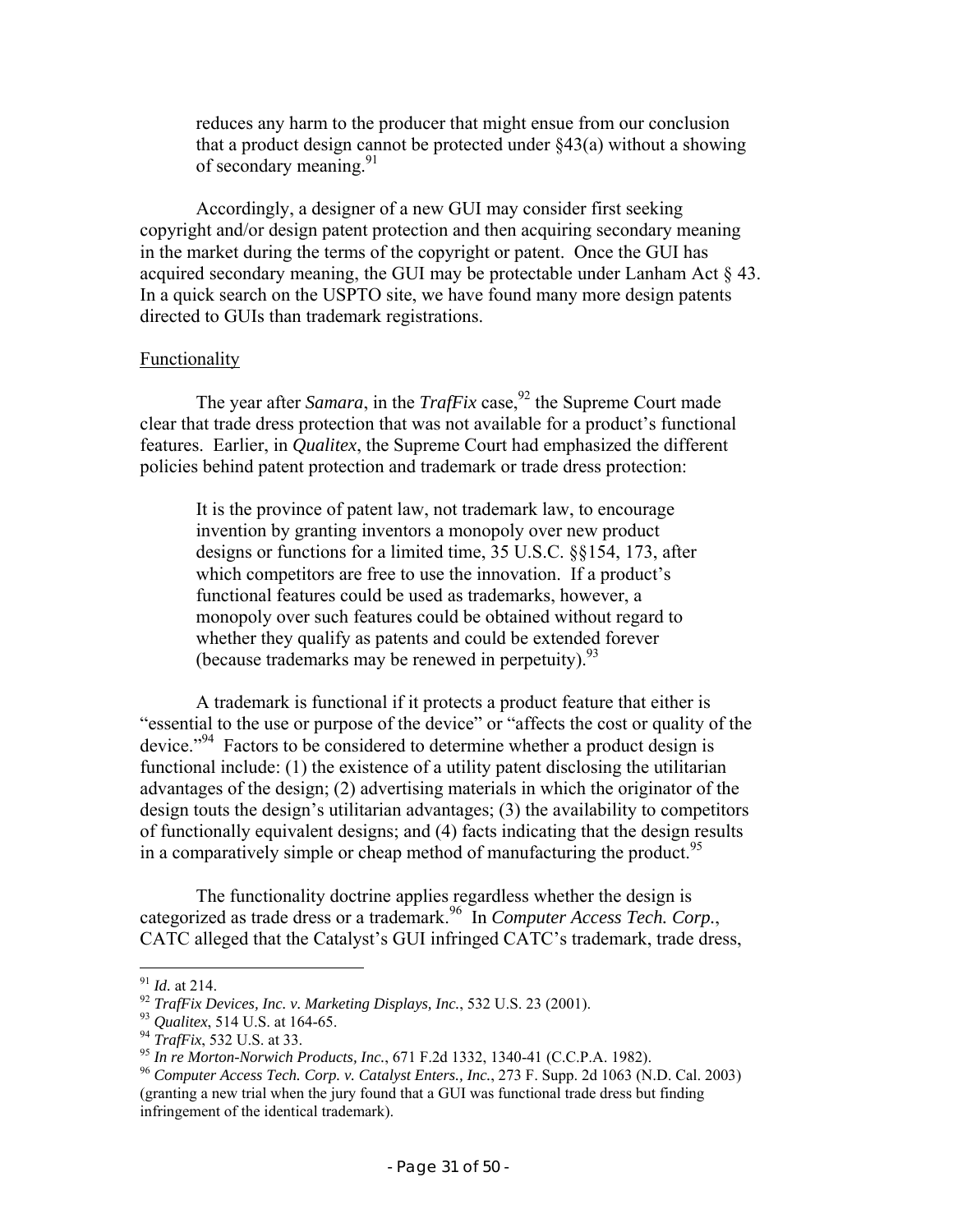> reduces any harm to the producer that might ensue from our conclusion that a product design cannot be protected under §43(a) without a showing of secondary meaning.[91]

Accordingly, a designer of a new GUI may consider first seeking copyright and/or design patent protection and then acquiring secondary meaning in the market during the terms of the copyright or patent. Once the GUI has acquired secondary meaning, the GUI may be protectable under Lanham Act § 43. In a quick search on the USPTO site, we have found many more design patents directed to GUIs than trademark registrations.

Functionality

The year after *Samara*, in the *TrafFix* case,[92] the Supreme Court made clear that trade dress protection that was not available for a product's functional features. Earlier, in *Qualitex*, the Supreme Court had emphasized the different policies behind patent protection and trademark or trade dress protection:

> It is the province of patent law, not trademark law, to encourage invention by granting inventors a monopoly over new product designs or functions for a limited time, 35 U.S.C. §§154, 173, after which competitors are free to use the innovation. If a product's functional features could be used as trademarks, however, a monopoly over such features could be obtained without regard to whether they qualify as patents and could be extended forever (because trademarks may be renewed in perpetuity).[93]

A trademark is functional if it protects a product feature that either is "essential to the use or purpose of the device" or "affects the cost or quality of the device."[94] Factors to be considered to determine whether a product design is functional include: (1) the existence of a utility patent disclosing the utilitarian advantages of the design; (2) advertising materials in which the originator of the design touts the design's utilitarian advantages; (3) the availability to competitors of functionally equivalent designs; and (4) facts indicating that the design results in a comparatively simple or cheap method of manufacturing the product.[95]

The functionality doctrine applies regardless whether the design is categorized as trade dress or a trademark.[96] In *Computer Access Tech. Corp.*, CATC alleged that the Catalyst's GUI infringed CATC's trademark, trade dress,

---

[91] *Id.* at 214.

[92] *TrafFix Devices, Inc. v. Marketing Displays, Inc.*, 532 U.S. 23 (2001).

[93] *Qualitex*, 514 U.S. at 164-65.

[94] *TrafFix*, 532 U.S. at 33.

[95] *In re Morton-Norwich Products, Inc.*, 671 F.2d 1332, 1340-41 (C.C.P.A. 1982).

[96] *Computer Access Tech. Corp. v. Catalyst Enters., Inc.*, 273 F. Supp. 2d 1063 (N.D. Cal. 2003) (granting a new trial when the jury found that a GUI was functional trade dress but finding infringement of the identical trademark).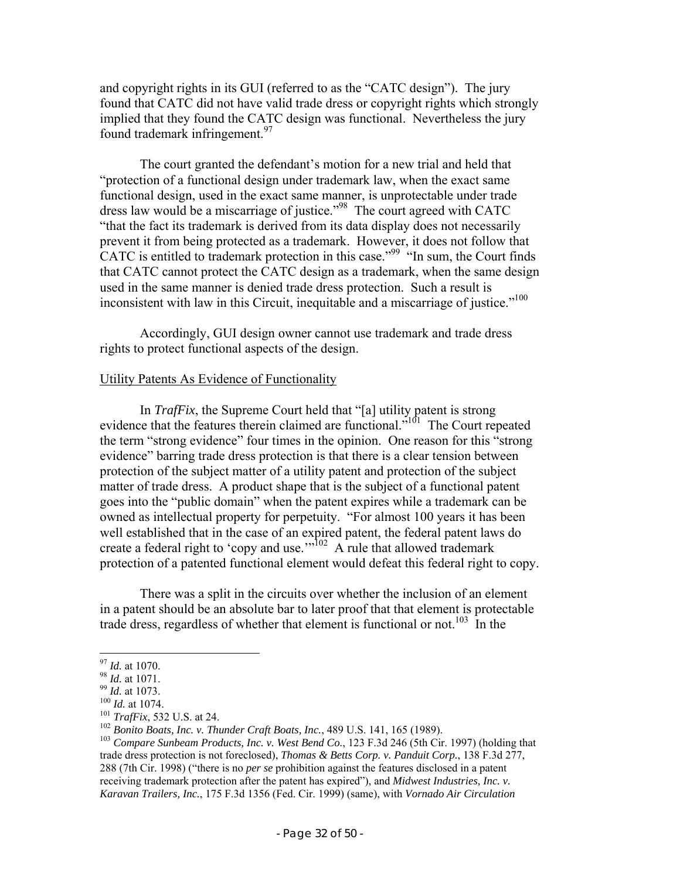and copyright rights in its GUI (referred to as the "CATC design"). The jury found that CATC did not have valid trade dress or copyright rights which strongly implied that they found the CATC design was functional. Nevertheless the jury found trademark infringement.[97]

The court granted the defendant's motion for a new trial and held that "protection of a functional design under trademark law, when the exact same functional design, used in the exact same manner, is unprotectable under trade dress law would be a miscarriage of justice."[98] The court agreed with CATC "that the fact its trademark is derived from its data display does not necessarily prevent it from being protected as a trademark. However, it does not follow that CATC is entitled to trademark protection in this case."[99] "In sum, the Court finds that CATC cannot protect the CATC design as a trademark, when the same design used in the same manner is denied trade dress protection. Such a result is inconsistent with law in this Circuit, inequitable and a miscarriage of justice."[100]

Accordingly, GUI design owner cannot use trademark and trade dress rights to protect functional aspects of the design.

<u>Utility Patents As Evidence of Functionality</u>

In *TrafFix*, the Supreme Court held that "[a] utility patent is strong evidence that the features therein claimed are functional."[101] The Court repeated the term "strong evidence" four times in the opinion. One reason for this "strong evidence" barring trade dress protection is that there is a clear tension between protection of the subject matter of a utility patent and protection of the subject matter of trade dress. A product shape that is the subject of a functional patent goes into the "public domain" when the patent expires while a trademark can be owned as intellectual property for perpetuity. "For almost 100 years it has been well established that in the case of an expired patent, the federal patent laws do create a federal right to 'copy and use.'"[102] A rule that allowed trademark protection of a patented functional element would defeat this federal right to copy.

There was a split in the circuits over whether the inclusion of an element in a patent should be an absolute bar to later proof that that element is protectable trade dress, regardless of whether that element is functional or not.[103] In the

---

[97] *Id.* at 1070.

[98] *Id.* at 1071.

[99] *Id.* at 1073.

[100] *Id.* at 1074.

[101] *TrafFix*, 532 U.S. at 24.

[102] *Bonito Boats, Inc. v. Thunder Craft Boats, Inc.*, 489 U.S. 141, 165 (1989).

[103] *Compare Sunbeam Products, Inc. v. West Bend Co.*, 123 F.3d 246 (5th Cir. 1997) (holding that trade dress protection is not foreclosed), *Thomas & Betts Corp. v. Panduit Corp.*, 138 F.3d 277, 288 (7th Cir. 1998) ("there is no *per se* prohibition against the features disclosed in a patent receiving trademark protection after the patent has expired"), and *Midwest Industries, Inc. v. Karavan Trailers, Inc.*, 175 F.3d 1356 (Fed. Cir. 1999) (same), with *Vornado Air Circulation*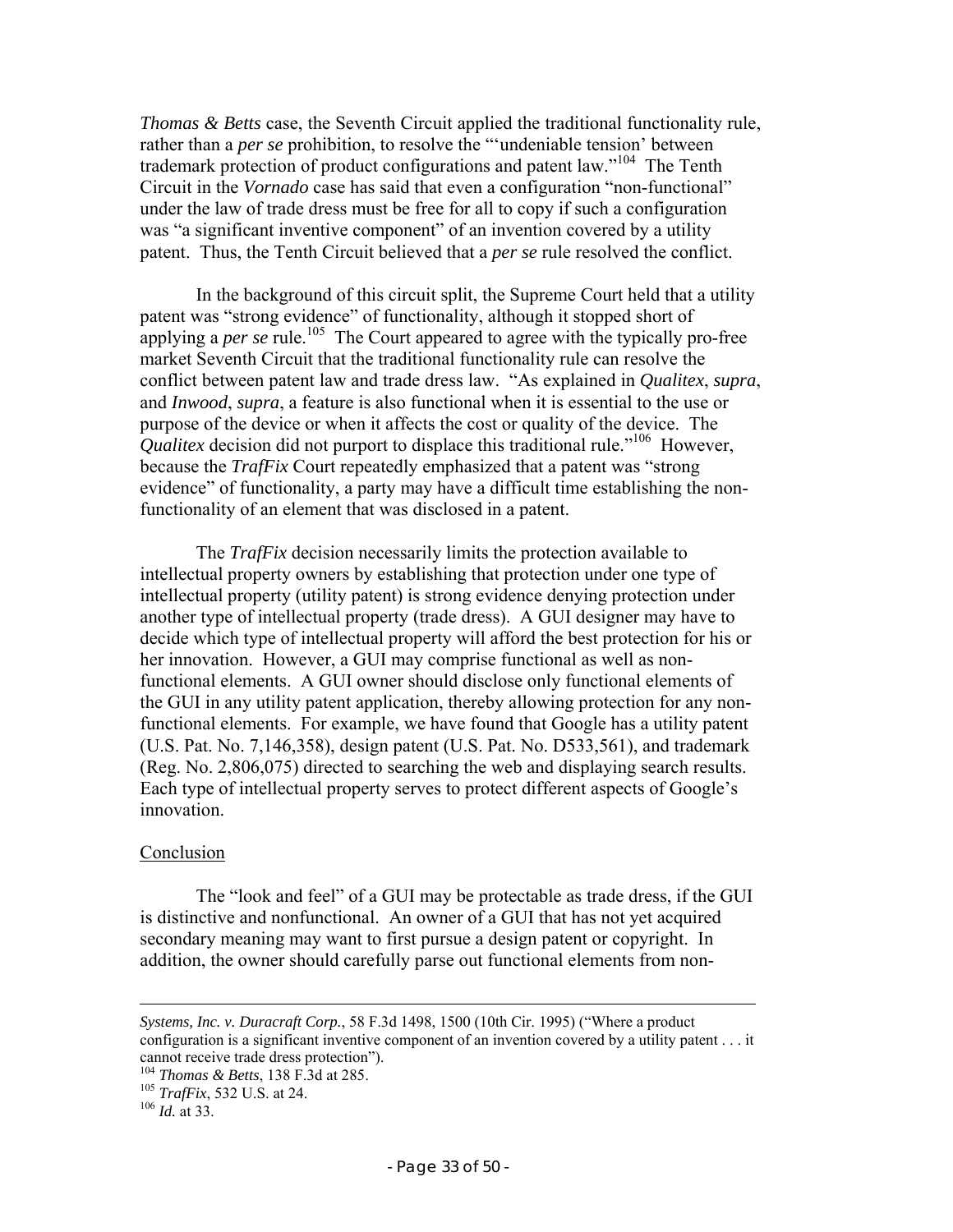*Thomas & Betts* case, the Seventh Circuit applied the traditional functionality rule, rather than a *per se* prohibition, to resolve the "'undeniable tension' between trademark protection of product configurations and patent law."[104] The Tenth Circuit in the *Vornado* case has said that even a configuration "non-functional" under the law of trade dress must be free for all to copy if such a configuration was "a significant inventive component" of an invention covered by a utility patent. Thus, the Tenth Circuit believed that a *per se* rule resolved the conflict.

In the background of this circuit split, the Supreme Court held that a utility patent was "strong evidence" of functionality, although it stopped short of applying a *per se* rule.[105] The Court appeared to agree with the typically pro-free market Seventh Circuit that the traditional functionality rule can resolve the conflict between patent law and trade dress law. "As explained in *Qualitex*, *supra*, and *Inwood*, *supra*, a feature is also functional when it is essential to the use or purpose of the device or when it affects the cost or quality of the device. The *Qualitex* decision did not purport to displace this traditional rule."[106] However, because the *TrafFix* Court repeatedly emphasized that a patent was "strong evidence" of functionality, a party may have a difficult time establishing the non-functionality of an element that was disclosed in a patent.

The *TrafFix* decision necessarily limits the protection available to intellectual property owners by establishing that protection under one type of intellectual property (utility patent) is strong evidence denying protection under another type of intellectual property (trade dress). A GUI designer may have to decide which type of intellectual property will afford the best protection for his or her innovation. However, a GUI may comprise functional as well as non-functional elements. A GUI owner should disclose only functional elements of the GUI in any utility patent application, thereby allowing protection for any non-functional elements. For example, we have found that Google has a utility patent (U.S. Pat. No. 7,146,358), design patent (U.S. Pat. No. D533,561), and trademark (Reg. No. 2,806,075) directed to searching the web and displaying search results. Each type of intellectual property serves to protect different aspects of Google's innovation.

## Conclusion

The "look and feel" of a GUI may be protectable as trade dress, if the GUI is distinctive and nonfunctional. An owner of a GUI that has not yet acquired secondary meaning may want to first pursue a design patent or copyright. In addition, the owner should carefully parse out functional elements from non-

---

*Systems, Inc. v. Duracraft Corp.*, 58 F.3d 1498, 1500 (10th Cir. 1995) ("Where a product configuration is a significant inventive component of an invention covered by a utility patent . . . it cannot receive trade dress protection").

[104] *Thomas & Betts*, 138 F.3d at 285.

[105] *TrafFix*, 532 U.S. at 24.

[106] *Id.* at 33.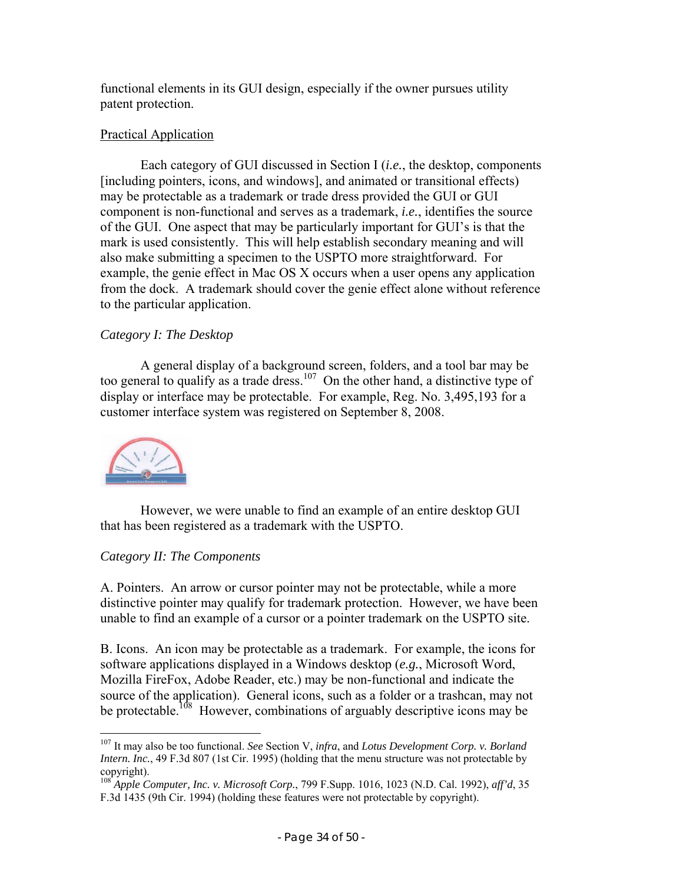functional elements in its GUI design, especially if the owner pursues utility patent protection.

Practical Application

Each category of GUI discussed in Section I (*i.e.*, the desktop, components [including pointers, icons, and windows], and animated or transitional effects) may be protectable as a trademark or trade dress provided the GUI or GUI component is non-functional and serves as a trademark, *i.e.*, identifies the source of the GUI. One aspect that may be particularly important for GUI's is that the mark is used consistently. This will help establish secondary meaning and will also make submitting a specimen to the USPTO more straightforward. For example, the genie effect in Mac OS X occurs when a user opens any application from the dock. A trademark should cover the genie effect alone without reference to the particular application.

*Category I: The Desktop*

A general display of a background screen, folders, and a tool bar may be too general to qualify as a trade dress.[107] On the other hand, a distinctive type of display or interface may be protectable. For example, Reg. No. 3,495,193 for a customer interface system was registered on September 8, 2008.

However, we were unable to find an example of an entire desktop GUI that has been registered as a trademark with the USPTO.

*Category II: The Components*

A. Pointers. An arrow or cursor pointer may not be protectable, while a more distinctive pointer may qualify for trademark protection. However, we have been unable to find an example of a cursor or a pointer trademark on the USPTO site.

B. Icons. An icon may be protectable as a trademark. For example, the icons for software applications displayed in a Windows desktop (*e.g.*, Microsoft Word, Mozilla FireFox, Adobe Reader, etc.) may be non-functional and indicate the source of the application). General icons, such as a folder or a trashcan, may not be protectable.[108] However, combinations of arguably descriptive icons may be

---

[107] It may also be too functional. *See* Section V, *infra*, and *Lotus Development Corp. v. Borland Intern. Inc.*, 49 F.3d 807 (1st Cir. 1995) (holding that the menu structure was not protectable by copyright).

[108] *Apple Computer, Inc. v. Microsoft Corp.*, 799 F.Supp. 1016, 1023 (N.D. Cal. 1992), *aff'd*, 35 F.3d 1435 (9th Cir. 1994) (holding these features were not protectable by copyright).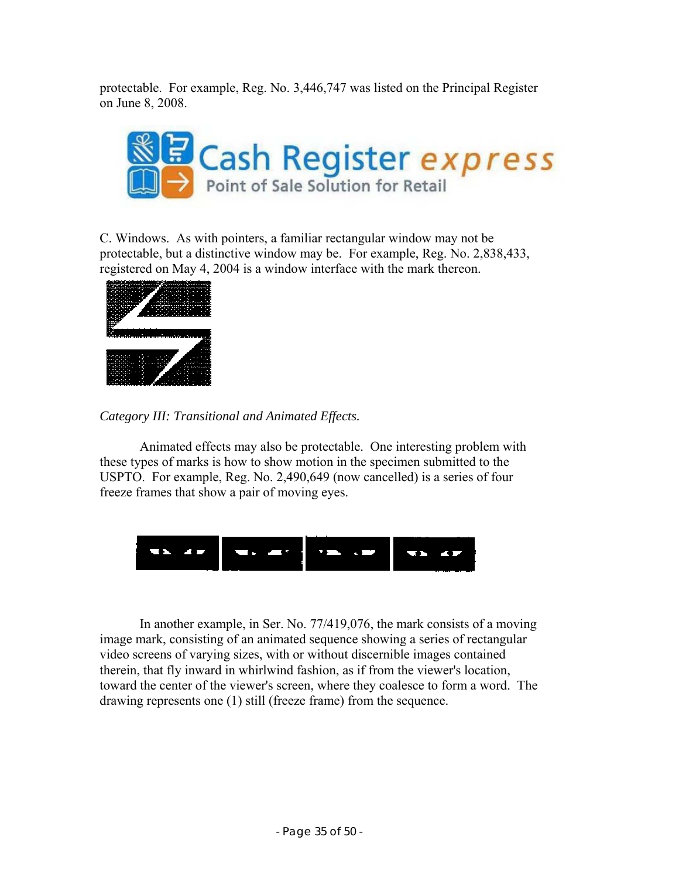protectable. For example, Reg. No. 3,446,747 was listed on the Principal Register on June 8, 2008.

C. Windows. As with pointers, a familiar rectangular window may not be protectable, but a distinctive window may be. For example, Reg. No. 2,838,433, registered on May 4, 2004 is a window interface with the mark thereon.

*Category III: Transitional and Animated Effects.*

Animated effects may also be protectable. One interesting problem with these types of marks is how to show motion in the specimen submitted to the USPTO. For example, Reg. No. 2,490,649 (now cancelled) is a series of four freeze frames that show a pair of moving eyes.

In another example, in Ser. No. 77/419,076, the mark consists of a moving image mark, consisting of an animated sequence showing a series of rectangular video screens of varying sizes, with or without discernible images contained therein, that fly inward in whirlwind fashion, as if from the viewer's location, toward the center of the viewer's screen, where they coalesce to form a word. The drawing represents one (1) still (freeze frame) from the sequence.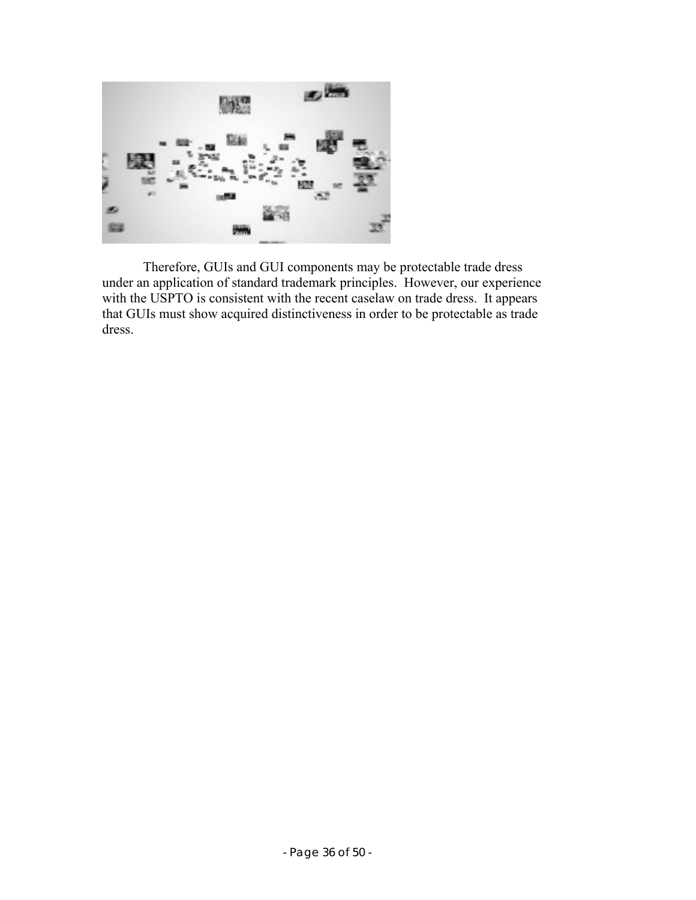Therefore, GUIs and GUI components may be protectable trade dress under an application of standard trademark principles. However, our experience with the USPTO is consistent with the recent caselaw on trade dress. It appears that GUIs must show acquired distinctiveness in order to be protectable as trade dress.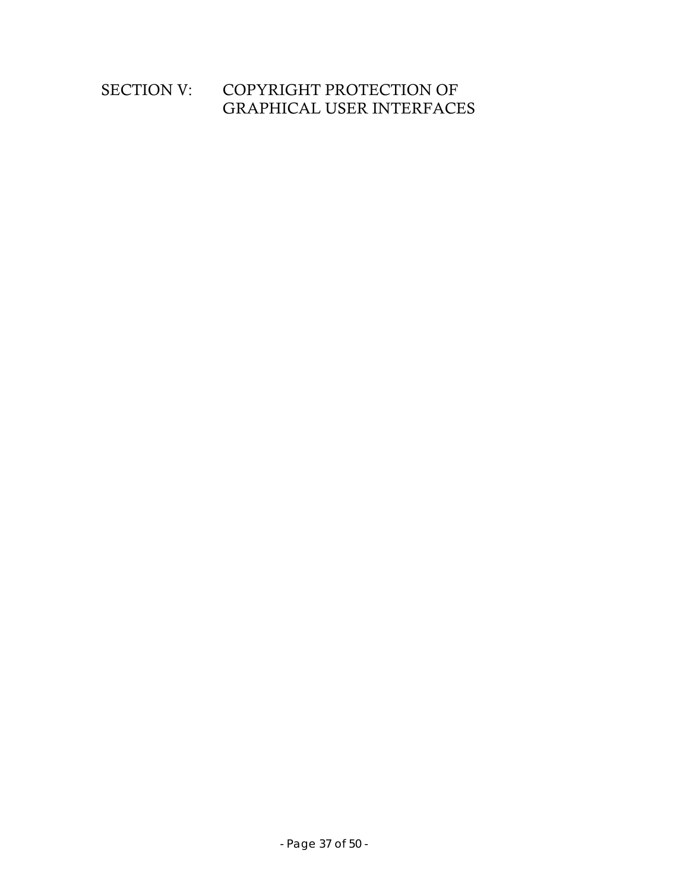# SECTION V: COPYRIGHT PROTECTION OF GRAPHICAL USER INTERFACES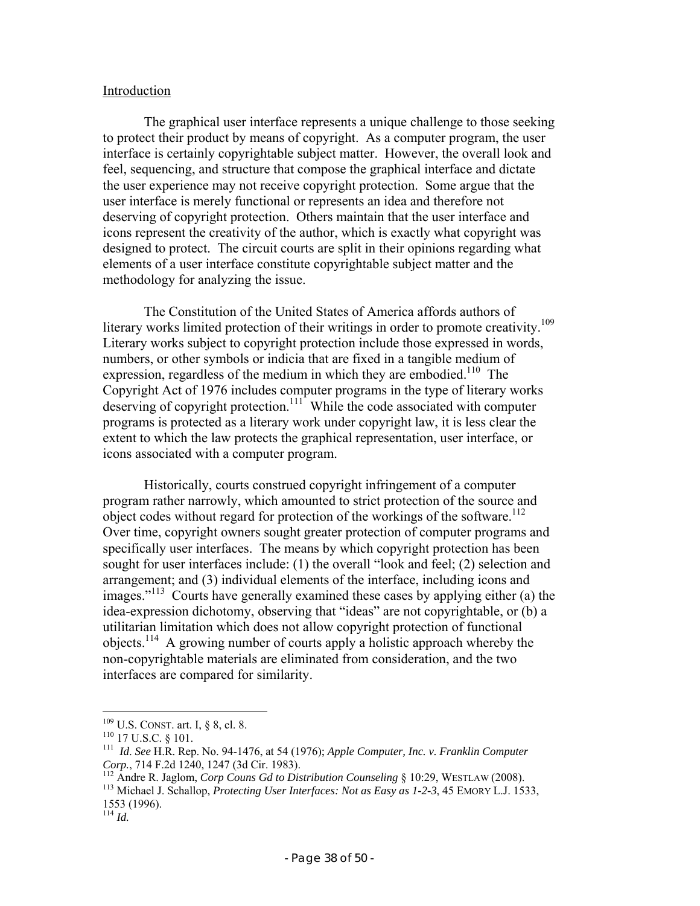## Introduction

The graphical user interface represents a unique challenge to those seeking to protect their product by means of copyright. As a computer program, the user interface is certainly copyrightable subject matter. However, the overall look and feel, sequencing, and structure that compose the graphical interface and dictate the user experience may not receive copyright protection. Some argue that the user interface is merely functional or represents an idea and therefore not deserving of copyright protection. Others maintain that the user interface and icons represent the creativity of the author, which is exactly what copyright was designed to protect. The circuit courts are split in their opinions regarding what elements of a user interface constitute copyrightable subject matter and the methodology for analyzing the issue.

The Constitution of the United States of America affords authors of literary works limited protection of their writings in order to promote creativity.[109] Literary works subject to copyright protection include those expressed in words, numbers, or other symbols or indicia that are fixed in a tangible medium of expression, regardless of the medium in which they are embodied.[110] The Copyright Act of 1976 includes computer programs in the type of literary works deserving of copyright protection.[111] While the code associated with computer programs is protected as a literary work under copyright law, it is less clear the extent to which the law protects the graphical representation, user interface, or icons associated with a computer program.

Historically, courts construed copyright infringement of a computer program rather narrowly, which amounted to strict protection of the source and object codes without regard for protection of the workings of the software.[112] Over time, copyright owners sought greater protection of computer programs and specifically user interfaces. The means by which copyright protection has been sought for user interfaces include: (1) the overall "look and feel; (2) selection and arrangement; and (3) individual elements of the interface, including icons and images."[113] Courts have generally examined these cases by applying either (a) the idea-expression dichotomy, observing that "ideas" are not copyrightable, or (b) a utilitarian limitation which does not allow copyright protection of functional objects.[114] A growing number of courts apply a holistic approach whereby the non-copyrightable materials are eliminated from consideration, and the two interfaces are compared for similarity.

---

[109] U.S. CONST. art. I, § 8, cl. 8.

[110] 17 U.S.C. § 101.

[111] *Id*. *See* H.R. Rep. No. 94-1476, at 54 (1976); *Apple Computer, Inc. v. Franklin Computer Corp.*, 714 F.2d 1240, 1247 (3d Cir. 1983).

[112] Andre R. Jaglom, *Corp Couns Gd to Distribution Counseling* § 10:29, WESTLAW (2008).

[113] Michael J. Schallop, *Protecting User Interfaces: Not as Easy as 1-2-3*, 45 EMORY L.J. 1533, 1553 (1996).

[114] *Id.*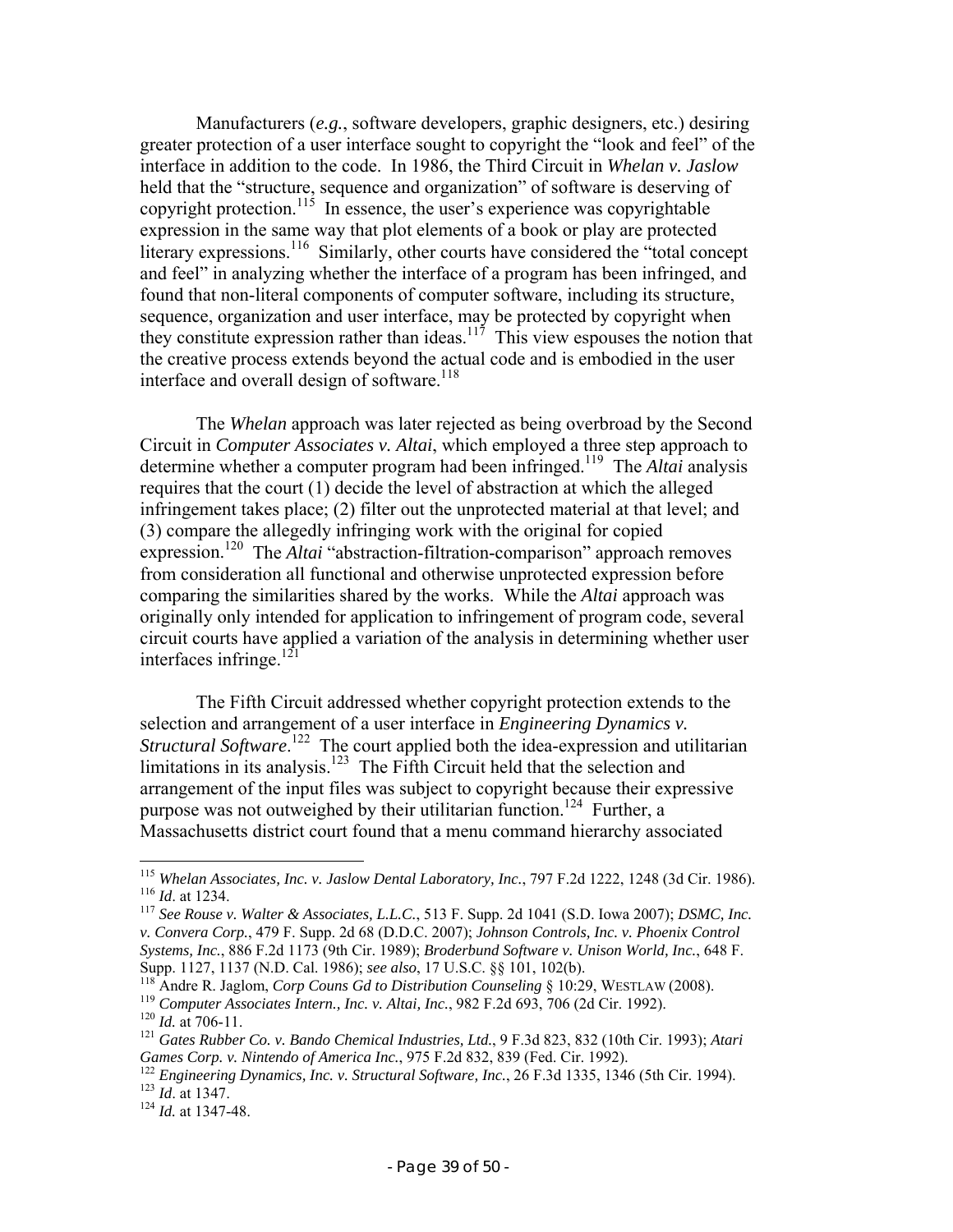Manufacturers (*e.g.*, software developers, graphic designers, etc.) desiring greater protection of a user interface sought to copyright the "look and feel" of the interface in addition to the code. In 1986, the Third Circuit in *Whelan v. Jaslow* held that the "structure, sequence and organization" of software is deserving of copyright protection.[115] In essence, the user's experience was copyrightable expression in the same way that plot elements of a book or play are protected literary expressions.[116] Similarly, other courts have considered the "total concept and feel" in analyzing whether the interface of a program has been infringed, and found that non-literal components of computer software, including its structure, sequence, organization and user interface, may be protected by copyright when they constitute expression rather than ideas.[117] This view espouses the notion that the creative process extends beyond the actual code and is embodied in the user interface and overall design of software.[118]

The *Whelan* approach was later rejected as being overbroad by the Second Circuit in *Computer Associates v. Altai*, which employed a three step approach to determine whether a computer program had been infringed.[119] The *Altai* analysis requires that the court (1) decide the level of abstraction at which the alleged infringement takes place; (2) filter out the unprotected material at that level; and (3) compare the allegedly infringing work with the original for copied expression.[120] The *Altai* "abstraction-filtration-comparison" approach removes from consideration all functional and otherwise unprotected expression before comparing the similarities shared by the works. While the *Altai* approach was originally only intended for application to infringement of program code, several circuit courts have applied a variation of the analysis in determining whether user interfaces infringe.[121]

The Fifth Circuit addressed whether copyright protection extends to the selection and arrangement of a user interface in *Engineering Dynamics v. Structural Software*.[122] The court applied both the idea-expression and utilitarian limitations in its analysis.[123] The Fifth Circuit held that the selection and arrangement of the input files was subject to copyright because their expressive purpose was not outweighed by their utilitarian function.[124] Further, a Massachusetts district court found that a menu command hierarchy associated

---

[115] *Whelan Associates, Inc. v. Jaslow Dental Laboratory, Inc.*, 797 F.2d 1222, 1248 (3d Cir. 1986).
[116] *Id*. at 1234.
[117] *See Rouse v. Walter & Associates, L.L.C.*, 513 F. Supp. 2d 1041 (S.D. Iowa 2007); *DSMC, Inc. v. Convera Corp.*, 479 F. Supp. 2d 68 (D.D.C. 2007); *Johnson Controls, Inc. v. Phoenix Control Systems, Inc.*, 886 F.2d 1173 (9th Cir. 1989); *Broderbund Software v. Unison World, Inc.*, 648 F. Supp. 1127, 1137 (N.D. Cal. 1986); *see also*, 17 U.S.C. §§ 101, 102(b).
[118] Andre R. Jaglom, *Corp Couns Gd to Distribution Counseling* § 10:29, WESTLAW (2008).
[119] *Computer Associates Intern., Inc. v. Altai, Inc.*, 982 F.2d 693, 706 (2d Cir. 1992).
[120] *Id.* at 706-11.
[121] *Gates Rubber Co. v. Bando Chemical Industries, Ltd.*, 9 F.3d 823, 832 (10th Cir. 1993); *Atari Games Corp. v. Nintendo of America Inc.*, 975 F.2d 832, 839 (Fed. Cir. 1992).
[122] *Engineering Dynamics, Inc. v. Structural Software, Inc.*, 26 F.3d 1335, 1346 (5th Cir. 1994).
[123] *Id*. at 1347.
[124] *Id.* at 1347-48.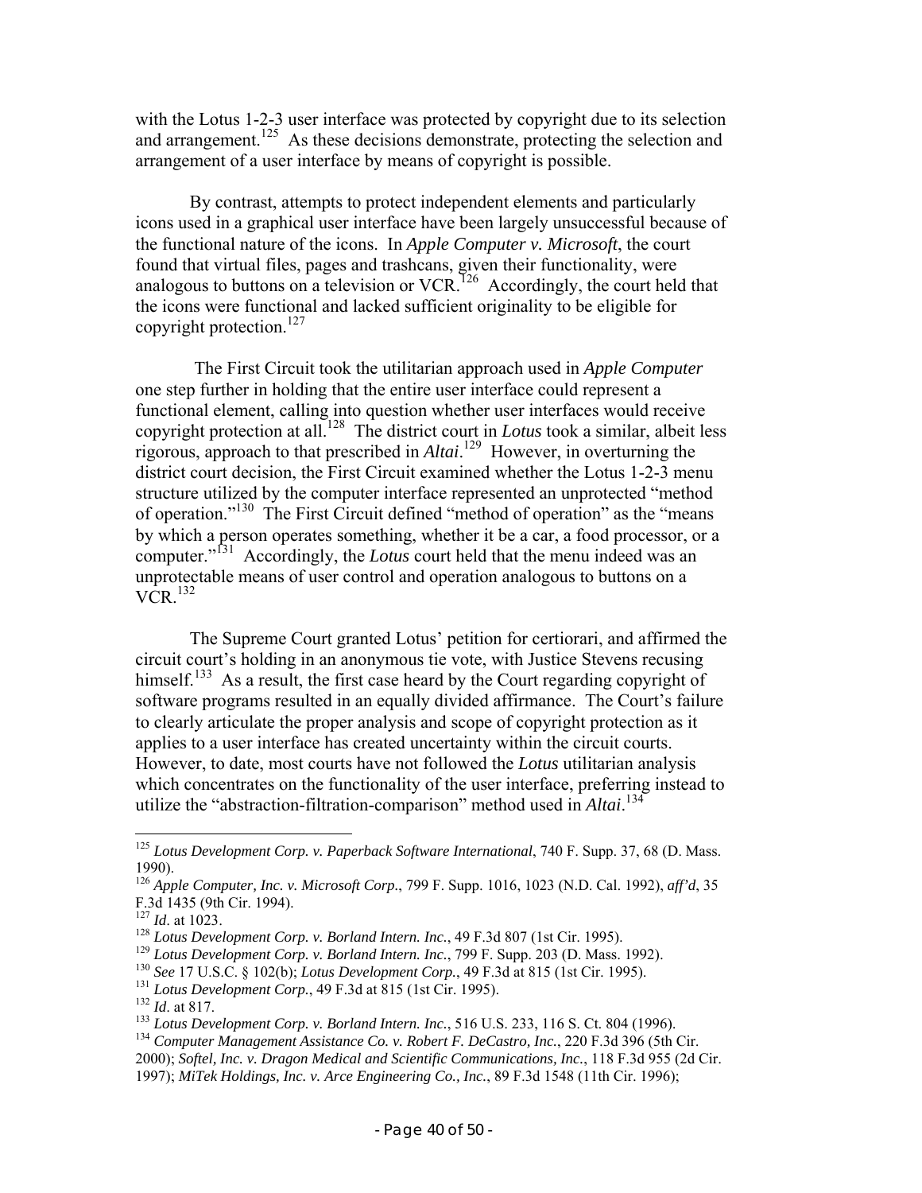with the Lotus 1-2-3 user interface was protected by copyright due to its selection and arrangement.[125] As these decisions demonstrate, protecting the selection and arrangement of a user interface by means of copyright is possible.

By contrast, attempts to protect independent elements and particularly icons used in a graphical user interface have been largely unsuccessful because of the functional nature of the icons. In *Apple Computer v. Microsoft*, the court found that virtual files, pages and trashcans, given their functionality, were analogous to buttons on a television or VCR.[126] Accordingly, the court held that the icons were functional and lacked sufficient originality to be eligible for copyright protection.[127]

The First Circuit took the utilitarian approach used in *Apple Computer* one step further in holding that the entire user interface could represent a functional element, calling into question whether user interfaces would receive copyright protection at all.[128] The district court in *Lotus* took a similar, albeit less rigorous, approach to that prescribed in *Altai*.[129] However, in overturning the district court decision, the First Circuit examined whether the Lotus 1-2-3 menu structure utilized by the computer interface represented an unprotected "method of operation."[130] The First Circuit defined "method of operation" as the "means by which a person operates something, whether it be a car, a food processor, or a computer."[131] Accordingly, the *Lotus* court held that the menu indeed was an unprotectable means of user control and operation analogous to buttons on a VCR.[132]

The Supreme Court granted Lotus' petition for certiorari, and affirmed the circuit court's holding in an anonymous tie vote, with Justice Stevens recusing himself.[133] As a result, the first case heard by the Court regarding copyright of software programs resulted in an equally divided affirmance. The Court's failure to clearly articulate the proper analysis and scope of copyright protection as it applies to a user interface has created uncertainty within the circuit courts. However, to date, most courts have not followed the *Lotus* utilitarian analysis which concentrates on the functionality of the user interface, preferring instead to utilize the "abstraction-filtration-comparison" method used in *Altai*.[134]

---

[125] *Lotus Development Corp. v. Paperback Software International*, 740 F. Supp. 37, 68 (D. Mass. 1990).

[126] *Apple Computer, Inc. v. Microsoft Corp.*, 799 F. Supp. 1016, 1023 (N.D. Cal. 1992), *aff'd*, 35 F.3d 1435 (9th Cir. 1994).

[127] *Id*. at 1023.

[128] *Lotus Development Corp. v. Borland Intern. Inc.*, 49 F.3d 807 (1st Cir. 1995).

[129] *Lotus Development Corp. v. Borland Intern. Inc.*, 799 F. Supp. 203 (D. Mass. 1992).

[130] *See* 17 U.S.C. § 102(b); *Lotus Development Corp.*, 49 F.3d at 815 (1st Cir. 1995).

[131] *Lotus Development Corp.*, 49 F.3d at 815 (1st Cir. 1995).

[132] *Id*. at 817.

[133] *Lotus Development Corp. v. Borland Intern. Inc.*, 516 U.S. 233, 116 S. Ct. 804 (1996).

[134] *Computer Management Assistance Co. v. Robert F. DeCastro, Inc.*, 220 F.3d 396 (5th Cir. 2000); *Softel, Inc. v. Dragon Medical and Scientific Communications, Inc.*, 118 F.3d 955 (2d Cir. 1997); *MiTek Holdings, Inc. v. Arce Engineering Co., Inc.*, 89 F.3d 1548 (11th Cir. 1996);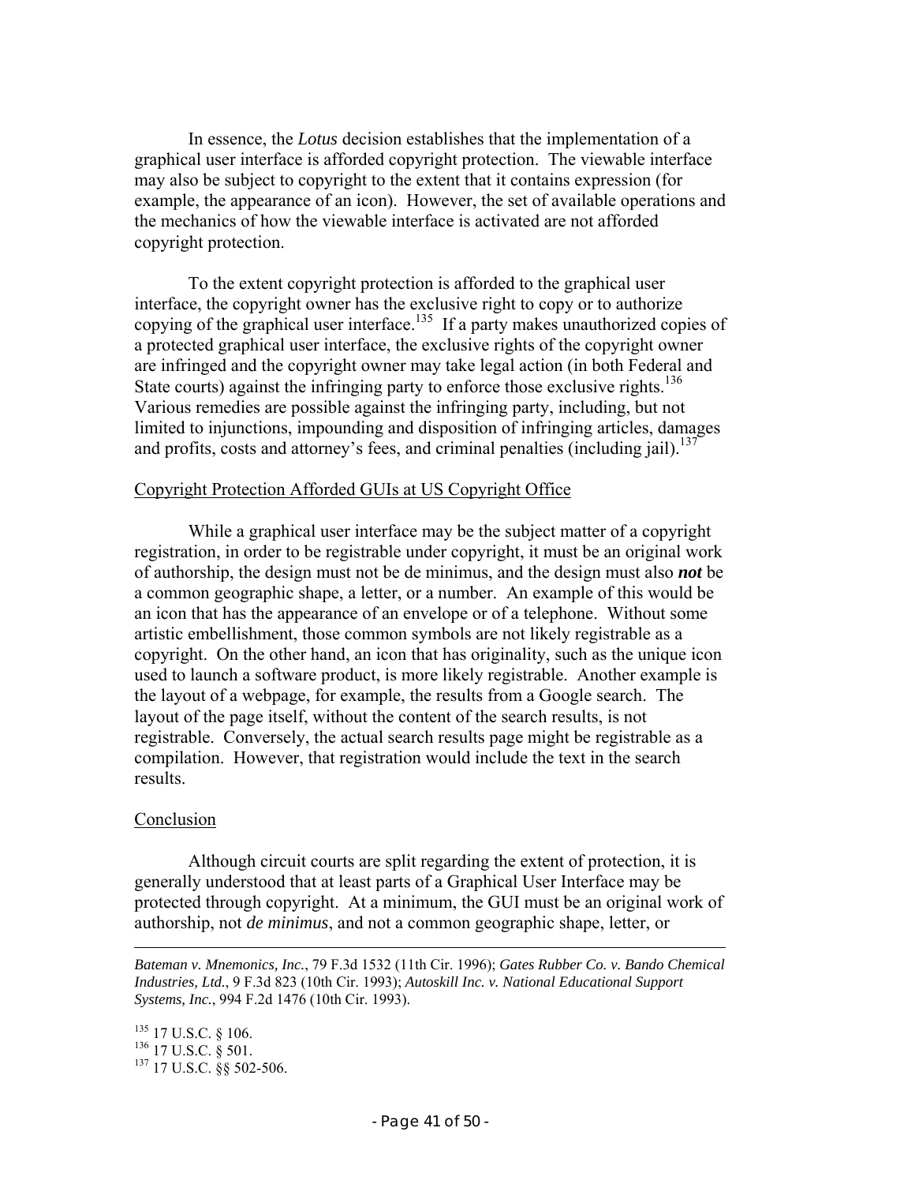In essence, the *Lotus* decision establishes that the implementation of a graphical user interface is afforded copyright protection. The viewable interface may also be subject to copyright to the extent that it contains expression (for example, the appearance of an icon). However, the set of available operations and the mechanics of how the viewable interface is activated are not afforded copyright protection.

To the extent copyright protection is afforded to the graphical user interface, the copyright owner has the exclusive right to copy or to authorize copying of the graphical user interface.[135] If a party makes unauthorized copies of a protected graphical user interface, the exclusive rights of the copyright owner are infringed and the copyright owner may take legal action (in both Federal and State courts) against the infringing party to enforce those exclusive rights.[136] Various remedies are possible against the infringing party, including, but not limited to injunctions, impounding and disposition of infringing articles, damages and profits, costs and attorney's fees, and criminal penalties (including jail).[137]

## Copyright Protection Afforded GUIs at US Copyright Office

While a graphical user interface may be the subject matter of a copyright registration, in order to be registrable under copyright, it must be an original work of authorship, the design must not be de minimus, and the design must also ***not*** be a common geographic shape, a letter, or a number. An example of this would be an icon that has the appearance of an envelope or of a telephone. Without some artistic embellishment, those common symbols are not likely registrable as a copyright. On the other hand, an icon that has originality, such as the unique icon used to launch a software product, is more likely registrable. Another example is the layout of a webpage, for example, the results from a Google search. The layout of the page itself, without the content of the search results, is not registrable. Conversely, the actual search results page might be registrable as a compilation. However, that registration would include the text in the search results.

## Conclusion

Although circuit courts are split regarding the extent of protection, it is generally understood that at least parts of a Graphical User Interface may be protected through copyright. At a minimum, the GUI must be an original work of authorship, not *de minimus*, and not a common geographic shape, letter, or

---

*Bateman v. Mnemonics, Inc.*, 79 F.3d 1532 (11th Cir. 1996); *Gates Rubber Co. v. Bando Chemical Industries, Ltd.*, 9 F.3d 823 (10th Cir. 1993); *Autoskill Inc. v. National Educational Support Systems, Inc.*, 994 F.2d 1476 (10th Cir. 1993).

[135] 17 U.S.C. § 106.
[136] 17 U.S.C. § 501.
[137] 17 U.S.C. §§ 502-506.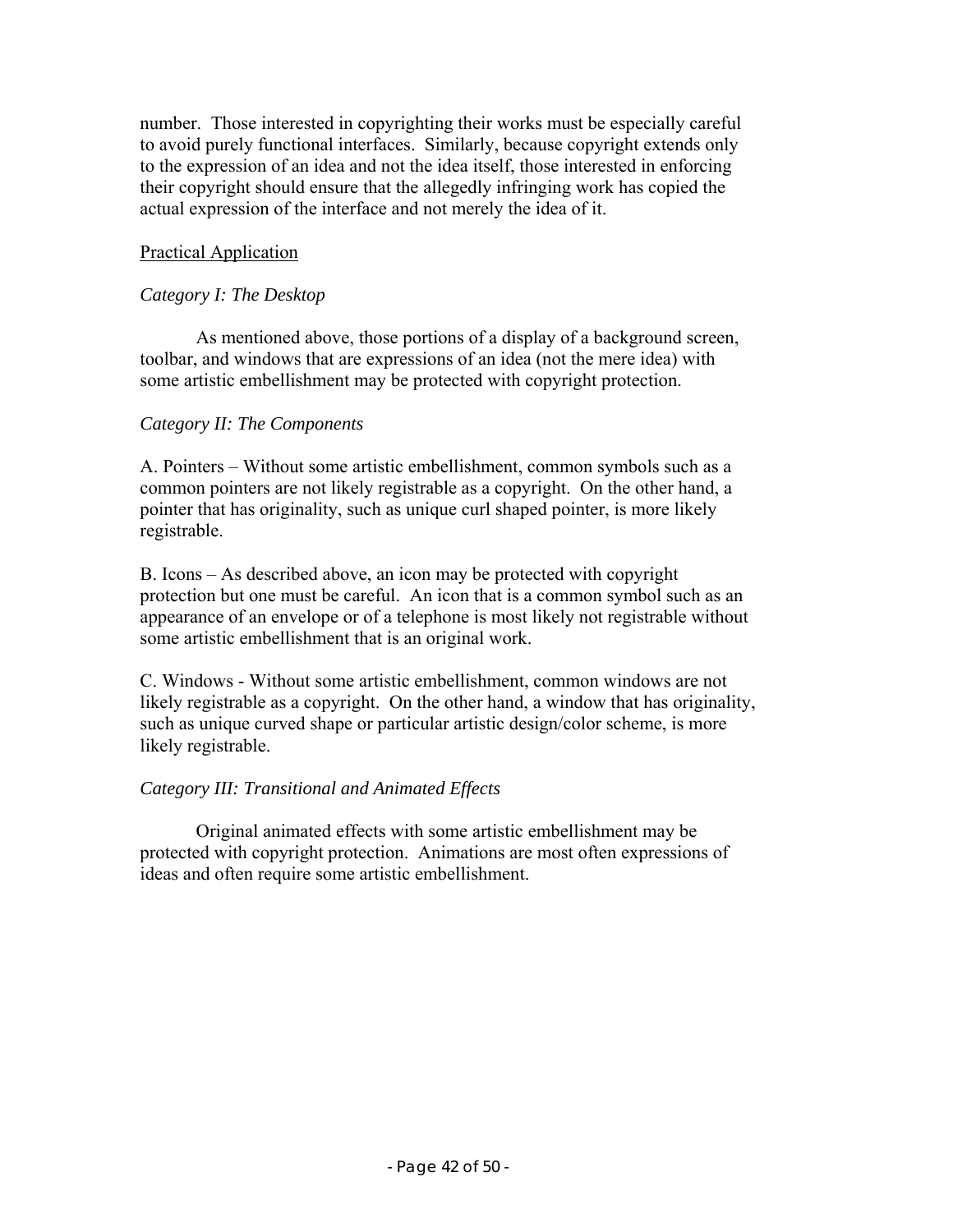number. Those interested in copyrighting their works must be especially careful to avoid purely functional interfaces. Similarly, because copyright extends only to the expression of an idea and not the idea itself, those interested in enforcing their copyright should ensure that the allegedly infringing work has copied the actual expression of the interface and not merely the idea of it.

<u>Practical Application</u>

*Category I: The Desktop*

As mentioned above, those portions of a display of a background screen, toolbar, and windows that are expressions of an idea (not the mere idea) with some artistic embellishment may be protected with copyright protection.

*Category II: The Components*

A. Pointers – Without some artistic embellishment, common symbols such as a common pointers are not likely registrable as a copyright. On the other hand, a pointer that has originality, such as unique curl shaped pointer, is more likely registrable.

B. Icons – As described above, an icon may be protected with copyright protection but one must be careful. An icon that is a common symbol such as an appearance of an envelope or of a telephone is most likely not registrable without some artistic embellishment that is an original work.

C. Windows - Without some artistic embellishment, common windows are not likely registrable as a copyright. On the other hand, a window that has originality, such as unique curved shape or particular artistic design/color scheme, is more likely registrable.

*Category III: Transitional and Animated Effects*

Original animated effects with some artistic embellishment may be protected with copyright protection. Animations are most often expressions of ideas and often require some artistic embellishment.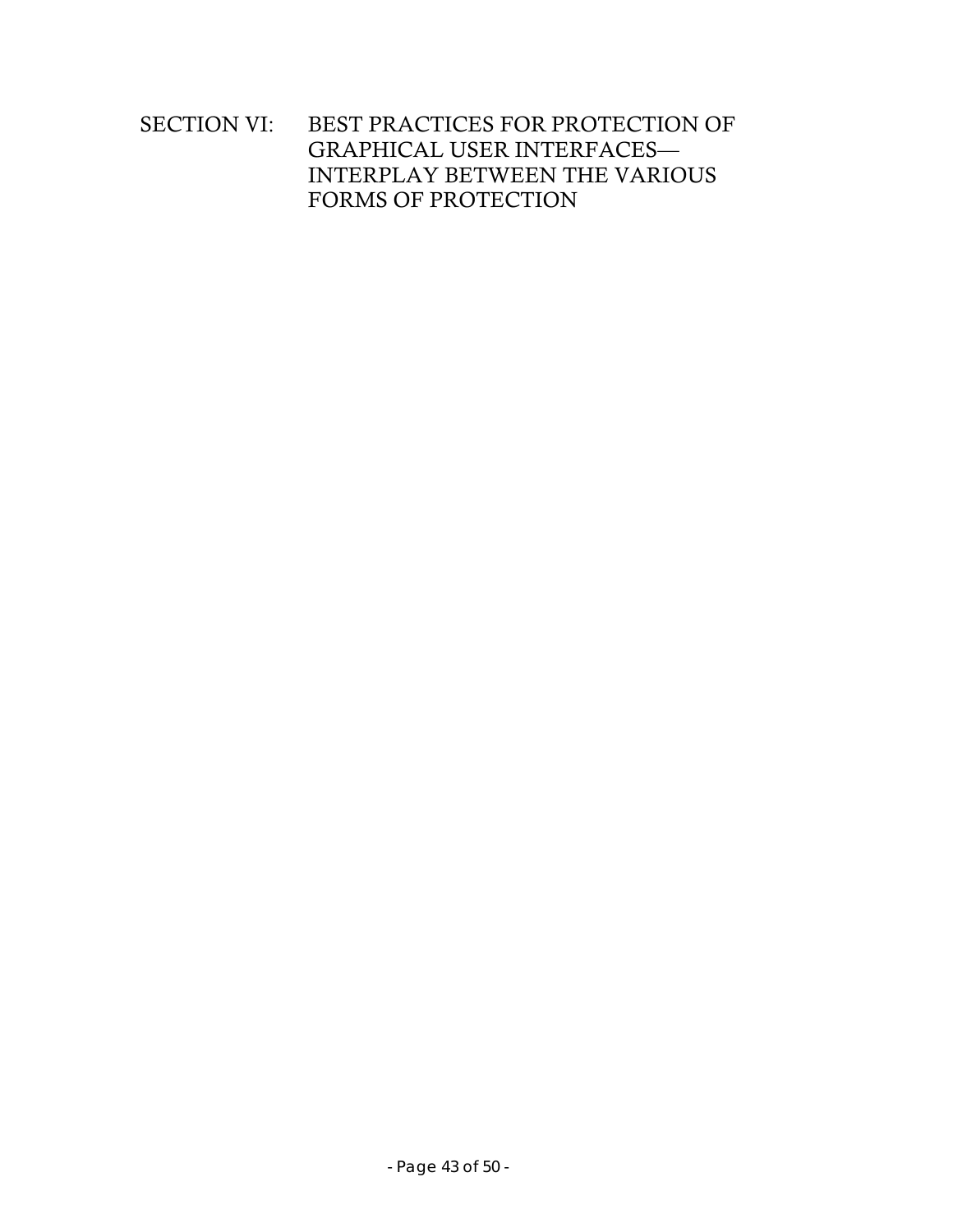# SECTION VI: BEST PRACTICES FOR PROTECTION OF GRAPHICAL USER INTERFACES—INTERPLAY BETWEEN THE VARIOUS FORMS OF PROTECTION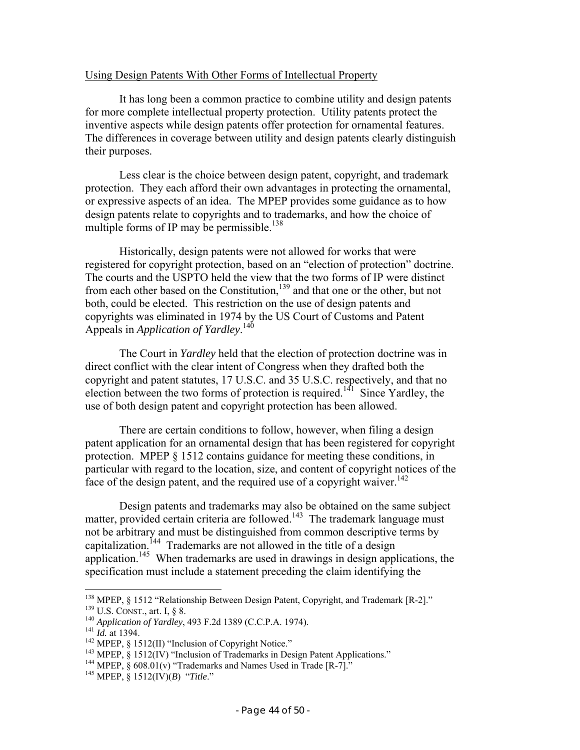Using Design Patents With Other Forms of Intellectual Property

It has long been a common practice to combine utility and design patents for more complete intellectual property protection. Utility patents protect the inventive aspects while design patents offer protection for ornamental features. The differences in coverage between utility and design patents clearly distinguish their purposes.

Less clear is the choice between design patent, copyright, and trademark protection. They each afford their own advantages in protecting the ornamental, or expressive aspects of an idea. The MPEP provides some guidance as to how design patents relate to copyrights and to trademarks, and how the choice of multiple forms of IP may be permissible.[138]

Historically, design patents were not allowed for works that were registered for copyright protection, based on an "election of protection" doctrine. The courts and the USPTO held the view that the two forms of IP were distinct from each other based on the Constitution,[139] and that one or the other, but not both, could be elected. This restriction on the use of design patents and copyrights was eliminated in 1974 by the US Court of Customs and Patent Appeals in *Application of Yardley*.[140]

The Court in *Yardley* held that the election of protection doctrine was in direct conflict with the clear intent of Congress when they drafted both the copyright and patent statutes, 17 U.S.C. and 35 U.S.C. respectively, and that no election between the two forms of protection is required.[141] Since Yardley, the use of both design patent and copyright protection has been allowed.

There are certain conditions to follow, however, when filing a design patent application for an ornamental design that has been registered for copyright protection. MPEP § 1512 contains guidance for meeting these conditions, in particular with regard to the location, size, and content of copyright notices of the face of the design patent, and the required use of a copyright waiver.[142]

Design patents and trademarks may also be obtained on the same subject matter, provided certain criteria are followed.[143] The trademark language must not be arbitrary and must be distinguished from common descriptive terms by capitalization.[144] Trademarks are not allowed in the title of a design application.[145] When trademarks are used in drawings in design applications, the specification must include a statement preceding the claim identifying the

---

[138] MPEP, § 1512 "Relationship Between Design Patent, Copyright, and Trademark [R-2]."

[139] U.S. CONST., art. I, § 8.

[140] *Application of Yardley*, 493 F.2d 1389 (C.C.P.A. 1974).

[141] *Id.* at 1394.

[142] MPEP, § 1512(II) "Inclusion of Copyright Notice."

[143] MPEP, § 1512(IV) "Inclusion of Trademarks in Design Patent Applications."

[144] MPEP, § 608.01(v) "Trademarks and Names Used in Trade [R-7]."

[145] MPEP, § 1512(IV)(*B*) "*Title*."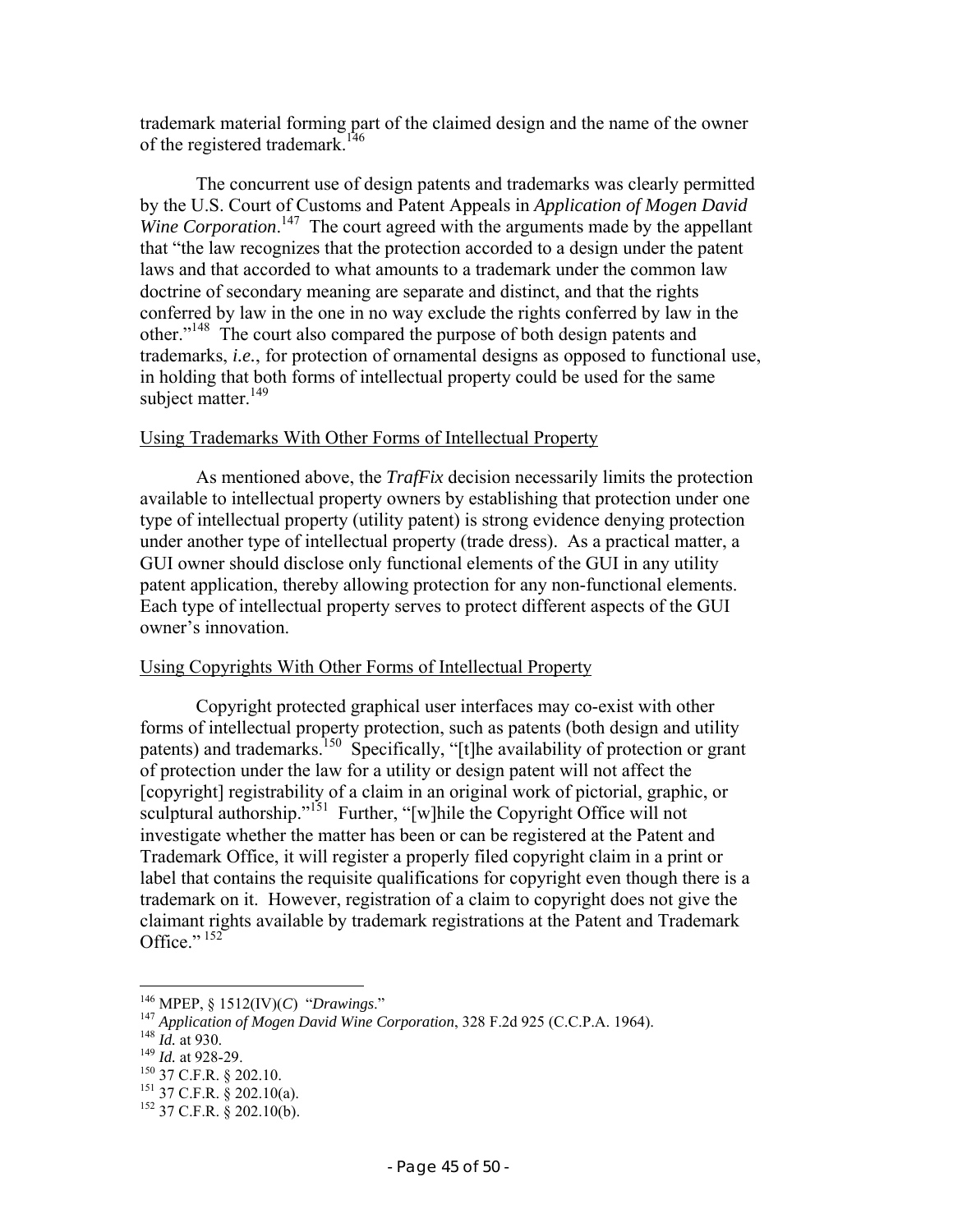trademark material forming part of the claimed design and the name of the owner of the registered trademark.[146]

The concurrent use of design patents and trademarks was clearly permitted by the U.S. Court of Customs and Patent Appeals in *Application of Mogen David Wine Corporation*.[147] The court agreed with the arguments made by the appellant that "the law recognizes that the protection accorded to a design under the patent laws and that accorded to what amounts to a trademark under the common law doctrine of secondary meaning are separate and distinct, and that the rights conferred by law in the one in no way exclude the rights conferred by law in the other."[148] The court also compared the purpose of both design patents and trademarks, *i.e.*, for protection of ornamental designs as opposed to functional use, in holding that both forms of intellectual property could be used for the same subject matter.[149]

Using Trademarks With Other Forms of Intellectual Property

As mentioned above, the *TrafFix* decision necessarily limits the protection available to intellectual property owners by establishing that protection under one type of intellectual property (utility patent) is strong evidence denying protection under another type of intellectual property (trade dress). As a practical matter, a GUI owner should disclose only functional elements of the GUI in any utility patent application, thereby allowing protection for any non-functional elements. Each type of intellectual property serves to protect different aspects of the GUI owner's innovation.

Using Copyrights With Other Forms of Intellectual Property

Copyright protected graphical user interfaces may co-exist with other forms of intellectual property protection, such as patents (both design and utility patents) and trademarks.[150] Specifically, "[t]he availability of protection or grant of protection under the law for a utility or design patent will not affect the [copyright] registrability of a claim in an original work of pictorial, graphic, or sculptural authorship."[151] Further, "[w]hile the Copyright Office will not investigate whether the matter has been or can be registered at the Patent and Trademark Office, it will register a properly filed copyright claim in a print or label that contains the requisite qualifications for copyright even though there is a trademark on it. However, registration of a claim to copyright does not give the claimant rights available by trademark registrations at the Patent and Trademark Office."[152]

---

[146] MPEP, § 1512(IV)(*C*) "*Drawings*."
[147] *Application of Mogen David Wine Corporation*, 328 F.2d 925 (C.C.P.A. 1964).
[148] *Id.* at 930.
[149] *Id.* at 928-29.
[150] 37 C.F.R. § 202.10.
[151] 37 C.F.R. § 202.10(a).
[152] 37 C.F.R. § 202.10(b).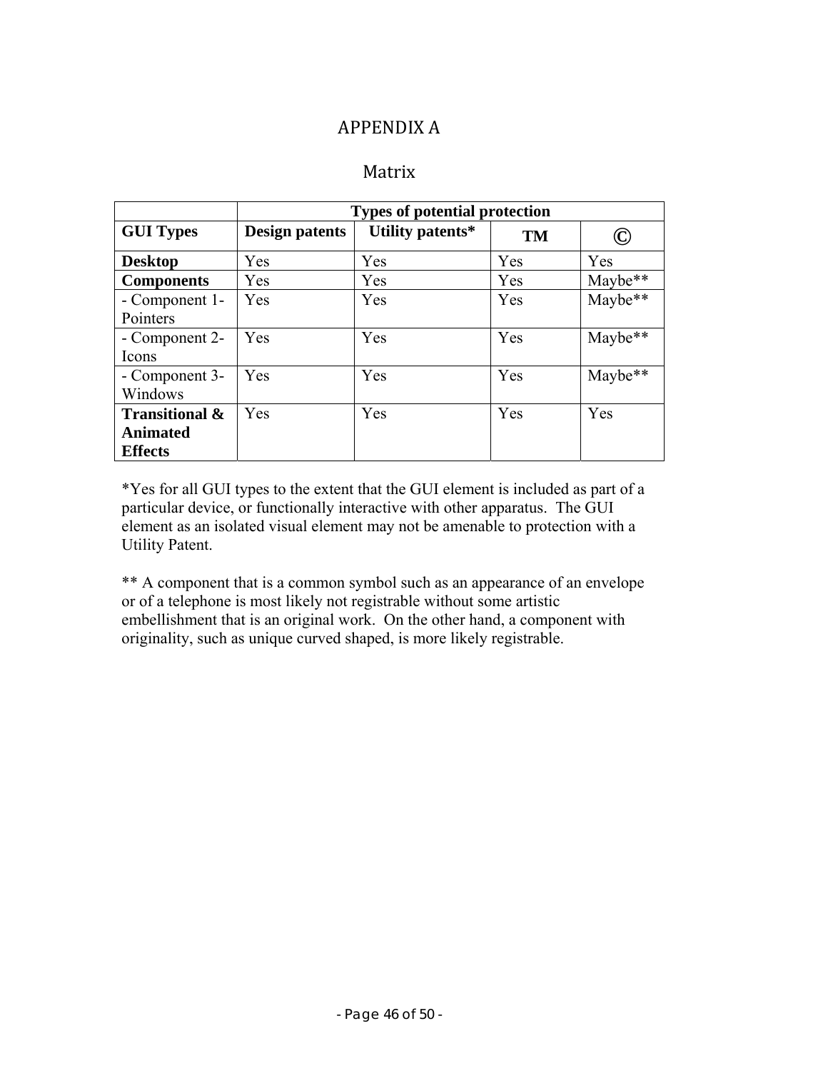# APPENDIX A

## Matrix

| | **Types of potential protection** | | | |
|---|---|---|---|---|
| **GUI Types** | **Design patents** | **Utility patents*** | **TM** | **©** |
| **Desktop** | Yes | Yes | Yes | Yes |
| **Components** | Yes | Yes | Yes | Maybe** |
| - Component 1- Pointers | Yes | Yes | Yes | Maybe** |
| - Component 2- Icons | Yes | Yes | Yes | Maybe** |
| - Component 3- Windows | Yes | Yes | Yes | Maybe** |
| **Transitional & Animated Effects** | Yes | Yes | Yes | Yes |

*Yes for all GUI types to the extent that the GUI element is included as part of a particular device, or functionally interactive with other apparatus. The GUI element as an isolated visual element may not be amenable to protection with a Utility Patent.

** A component that is a common symbol such as an appearance of an envelope or of a telephone is most likely not registrable without some artistic embellishment that is an original work. On the other hand, a component with originality, such as unique curved shaped, is more likely registrable.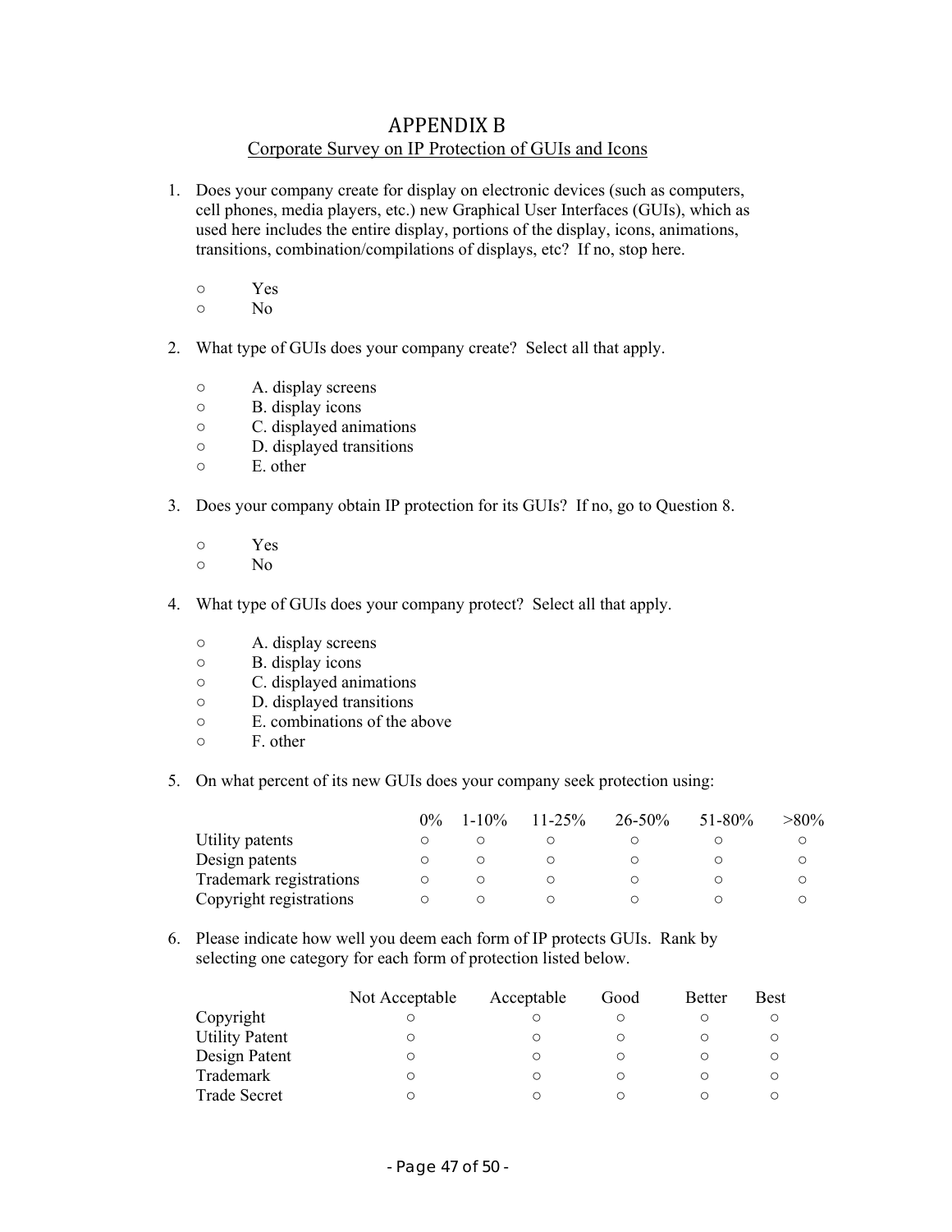# APPENDIX B

## Corporate Survey on IP Protection of GUIs and Icons

1. Does your company create for display on electronic devices (such as computers, cell phones, media players, etc.) new Graphical User Interfaces (GUIs), which as used here includes the entire display, portions of the display, icons, animations, transitions, combination/compilations of displays, etc? If no, stop here.

   ○ Yes
   ○ No

2. What type of GUIs does your company create? Select all that apply.

   ○ A. display screens
   ○ B. display icons
   ○ C. displayed animations
   ○ D. displayed transitions
   ○ E. other

3. Does your company obtain IP protection for its GUIs? If no, go to Question 8.

   ○ Yes
   ○ No

4. What type of GUIs does your company protect? Select all that apply.

   ○ A. display screens
   ○ B. display icons
   ○ C. displayed animations
   ○ D. displayed transitions
   ○ E. combinations of the above
   ○ F. other

5. On what percent of its new GUIs does your company seek protection using:

| | 0% | 1-10% | 11-25% | 26-50% | 51-80% | >80% |
|---|---|---|---|---|---|---|
| Utility patents | ○ | ○ | ○ | ○ | ○ | ○ |
| Design patents | ○ | ○ | ○ | ○ | ○ | ○ |
| Trademark registrations | ○ | ○ | ○ | ○ | ○ | ○ |
| Copyright registrations | ○ | ○ | ○ | ○ | ○ | ○ |

6. Please indicate how well you deem each form of IP protects GUIs. Rank by selecting one category for each form of protection listed below.

| | Not Acceptable | Acceptable | Good | Better | Best |
|---|---|---|---|---|---|
| Copyright | ○ | ○ | ○ | ○ | ○ |
| Utility Patent | ○ | ○ | ○ | ○ | ○ |
| Design Patent | ○ | ○ | ○ | ○ | ○ |
| Trademark | ○ | ○ | ○ | ○ | ○ |
| Trade Secret | ○ | ○ | ○ | ○ | ○ |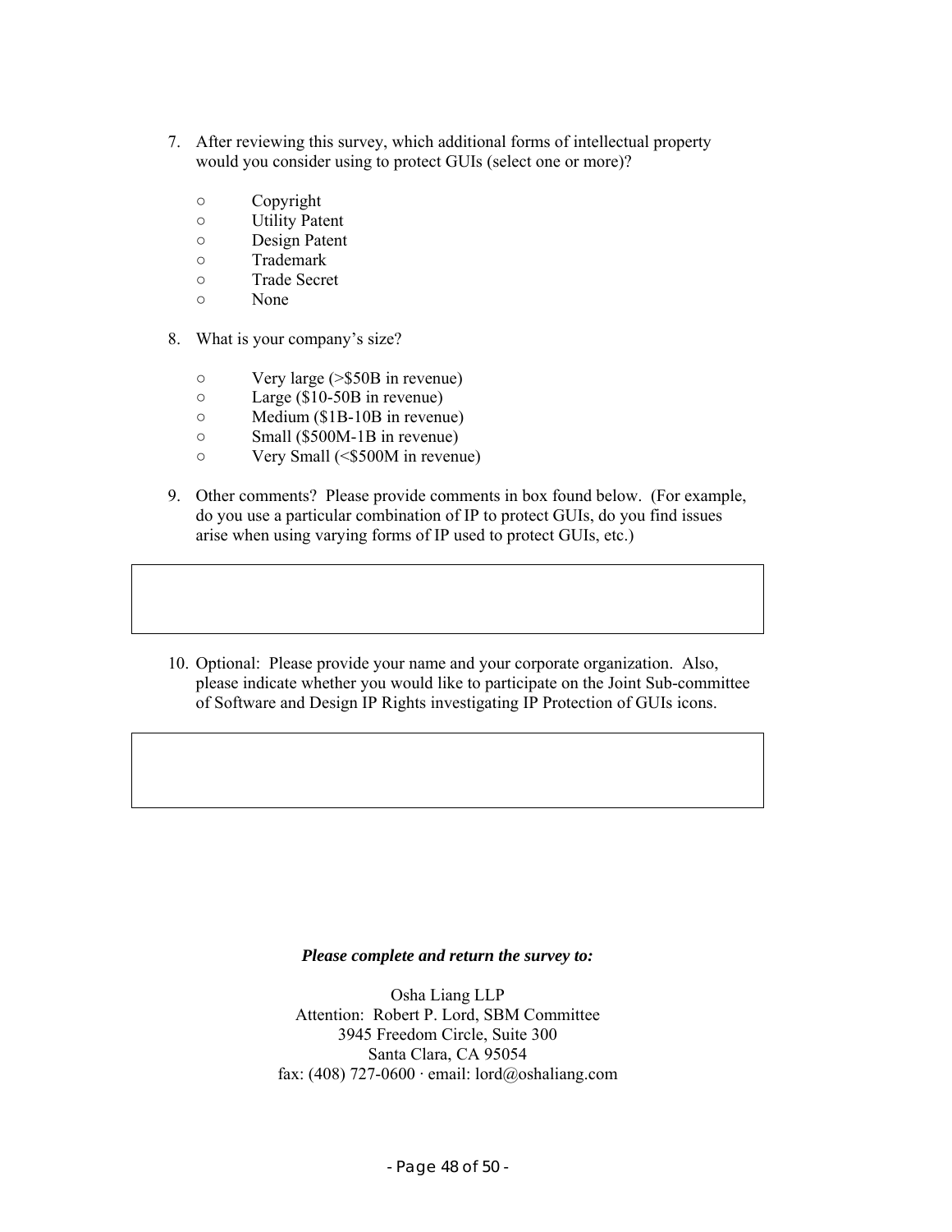7. After reviewing this survey, which additional forms of intellectual property would you consider using to protect GUIs (select one or more)?

    ○ Copyright
    ○ Utility Patent
    ○ Design Patent
    ○ Trademark
    ○ Trade Secret
    ○ None

8. What is your company's size?

    ○ Very large (>$50B in revenue)
    ○ Large ($10-50B in revenue)
    ○ Medium ($1B-10B in revenue)
    ○ Small ($500M-1B in revenue)
    ○ Very Small (<$500M in revenue)

9. Other comments? Please provide comments in box found below. (For example, do you use a particular combination of IP to protect GUIs, do you find issues arise when using varying forms of IP used to protect GUIs, etc.)

10. Optional: Please provide your name and your corporate organization. Also, please indicate whether you would like to participate on the Joint Sub-committee of Software and Design IP Rights investigating IP Protection of GUIs icons.

***Please complete and return the survey to:***

Osha Liang LLP
Attention: Robert P. Lord, SBM Committee
3945 Freedom Circle, Suite 300
Santa Clara, CA 95054
fax: (408) 727-0600 · email: lord@oshaliang.com